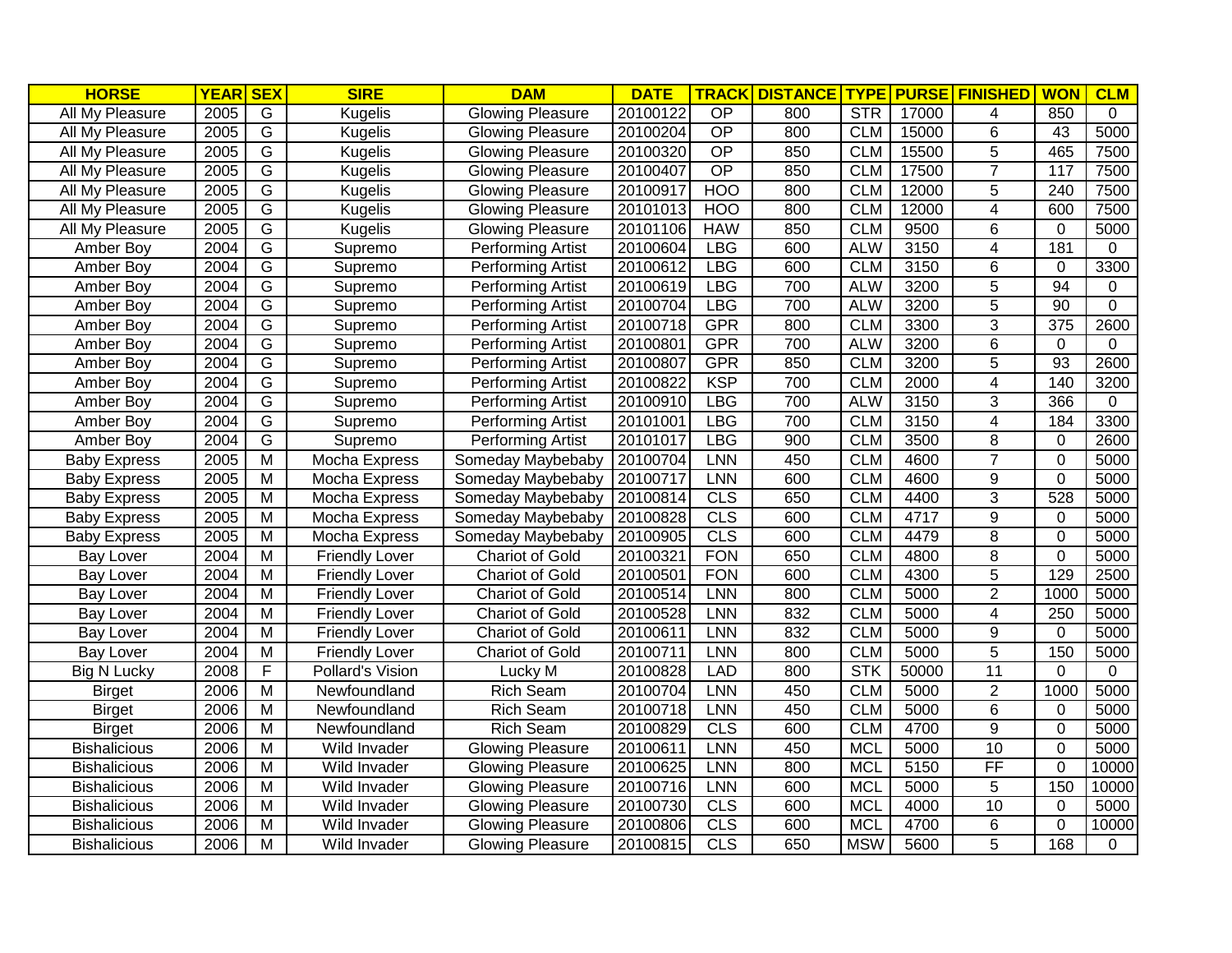| HORSE | YEAR | SEX | SIRE | DAM | DATE | TRACK | DISTANCE | TYPE | PURSE | FINISHED | WON | CLM |
|---|---|---|---|---|---|---|---|---|---|---|---|---|
| All My Pleasure | 2005 | G | Kugelis | Glowing Pleasure | 20100122 | OP | 800 | STR | 17000 | 4 | 850 | 0 |
| All My Pleasure | 2005 | G | Kugelis | Glowing Pleasure | 20100204 | OP | 800 | CLM | 15000 | 6 | 43 | 5000 |
| All My Pleasure | 2005 | G | Kugelis | Glowing Pleasure | 20100320 | OP | 850 | CLM | 15500 | 5 | 465 | 7500 |
| All My Pleasure | 2005 | G | Kugelis | Glowing Pleasure | 20100407 | OP | 850 | CLM | 17500 | 7 | 117 | 7500 |
| All My Pleasure | 2005 | G | Kugelis | Glowing Pleasure | 20100917 | HOO | 800 | CLM | 12000 | 5 | 240 | 7500 |
| All My Pleasure | 2005 | G | Kugelis | Glowing Pleasure | 20101013 | HOO | 800 | CLM | 12000 | 4 | 600 | 7500 |
| All My Pleasure | 2005 | G | Kugelis | Glowing Pleasure | 20101106 | HAW | 850 | CLM | 9500 | 6 | 0 | 5000 |
| Amber Boy | 2004 | G | Supremo | Performing Artist | 20100604 | LBG | 600 | ALW | 3150 | 4 | 181 | 0 |
| Amber Boy | 2004 | G | Supremo | Performing Artist | 20100612 | LBG | 600 | CLM | 3150 | 6 | 0 | 3300 |
| Amber Boy | 2004 | G | Supremo | Performing Artist | 20100619 | LBG | 700 | ALW | 3200 | 5 | 94 | 0 |
| Amber Boy | 2004 | G | Supremo | Performing Artist | 20100704 | LBG | 700 | ALW | 3200 | 5 | 90 | 0 |
| Amber Boy | 2004 | G | Supremo | Performing Artist | 20100718 | GPR | 800 | CLM | 3300 | 3 | 375 | 2600 |
| Amber Boy | 2004 | G | Supremo | Performing Artist | 20100801 | GPR | 700 | ALW | 3200 | 6 | 0 | 0 |
| Amber Boy | 2004 | G | Supremo | Performing Artist | 20100807 | GPR | 850 | CLM | 3200 | 5 | 93 | 2600 |
| Amber Boy | 2004 | G | Supremo | Performing Artist | 20100822 | KSP | 700 | CLM | 2000 | 4 | 140 | 3200 |
| Amber Boy | 2004 | G | Supremo | Performing Artist | 20100910 | LBG | 700 | ALW | 3150 | 3 | 366 | 0 |
| Amber Boy | 2004 | G | Supremo | Performing Artist | 20101001 | LBG | 700 | CLM | 3150 | 4 | 184 | 3300 |
| Amber Boy | 2004 | G | Supremo | Performing Artist | 20101017 | LBG | 900 | CLM | 3500 | 8 | 0 | 2600 |
| Baby Express | 2005 | M | Mocha Express | Someday Maybebaby | 20100704 | LNN | 450 | CLM | 4600 | 7 | 0 | 5000 |
| Baby Express | 2005 | M | Mocha Express | Someday Maybebaby | 20100717 | LNN | 600 | CLM | 4600 | 9 | 0 | 5000 |
| Baby Express | 2005 | M | Mocha Express | Someday Maybebaby | 20100814 | CLS | 650 | CLM | 4400 | 3 | 528 | 5000 |
| Baby Express | 2005 | M | Mocha Express | Someday Maybebaby | 20100828 | CLS | 600 | CLM | 4717 | 9 | 0 | 5000 |
| Baby Express | 2005 | M | Mocha Express | Someday Maybebaby | 20100905 | CLS | 600 | CLM | 4479 | 8 | 0 | 5000 |
| Bay Lover | 2004 | M | Friendly Lover | Chariot of Gold | 20100321 | FON | 650 | CLM | 4800 | 8 | 0 | 5000 |
| Bay Lover | 2004 | M | Friendly Lover | Chariot of Gold | 20100501 | FON | 600 | CLM | 4300 | 5 | 129 | 2500 |
| Bay Lover | 2004 | M | Friendly Lover | Chariot of Gold | 20100514 | LNN | 800 | CLM | 5000 | 2 | 1000 | 5000 |
| Bay Lover | 2004 | M | Friendly Lover | Chariot of Gold | 20100528 | LNN | 832 | CLM | 5000 | 4 | 250 | 5000 |
| Bay Lover | 2004 | M | Friendly Lover | Chariot of Gold | 20100611 | LNN | 832 | CLM | 5000 | 9 | 0 | 5000 |
| Bay Lover | 2004 | M | Friendly Lover | Chariot of Gold | 20100711 | LNN | 800 | CLM | 5000 | 5 | 150 | 5000 |
| Big N Lucky | 2008 | F | Pollard's Vision | Lucky M | 20100828 | LAD | 800 | STK | 50000 | 11 | 0 | 0 |
| Birget | 2006 | M | Newfoundland | Rich Seam | 20100704 | LNN | 450 | CLM | 5000 | 2 | 1000 | 5000 |
| Birget | 2006 | M | Newfoundland | Rich Seam | 20100718 | LNN | 450 | CLM | 5000 | 6 | 0 | 5000 |
| Birget | 2006 | M | Newfoundland | Rich Seam | 20100829 | CLS | 600 | CLM | 4700 | 9 | 0 | 5000 |
| Bishalicious | 2006 | M | Wild Invader | Glowing Pleasure | 20100611 | LNN | 450 | MCL | 5000 | 10 | 0 | 5000 |
| Bishalicious | 2006 | M | Wild Invader | Glowing Pleasure | 20100625 | LNN | 800 | MCL | 5150 | FF | 0 | 10000 |
| Bishalicious | 2006 | M | Wild Invader | Glowing Pleasure | 20100716 | LNN | 600 | MCL | 5000 | 5 | 150 | 10000 |
| Bishalicious | 2006 | M | Wild Invader | Glowing Pleasure | 20100730 | CLS | 600 | MCL | 4000 | 10 | 0 | 5000 |
| Bishalicious | 2006 | M | Wild Invader | Glowing Pleasure | 20100806 | CLS | 600 | MCL | 4700 | 6 | 0 | 10000 |
| Bishalicious | 2006 | M | Wild Invader | Glowing Pleasure | 20100815 | CLS | 650 | MSW | 5600 | 5 | 168 | 0 |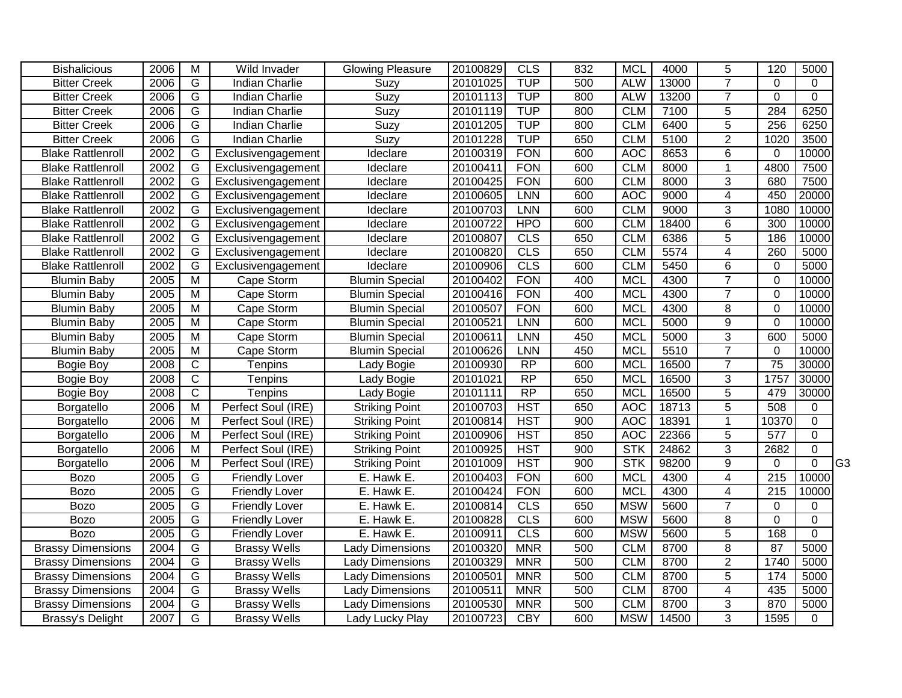| | | | | | | | | | | | | | |
|---|---|---|---|---|---|---|---|---|---|---|---|---|---|
| Bishalicious | 2006 | M | Wild Invader | Glowing Pleasure | 20100829 | CLS | 832 | MCL | 4000 | 5 | 120 | 5000 | |
| Bitter Creek | 2006 | G | Indian Charlie | Suzy | 20101025 | TUP | 500 | ALW | 13000 | 7 | 0 | 0 | |
| Bitter Creek | 2006 | G | Indian Charlie | Suzy | 20101113 | TUP | 800 | ALW | 13200 | 7 | 0 | 0 | |
| Bitter Creek | 2006 | G | Indian Charlie | Suzy | 20101119 | TUP | 800 | CLM | 7100 | 5 | 284 | 6250 | |
| Bitter Creek | 2006 | G | Indian Charlie | Suzy | 20101205 | TUP | 800 | CLM | 6400 | 5 | 256 | 6250 | |
| Bitter Creek | 2006 | G | Indian Charlie | Suzy | 20101228 | TUP | 650 | CLM | 5100 | 2 | 1020 | 3500 | |
| Blake Rattlenroll | 2002 | G | Exclusivengagement | Ideclare | 20100319 | FON | 600 | AOC | 8653 | 6 | 0 | 10000 | |
| Blake Rattlenroll | 2002 | G | Exclusivengagement | Ideclare | 20100411 | FON | 600 | CLM | 8000 | 1 | 4800 | 7500 | |
| Blake Rattlenroll | 2002 | G | Exclusivengagement | Ideclare | 20100425 | FON | 600 | CLM | 8000 | 3 | 680 | 7500 | |
| Blake Rattlenroll | 2002 | G | Exclusivengagement | Ideclare | 20100605 | LNN | 600 | AOC | 9000 | 4 | 450 | 20000 | |
| Blake Rattlenroll | 2002 | G | Exclusivengagement | Ideclare | 20100703 | LNN | 600 | CLM | 9000 | 3 | 1080 | 10000 | |
| Blake Rattlenroll | 2002 | G | Exclusivengagement | Ideclare | 20100722 | HPO | 600 | CLM | 18400 | 6 | 300 | 10000 | |
| Blake Rattlenroll | 2002 | G | Exclusivengagement | Ideclare | 20100807 | CLS | 650 | CLM | 6386 | 5 | 186 | 10000 | |
| Blake Rattlenroll | 2002 | G | Exclusivengagement | Ideclare | 20100820 | CLS | 650 | CLM | 5574 | 4 | 260 | 5000 | |
| Blake Rattlenroll | 2002 | G | Exclusivengagement | Ideclare | 20100906 | CLS | 600 | CLM | 5450 | 6 | 0 | 5000 | |
| Blumin Baby | 2005 | M | Cape Storm | Blumin Special | 20100402 | FON | 400 | MCL | 4300 | 7 | 0 | 10000 | |
| Blumin Baby | 2005 | M | Cape Storm | Blumin Special | 20100416 | FON | 400 | MCL | 4300 | 7 | 0 | 10000 | |
| Blumin Baby | 2005 | M | Cape Storm | Blumin Special | 20100507 | FON | 600 | MCL | 4300 | 8 | 0 | 10000 | |
| Blumin Baby | 2005 | M | Cape Storm | Blumin Special | 20100521 | LNN | 600 | MCL | 5000 | 9 | 0 | 10000 | |
| Blumin Baby | 2005 | M | Cape Storm | Blumin Special | 20100611 | LNN | 450 | MCL | 5000 | 3 | 600 | 5000 | |
| Blumin Baby | 2005 | M | Cape Storm | Blumin Special | 20100626 | LNN | 450 | MCL | 5510 | 7 | 0 | 10000 | |
| Bogie Boy | 2008 | C | Tenpins | Lady Bogie | 20100930 | RP | 600 | MCL | 16500 | 7 | 75 | 30000 | |
| Bogie Boy | 2008 | C | Tenpins | Lady Bogie | 20101021 | RP | 650 | MCL | 16500 | 3 | 1757 | 30000 | |
| Bogie Boy | 2008 | C | Tenpins | Lady Bogie | 20101111 | RP | 650 | MCL | 16500 | 5 | 479 | 30000 | |
| Borgatello | 2006 | M | Perfect Soul (IRE) | Striking Point | 20100703 | HST | 650 | AOC | 18713 | 5 | 508 | 0 | |
| Borgatello | 2006 | M | Perfect Soul (IRE) | Striking Point | 20100814 | HST | 900 | AOC | 18391 | 1 | 10370 | 0 | |
| Borgatello | 2006 | M | Perfect Soul (IRE) | Striking Point | 20100906 | HST | 850 | AOC | 22366 | 5 | 577 | 0 | |
| Borgatello | 2006 | M | Perfect Soul (IRE) | Striking Point | 20100925 | HST | 900 | STK | 24862 | 3 | 2682 | 0 | |
| Borgatello | 2006 | M | Perfect Soul (IRE) | Striking Point | 20101009 | HST | 900 | STK | 98200 | 9 | 0 | 0 | G3 |
| Bozo | 2005 | G | Friendly Lover | E. Hawk E. | 20100403 | FON | 600 | MCL | 4300 | 4 | 215 | 10000 | |
| Bozo | 2005 | G | Friendly Lover | E. Hawk E. | 20100424 | FON | 600 | MCL | 4300 | 4 | 215 | 10000 | |
| Bozo | 2005 | G | Friendly Lover | E. Hawk E. | 20100814 | CLS | 650 | MSW | 5600 | 7 | 0 | 0 | |
| Bozo | 2005 | G | Friendly Lover | E. Hawk E. | 20100828 | CLS | 600 | MSW | 5600 | 8 | 0 | 0 | |
| Bozo | 2005 | G | Friendly Lover | E. Hawk E. | 20100911 | CLS | 600 | MSW | 5600 | 5 | 168 | 0 | |
| Brassy Dimensions | 2004 | G | Brassy Wells | Lady Dimensions | 20100320 | MNR | 500 | CLM | 8700 | 8 | 87 | 5000 | |
| Brassy Dimensions | 2004 | G | Brassy Wells | Lady Dimensions | 20100329 | MNR | 500 | CLM | 8700 | 2 | 1740 | 5000 | |
| Brassy Dimensions | 2004 | G | Brassy Wells | Lady Dimensions | 20100501 | MNR | 500 | CLM | 8700 | 5 | 174 | 5000 | |
| Brassy Dimensions | 2004 | G | Brassy Wells | Lady Dimensions | 20100511 | MNR | 500 | CLM | 8700 | 4 | 435 | 5000 | |
| Brassy Dimensions | 2004 | G | Brassy Wells | Lady Dimensions | 20100530 | MNR | 500 | CLM | 8700 | 3 | 870 | 5000 | |
| Brassy's Delight | 2007 | G | Brassy Wells | Lady Lucky Play | 20100723 | CBY | 600 | MSW | 14500 | 3 | 1595 | 0 | |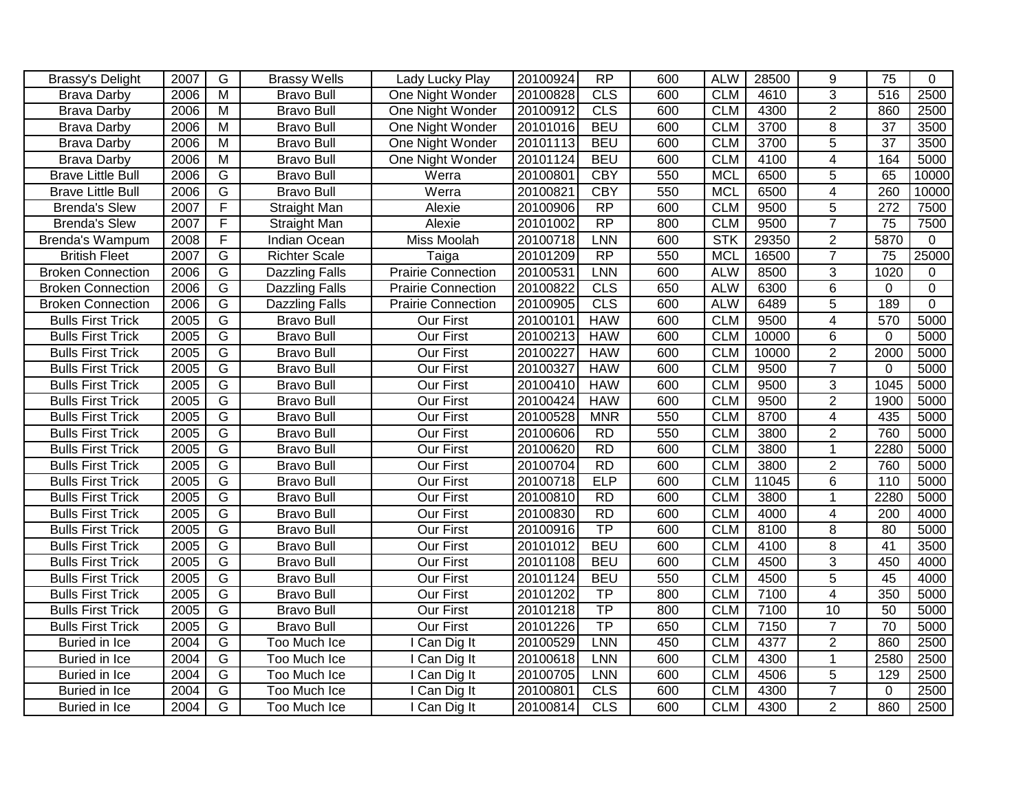| Brassy's Delight | 2007 | G | Brassy Wells | Lady Lucky Play | 20100924 | RP | 600 | ALW | 28500 | 9 | 75 | 0 |
|---|---|---|---|---|---|---|---|---|---|---|---|---|
| Brava Darby | 2006 | M | Bravo Bull | One Night Wonder | 20100828 | CLS | 600 | CLM | 4610 | 3 | 516 | 2500 |
| Brava Darby | 2006 | M | Bravo Bull | One Night Wonder | 20100912 | CLS | 600 | CLM | 4300 | 2 | 860 | 2500 |
| Brava Darby | 2006 | M | Bravo Bull | One Night Wonder | 20101016 | BEU | 600 | CLM | 3700 | 8 | 37 | 3500 |
| Brava Darby | 2006 | M | Bravo Bull | One Night Wonder | 20101113 | BEU | 600 | CLM | 3700 | 5 | 37 | 3500 |
| Brava Darby | 2006 | M | Bravo Bull | One Night Wonder | 20101124 | BEU | 600 | CLM | 4100 | 4 | 164 | 5000 |
| Brave Little Bull | 2006 | G | Bravo Bull | Werra | 20100801 | CBY | 550 | MCL | 6500 | 5 | 65 | 10000 |
| Brave Little Bull | 2006 | G | Bravo Bull | Werra | 20100821 | CBY | 550 | MCL | 6500 | 4 | 260 | 10000 |
| Brenda's Slew | 2007 | F | Straight Man | Alexie | 20100906 | RP | 600 | CLM | 9500 | 5 | 272 | 7500 |
| Brenda's Slew | 2007 | F | Straight Man | Alexie | 20101002 | RP | 800 | CLM | 9500 | 7 | 75 | 7500 |
| Brenda's Wampum | 2008 | F | Indian Ocean | Miss Moolah | 20100718 | LNN | 600 | STK | 29350 | 2 | 5870 | 0 |
| British Fleet | 2007 | G | Richter Scale | Taiga | 20101209 | RP | 550 | MCL | 16500 | 7 | 75 | 25000 |
| Broken Connection | 2006 | G | Dazzling Falls | Prairie Connection | 20100531 | LNN | 600 | ALW | 8500 | 3 | 1020 | 0 |
| Broken Connection | 2006 | G | Dazzling Falls | Prairie Connection | 20100822 | CLS | 650 | ALW | 6300 | 6 | 0 | 0 |
| Broken Connection | 2006 | G | Dazzling Falls | Prairie Connection | 20100905 | CLS | 600 | ALW | 6489 | 5 | 189 | 0 |
| Bulls First Trick | 2005 | G | Bravo Bull | Our First | 20100101 | HAW | 600 | CLM | 9500 | 4 | 570 | 5000 |
| Bulls First Trick | 2005 | G | Bravo Bull | Our First | 20100213 | HAW | 600 | CLM | 10000 | 6 | 0 | 5000 |
| Bulls First Trick | 2005 | G | Bravo Bull | Our First | 20100227 | HAW | 600 | CLM | 10000 | 2 | 2000 | 5000 |
| Bulls First Trick | 2005 | G | Bravo Bull | Our First | 20100327 | HAW | 600 | CLM | 9500 | 7 | 0 | 5000 |
| Bulls First Trick | 2005 | G | Bravo Bull | Our First | 20100410 | HAW | 600 | CLM | 9500 | 3 | 1045 | 5000 |
| Bulls First Trick | 2005 | G | Bravo Bull | Our First | 20100424 | HAW | 600 | CLM | 9500 | 2 | 1900 | 5000 |
| Bulls First Trick | 2005 | G | Bravo Bull | Our First | 20100528 | MNR | 550 | CLM | 8700 | 4 | 435 | 5000 |
| Bulls First Trick | 2005 | G | Bravo Bull | Our First | 20100606 | RD | 550 | CLM | 3800 | 2 | 760 | 5000 |
| Bulls First Trick | 2005 | G | Bravo Bull | Our First | 20100620 | RD | 600 | CLM | 3800 | 1 | 2280 | 5000 |
| Bulls First Trick | 2005 | G | Bravo Bull | Our First | 20100704 | RD | 600 | CLM | 3800 | 2 | 760 | 5000 |
| Bulls First Trick | 2005 | G | Bravo Bull | Our First | 20100718 | ELP | 600 | CLM | 11045 | 6 | 110 | 5000 |
| Bulls First Trick | 2005 | G | Bravo Bull | Our First | 20100810 | RD | 600 | CLM | 3800 | 1 | 2280 | 5000 |
| Bulls First Trick | 2005 | G | Bravo Bull | Our First | 20100830 | RD | 600 | CLM | 4000 | 4 | 200 | 4000 |
| Bulls First Trick | 2005 | G | Bravo Bull | Our First | 20100916 | TP | 600 | CLM | 8100 | 8 | 80 | 5000 |
| Bulls First Trick | 2005 | G | Bravo Bull | Our First | 20101012 | BEU | 600 | CLM | 4100 | 8 | 41 | 3500 |
| Bulls First Trick | 2005 | G | Bravo Bull | Our First | 20101108 | BEU | 600 | CLM | 4500 | 3 | 450 | 4000 |
| Bulls First Trick | 2005 | G | Bravo Bull | Our First | 20101124 | BEU | 550 | CLM | 4500 | 5 | 45 | 4000 |
| Bulls First Trick | 2005 | G | Bravo Bull | Our First | 20101202 | TP | 800 | CLM | 7100 | 4 | 350 | 5000 |
| Bulls First Trick | 2005 | G | Bravo Bull | Our First | 20101218 | TP | 800 | CLM | 7100 | 10 | 50 | 5000 |
| Bulls First Trick | 2005 | G | Bravo Bull | Our First | 20101226 | TP | 650 | CLM | 7150 | 7 | 70 | 5000 |
| Buried in Ice | 2004 | G | Too Much Ice | I Can Dig It | 20100529 | LNN | 450 | CLM | 4377 | 2 | 860 | 2500 |
| Buried in Ice | 2004 | G | Too Much Ice | I Can Dig It | 20100618 | LNN | 600 | CLM | 4300 | 1 | 2580 | 2500 |
| Buried in Ice | 2004 | G | Too Much Ice | I Can Dig It | 20100705 | LNN | 600 | CLM | 4506 | 5 | 129 | 2500 |
| Buried in Ice | 2004 | G | Too Much Ice | I Can Dig It | 20100801 | CLS | 600 | CLM | 4300 | 7 | 0 | 2500 |
| Buried in Ice | 2004 | G | Too Much Ice | I Can Dig It | 20100814 | CLS | 600 | CLM | 4300 | 2 | 860 | 2500 |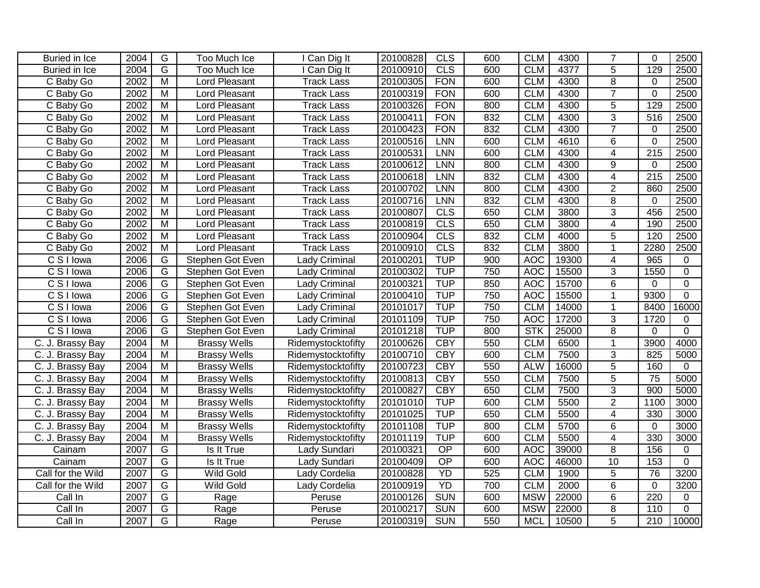| Buried in Ice | 2004 | G | Too Much Ice | I Can Dig It | 20100828 | CLS | 600 | CLM | 4300 | 7 | 0 | 2500 |
|---|---|---|---|---|---|---|---|---|---|---|---|---|
| Buried in Ice | 2004 | G | Too Much Ice | I Can Dig It | 20100910 | CLS | 600 | CLM | 4377 | 5 | 129 | 2500 |
| C Baby Go | 2002 | M | Lord Pleasant | Track Lass | 20100305 | FON | 600 | CLM | 4300 | 8 | 0 | 2500 |
| C Baby Go | 2002 | M | Lord Pleasant | Track Lass | 20100319 | FON | 600 | CLM | 4300 | 7 | 0 | 2500 |
| C Baby Go | 2002 | M | Lord Pleasant | Track Lass | 20100326 | FON | 800 | CLM | 4300 | 5 | 129 | 2500 |
| C Baby Go | 2002 | M | Lord Pleasant | Track Lass | 20100411 | FON | 832 | CLM | 4300 | 3 | 516 | 2500 |
| C Baby Go | 2002 | M | Lord Pleasant | Track Lass | 20100423 | FON | 832 | CLM | 4300 | 7 | 0 | 2500 |
| C Baby Go | 2002 | M | Lord Pleasant | Track Lass | 20100516 | LNN | 600 | CLM | 4610 | 6 | 0 | 2500 |
| C Baby Go | 2002 | M | Lord Pleasant | Track Lass | 20100531 | LNN | 600 | CLM | 4300 | 4 | 215 | 2500 |
| C Baby Go | 2002 | M | Lord Pleasant | Track Lass | 20100612 | LNN | 800 | CLM | 4300 | 9 | 0 | 2500 |
| C Baby Go | 2002 | M | Lord Pleasant | Track Lass | 20100618 | LNN | 832 | CLM | 4300 | 4 | 215 | 2500 |
| C Baby Go | 2002 | M | Lord Pleasant | Track Lass | 20100702 | LNN | 800 | CLM | 4300 | 2 | 860 | 2500 |
| C Baby Go | 2002 | M | Lord Pleasant | Track Lass | 20100716 | LNN | 832 | CLM | 4300 | 8 | 0 | 2500 |
| C Baby Go | 2002 | M | Lord Pleasant | Track Lass | 20100807 | CLS | 650 | CLM | 3800 | 3 | 456 | 2500 |
| C Baby Go | 2002 | M | Lord Pleasant | Track Lass | 20100819 | CLS | 650 | CLM | 3800 | 4 | 190 | 2500 |
| C Baby Go | 2002 | M | Lord Pleasant | Track Lass | 20100904 | CLS | 832 | CLM | 4000 | 5 | 120 | 2500 |
| C Baby Go | 2002 | M | Lord Pleasant | Track Lass | 20100910 | CLS | 832 | CLM | 3800 | 1 | 2280 | 2500 |
| C S I Iowa | 2006 | G | Stephen Got Even | Lady Criminal | 20100201 | TUP | 900 | AOC | 19300 | 4 | 965 | 0 |
| C S I Iowa | 2006 | G | Stephen Got Even | Lady Criminal | 20100302 | TUP | 750 | AOC | 15500 | 3 | 1550 | 0 |
| C S I Iowa | 2006 | G | Stephen Got Even | Lady Criminal | 20100321 | TUP | 850 | AOC | 15700 | 6 | 0 | 0 |
| C S I Iowa | 2006 | G | Stephen Got Even | Lady Criminal | 20100410 | TUP | 750 | AOC | 15500 | 1 | 9300 | 0 |
| C S I Iowa | 2006 | G | Stephen Got Even | Lady Criminal | 20101017 | TUP | 750 | CLM | 14000 | 1 | 8400 | 16000 |
| C S I Iowa | 2006 | G | Stephen Got Even | Lady Criminal | 20101109 | TUP | 750 | AOC | 17200 | 3 | 1720 | 0 |
| C S I Iowa | 2006 | G | Stephen Got Even | Lady Criminal | 20101218 | TUP | 800 | STK | 25000 | 8 | 0 | 0 |
| C. J. Brassy Bay | 2004 | M | Brassy Wells | Ridemystocktofifty | 20100626 | CBY | 550 | CLM | 6500 | 1 | 3900 | 4000 |
| C. J. Brassy Bay | 2004 | M | Brassy Wells | Ridemystocktofifty | 20100710 | CBY | 600 | CLM | 7500 | 3 | 825 | 5000 |
| C. J. Brassy Bay | 2004 | M | Brassy Wells | Ridemystocktofifty | 20100723 | CBY | 550 | ALW | 16000 | 5 | 160 | 0 |
| C. J. Brassy Bay | 2004 | M | Brassy Wells | Ridemystocktofifty | 20100813 | CBY | 550 | CLM | 7500 | 5 | 75 | 5000 |
| C. J. Brassy Bay | 2004 | M | Brassy Wells | Ridemystocktofifty | 20100827 | CBY | 650 | CLM | 7500 | 3 | 900 | 5000 |
| C. J. Brassy Bay | 2004 | M | Brassy Wells | Ridemystocktofifty | 20101010 | TUP | 600 | CLM | 5500 | 2 | 1100 | 3000 |
| C. J. Brassy Bay | 2004 | M | Brassy Wells | Ridemystocktofifty | 20101025 | TUP | 650 | CLM | 5500 | 4 | 330 | 3000 |
| C. J. Brassy Bay | 2004 | M | Brassy Wells | Ridemystocktofifty | 20101108 | TUP | 800 | CLM | 5700 | 6 | 0 | 3000 |
| C. J. Brassy Bay | 2004 | M | Brassy Wells | Ridemystocktofifty | 20101119 | TUP | 600 | CLM | 5500 | 4 | 330 | 3000 |
| Cainam | 2007 | G | Is It True | Lady Sundari | 20100321 | OP | 600 | AOC | 39000 | 8 | 156 | 0 |
| Cainam | 2007 | G | Is It True | Lady Sundari | 20100409 | OP | 600 | AOC | 46000 | 10 | 153 | 0 |
| Call for the Wild | 2007 | G | Wild Gold | Lady Cordelia | 20100828 | YD | 525 | CLM | 1900 | 5 | 76 | 3200 |
| Call for the Wild | 2007 | G | Wild Gold | Lady Cordelia | 20100919 | YD | 700 | CLM | 2000 | 6 | 0 | 3200 |
| Call In | 2007 | G | Rage | Peruse | 20100126 | SUN | 600 | MSW | 22000 | 6 | 220 | 0 |
| Call In | 2007 | G | Rage | Peruse | 20100217 | SUN | 600 | MSW | 22000 | 8 | 110 | 0 |
| Call In | 2007 | G | Rage | Peruse | 20100319 | SUN | 550 | MCL | 10500 | 5 | 210 | 10000 |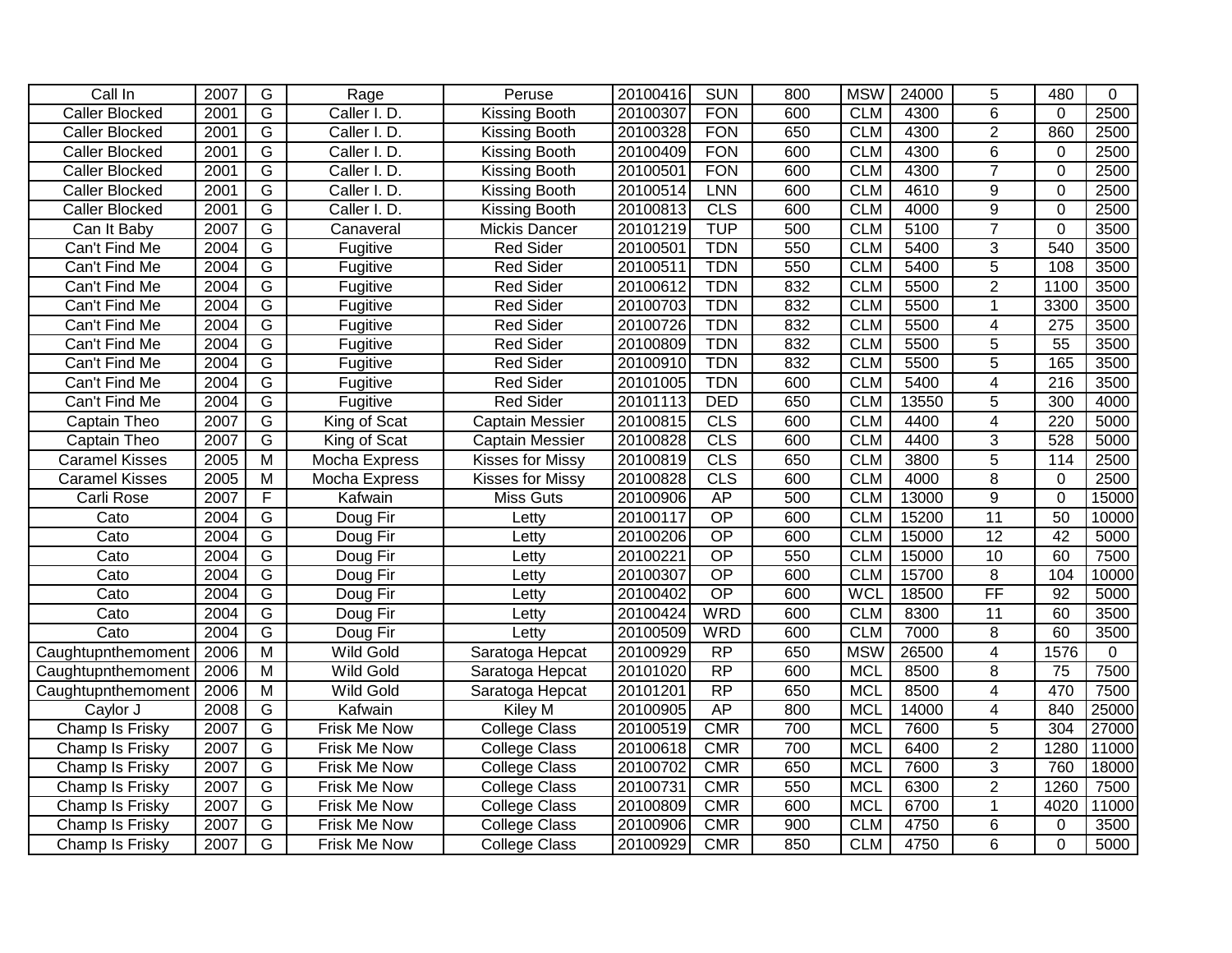| Call In | 2007 | G | Rage | Peruse | 20100416 | SUN | 800 | MSW | 24000 | 5 | 480 | 0 |
|---|---|---|---|---|---|---|---|---|---|---|---|---|
| Caller Blocked | 2001 | G | Caller I. D. | Kissing Booth | 20100307 | FON | 600 | CLM | 4300 | 6 | 0 | 2500 |
| Caller Blocked | 2001 | G | Caller I. D. | Kissing Booth | 20100328 | FON | 650 | CLM | 4300 | 2 | 860 | 2500 |
| Caller Blocked | 2001 | G | Caller I. D. | Kissing Booth | 20100409 | FON | 600 | CLM | 4300 | 6 | 0 | 2500 |
| Caller Blocked | 2001 | G | Caller I. D. | Kissing Booth | 20100501 | FON | 600 | CLM | 4300 | 7 | 0 | 2500 |
| Caller Blocked | 2001 | G | Caller I. D. | Kissing Booth | 20100514 | LNN | 600 | CLM | 4610 | 9 | 0 | 2500 |
| Caller Blocked | 2001 | G | Caller I. D. | Kissing Booth | 20100813 | CLS | 600 | CLM | 4000 | 9 | 0 | 2500 |
| Can It Baby | 2007 | G | Canaveral | Mickis Dancer | 20101219 | TUP | 500 | CLM | 5100 | 7 | 0 | 3500 |
| Can't Find Me | 2004 | G | Fugitive | Red Sider | 20100501 | TDN | 550 | CLM | 5400 | 3 | 540 | 3500 |
| Can't Find Me | 2004 | G | Fugitive | Red Sider | 20100511 | TDN | 550 | CLM | 5400 | 5 | 108 | 3500 |
| Can't Find Me | 2004 | G | Fugitive | Red Sider | 20100612 | TDN | 832 | CLM | 5500 | 2 | 1100 | 3500 |
| Can't Find Me | 2004 | G | Fugitive | Red Sider | 20100703 | TDN | 832 | CLM | 5500 | 1 | 3300 | 3500 |
| Can't Find Me | 2004 | G | Fugitive | Red Sider | 20100726 | TDN | 832 | CLM | 5500 | 4 | 275 | 3500 |
| Can't Find Me | 2004 | G | Fugitive | Red Sider | 20100809 | TDN | 832 | CLM | 5500 | 5 | 55 | 3500 |
| Can't Find Me | 2004 | G | Fugitive | Red Sider | 20100910 | TDN | 832 | CLM | 5500 | 5 | 165 | 3500 |
| Can't Find Me | 2004 | G | Fugitive | Red Sider | 20101005 | TDN | 600 | CLM | 5400 | 4 | 216 | 3500 |
| Can't Find Me | 2004 | G | Fugitive | Red Sider | 20101113 | DED | 650 | CLM | 13550 | 5 | 300 | 4000 |
| Captain Theo | 2007 | G | King of Scat | Captain Messier | 20100815 | CLS | 600 | CLM | 4400 | 4 | 220 | 5000 |
| Captain Theo | 2007 | G | King of Scat | Captain Messier | 20100828 | CLS | 600 | CLM | 4400 | 3 | 528 | 5000 |
| Caramel Kisses | 2005 | M | Mocha Express | Kisses for Missy | 20100819 | CLS | 650 | CLM | 3800 | 5 | 114 | 2500 |
| Caramel Kisses | 2005 | M | Mocha Express | Kisses for Missy | 20100828 | CLS | 600 | CLM | 4000 | 8 | 0 | 2500 |
| Carli Rose | 2007 | F | Kafwain | Miss Guts | 20100906 | AP | 500 | CLM | 13000 | 9 | 0 | 15000 |
| Cato | 2004 | G | Doug Fir | Letty | 20100117 | OP | 600 | CLM | 15200 | 11 | 50 | 10000 |
| Cato | 2004 | G | Doug Fir | Letty | 20100206 | OP | 600 | CLM | 15000 | 12 | 42 | 5000 |
| Cato | 2004 | G | Doug Fir | Letty | 20100221 | OP | 550 | CLM | 15000 | 10 | 60 | 7500 |
| Cato | 2004 | G | Doug Fir | Letty | 20100307 | OP | 600 | CLM | 15700 | 8 | 104 | 10000 |
| Cato | 2004 | G | Doug Fir | Letty | 20100402 | OP | 600 | WCL | 18500 | FF | 92 | 5000 |
| Cato | 2004 | G | Doug Fir | Letty | 20100424 | WRD | 600 | CLM | 8300 | 11 | 60 | 3500 |
| Cato | 2004 | G | Doug Fir | Letty | 20100509 | WRD | 600 | CLM | 7000 | 8 | 60 | 3500 |
| Caughtupnthemoment | 2006 | M | Wild Gold | Saratoga Hepcat | 20100929 | RP | 650 | MSW | 26500 | 4 | 1576 | 0 |
| Caughtupnthemoment | 2006 | M | Wild Gold | Saratoga Hepcat | 20101020 | RP | 600 | MCL | 8500 | 8 | 75 | 7500 |
| Caughtupnthemoment | 2006 | M | Wild Gold | Saratoga Hepcat | 20101201 | RP | 650 | MCL | 8500 | 4 | 470 | 7500 |
| Caylor J | 2008 | G | Kafwain | Kiley M | 20100905 | AP | 800 | MCL | 14000 | 4 | 840 | 25000 |
| Champ Is Frisky | 2007 | G | Frisk Me Now | College Class | 20100519 | CMR | 700 | MCL | 7600 | 5 | 304 | 27000 |
| Champ Is Frisky | 2007 | G | Frisk Me Now | College Class | 20100618 | CMR | 700 | MCL | 6400 | 2 | 1280 | 11000 |
| Champ Is Frisky | 2007 | G | Frisk Me Now | College Class | 20100702 | CMR | 650 | MCL | 7600 | 3 | 760 | 18000 |
| Champ Is Frisky | 2007 | G | Frisk Me Now | College Class | 20100731 | CMR | 550 | MCL | 6300 | 2 | 1260 | 7500 |
| Champ Is Frisky | 2007 | G | Frisk Me Now | College Class | 20100809 | CMR | 600 | MCL | 6700 | 1 | 4020 | 11000 |
| Champ Is Frisky | 2007 | G | Frisk Me Now | College Class | 20100906 | CMR | 900 | CLM | 4750 | 6 | 0 | 3500 |
| Champ Is Frisky | 2007 | G | Frisk Me Now | College Class | 20100929 | CMR | 850 | CLM | 4750 | 6 | 0 | 5000 |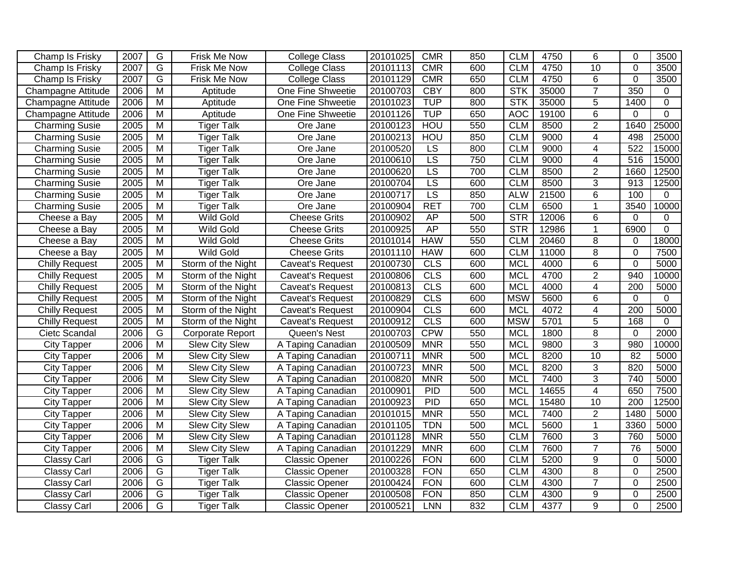| Champ Is Frisky | 2007 | G | Frisk Me Now | College Class | 20101025 | CMR | 850 | CLM | 4750 | 6 | 0 | 3500 |
|---|---|---|---|---|---|---|---|---|---|---|---|---|
| Champ Is Frisky | 2007 | G | Frisk Me Now | College Class | 20101113 | CMR | 600 | CLM | 4750 | 10 | 0 | 3500 |
| Champ Is Frisky | 2007 | G | Frisk Me Now | College Class | 20101129 | CMR | 650 | CLM | 4750 | 6 | 0 | 3500 |
| Champagne Attitude | 2006 | M | Aptitude | One Fine Shweetie | 20100703 | CBY | 800 | STK | 35000 | 7 | 350 | 0 |
| Champagne Attitude | 2006 | M | Aptitude | One Fine Shweetie | 20101023 | TUP | 800 | STK | 35000 | 5 | 1400 | 0 |
| Champagne Attitude | 2006 | M | Aptitude | One Fine Shweetie | 20101126 | TUP | 650 | AOC | 19100 | 6 | 0 | 0 |
| Charming Susie | 2005 | M | Tiger Talk | Ore Jane | 20100123 | HOU | 550 | CLM | 8500 | 2 | 1640 | 25000 |
| Charming Susie | 2005 | M | Tiger Talk | Ore Jane | 20100213 | HOU | 850 | CLM | 9000 | 4 | 498 | 25000 |
| Charming Susie | 2005 | M | Tiger Talk | Ore Jane | 20100520 | LS | 800 | CLM | 9000 | 4 | 522 | 15000 |
| Charming Susie | 2005 | M | Tiger Talk | Ore Jane | 20100610 | LS | 750 | CLM | 9000 | 4 | 516 | 15000 |
| Charming Susie | 2005 | M | Tiger Talk | Ore Jane | 20100620 | LS | 700 | CLM | 8500 | 2 | 1660 | 12500 |
| Charming Susie | 2005 | M | Tiger Talk | Ore Jane | 20100704 | LS | 600 | CLM | 8500 | 3 | 913 | 12500 |
| Charming Susie | 2005 | M | Tiger Talk | Ore Jane | 20100717 | LS | 850 | ALW | 21500 | 6 | 100 | 0 |
| Charming Susie | 2005 | M | Tiger Talk | Ore Jane | 20100904 | RET | 700 | CLM | 6500 | 1 | 3540 | 10000 |
| Cheese a Bay | 2005 | M | Wild Gold | Cheese Grits | 20100902 | AP | 500 | STR | 12006 | 6 | 0 | 0 |
| Cheese a Bay | 2005 | M | Wild Gold | Cheese Grits | 20100925 | AP | 550 | STR | 12986 | 1 | 6900 | 0 |
| Cheese a Bay | 2005 | M | Wild Gold | Cheese Grits | 20101014 | HAW | 550 | CLM | 20460 | 8 | 0 | 18000 |
| Cheese a Bay | 2005 | M | Wild Gold | Cheese Grits | 20101110 | HAW | 600 | CLM | 11000 | 8 | 0 | 7500 |
| Chilly Request | 2005 | M | Storm of the Night | Caveat's Request | 20100730 | CLS | 600 | MCL | 4000 | 6 | 0 | 5000 |
| Chilly Request | 2005 | M | Storm of the Night | Caveat's Request | 20100806 | CLS | 600 | MCL | 4700 | 2 | 940 | 10000 |
| Chilly Request | 2005 | M | Storm of the Night | Caveat's Request | 20100813 | CLS | 600 | MCL | 4000 | 4 | 200 | 5000 |
| Chilly Request | 2005 | M | Storm of the Night | Caveat's Request | 20100829 | CLS | 600 | MSW | 5600 | 6 | 0 | 0 |
| Chilly Request | 2005 | M | Storm of the Night | Caveat's Request | 20100904 | CLS | 600 | MCL | 4072 | 4 | 200 | 5000 |
| Chilly Request | 2005 | M | Storm of the Night | Caveat's Request | 20100912 | CLS | 600 | MSW | 5701 | 5 | 168 | 0 |
| Cietc Scandal | 2006 | G | Corporate Report | Queen's Nest | 20100703 | CPW | 550 | MCL | 1800 | 8 | 0 | 2000 |
| City Tapper | 2006 | M | Slew City Slew | A Taping Canadian | 20100509 | MNR | 550 | MCL | 9800 | 3 | 980 | 10000 |
| City Tapper | 2006 | M | Slew City Slew | A Taping Canadian | 20100711 | MNR | 500 | MCL | 8200 | 10 | 82 | 5000 |
| City Tapper | 2006 | M | Slew City Slew | A Taping Canadian | 20100723 | MNR | 500 | MCL | 8200 | 3 | 820 | 5000 |
| City Tapper | 2006 | M | Slew City Slew | A Taping Canadian | 20100820 | MNR | 500 | MCL | 7400 | 3 | 740 | 5000 |
| City Tapper | 2006 | M | Slew City Slew | A Taping Canadian | 20100901 | PID | 500 | MCL | 14655 | 4 | 650 | 7500 |
| City Tapper | 2006 | M | Slew City Slew | A Taping Canadian | 20100923 | PID | 650 | MCL | 15480 | 10 | 200 | 12500 |
| City Tapper | 2006 | M | Slew City Slew | A Taping Canadian | 20101015 | MNR | 550 | MCL | 7400 | 2 | 1480 | 5000 |
| City Tapper | 2006 | M | Slew City Slew | A Taping Canadian | 20101105 | TDN | 500 | MCL | 5600 | 1 | 3360 | 5000 |
| City Tapper | 2006 | M | Slew City Slew | A Taping Canadian | 20101128 | MNR | 550 | CLM | 7600 | 3 | 760 | 5000 |
| City Tapper | 2006 | M | Slew City Slew | A Taping Canadian | 20101229 | MNR | 600 | CLM | 7600 | 7 | 76 | 5000 |
| Classy Carl | 2006 | G | Tiger Talk | Classic Opener | 20100226 | FON | 600 | CLM | 5200 | 9 | 0 | 5000 |
| Classy Carl | 2006 | G | Tiger Talk | Classic Opener | 20100328 | FON | 650 | CLM | 4300 | 8 | 0 | 2500 |
| Classy Carl | 2006 | G | Tiger Talk | Classic Opener | 20100424 | FON | 600 | CLM | 4300 | 7 | 0 | 2500 |
| Classy Carl | 2006 | G | Tiger Talk | Classic Opener | 20100508 | FON | 850 | CLM | 4300 | 9 | 0 | 2500 |
| Classy Carl | 2006 | G | Tiger Talk | Classic Opener | 20100521 | LNN | 832 | CLM | 4377 | 9 | 0 | 2500 |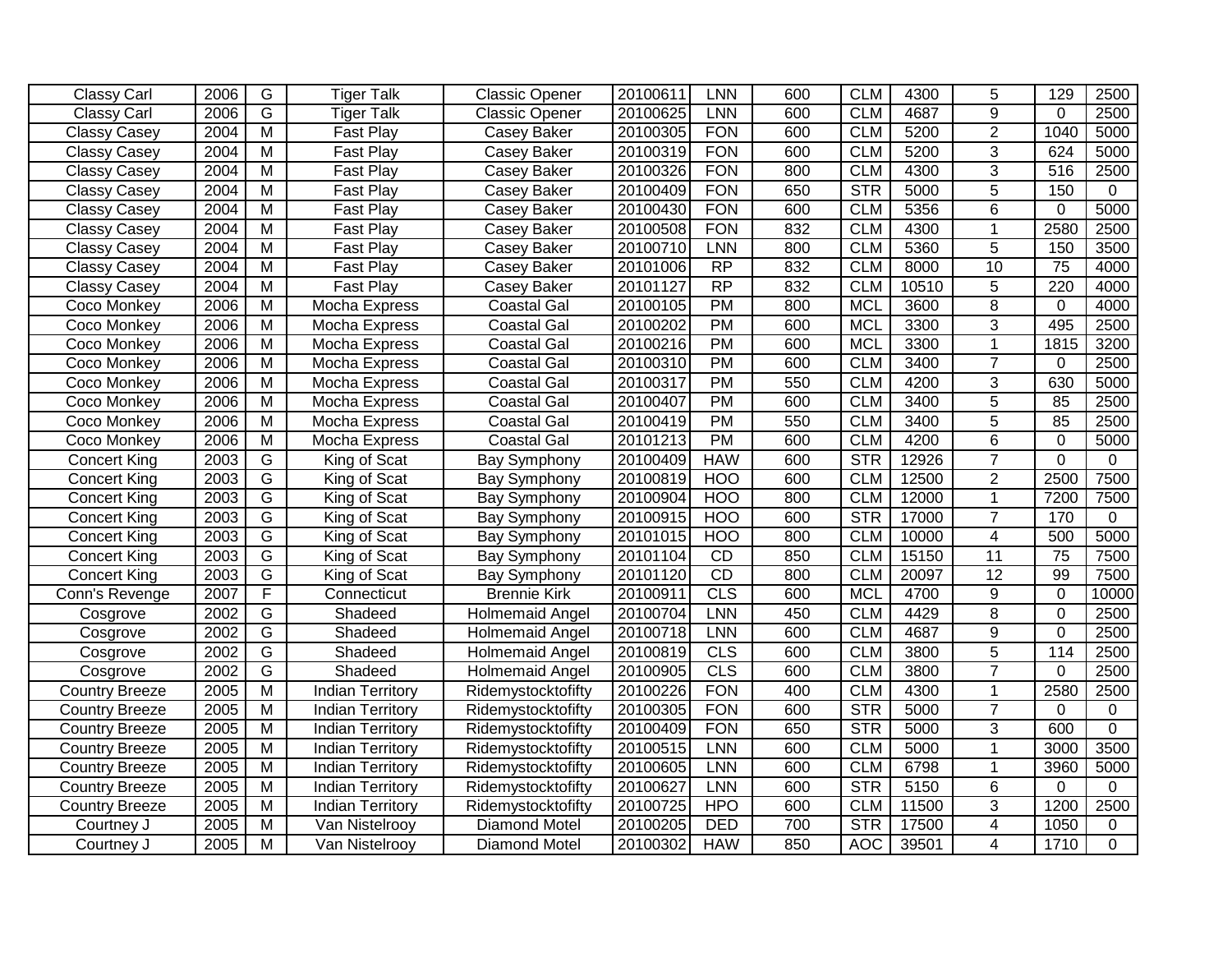| Classy Carl | 2006 | G | Tiger Talk | Classic Opener | 20100611 | LNN | 600 | CLM | 4300 | 5 | 129 | 2500 |
|---|---|---|---|---|---|---|---|---|---|---|---|---|
| Classy Carl | 2006 | G | Tiger Talk | Classic Opener | 20100625 | LNN | 600 | CLM | 4687 | 9 | 0 | 2500 |
| Classy Casey | 2004 | M | Fast Play | Casey Baker | 20100305 | FON | 600 | CLM | 5200 | 2 | 1040 | 5000 |
| Classy Casey | 2004 | M | Fast Play | Casey Baker | 20100319 | FON | 600 | CLM | 5200 | 3 | 624 | 5000 |
| Classy Casey | 2004 | M | Fast Play | Casey Baker | 20100326 | FON | 800 | CLM | 4300 | 3 | 516 | 2500 |
| Classy Casey | 2004 | M | Fast Play | Casey Baker | 20100409 | FON | 650 | STR | 5000 | 5 | 150 | 0 |
| Classy Casey | 2004 | M | Fast Play | Casey Baker | 20100430 | FON | 600 | CLM | 5356 | 6 | 0 | 5000 |
| Classy Casey | 2004 | M | Fast Play | Casey Baker | 20100508 | FON | 832 | CLM | 4300 | 1 | 2580 | 2500 |
| Classy Casey | 2004 | M | Fast Play | Casey Baker | 20100710 | LNN | 800 | CLM | 5360 | 5 | 150 | 3500 |
| Classy Casey | 2004 | M | Fast Play | Casey Baker | 20101006 | RP | 832 | CLM | 8000 | 10 | 75 | 4000 |
| Classy Casey | 2004 | M | Fast Play | Casey Baker | 20101127 | RP | 832 | CLM | 10510 | 5 | 220 | 4000 |
| Coco Monkey | 2006 | M | Mocha Express | Coastal Gal | 20100105 | PM | 800 | MCL | 3600 | 8 | 0 | 4000 |
| Coco Monkey | 2006 | M | Mocha Express | Coastal Gal | 20100202 | PM | 600 | MCL | 3300 | 3 | 495 | 2500 |
| Coco Monkey | 2006 | M | Mocha Express | Coastal Gal | 20100216 | PM | 600 | MCL | 3300 | 1 | 1815 | 3200 |
| Coco Monkey | 2006 | M | Mocha Express | Coastal Gal | 20100310 | PM | 600 | CLM | 3400 | 7 | 0 | 2500 |
| Coco Monkey | 2006 | M | Mocha Express | Coastal Gal | 20100317 | PM | 550 | CLM | 4200 | 3 | 630 | 5000 |
| Coco Monkey | 2006 | M | Mocha Express | Coastal Gal | 20100407 | PM | 600 | CLM | 3400 | 5 | 85 | 2500 |
| Coco Monkey | 2006 | M | Mocha Express | Coastal Gal | 20100419 | PM | 550 | CLM | 3400 | 5 | 85 | 2500 |
| Coco Monkey | 2006 | M | Mocha Express | Coastal Gal | 20101213 | PM | 600 | CLM | 4200 | 6 | 0 | 5000 |
| Concert King | 2003 | G | King of Scat | Bay Symphony | 20100409 | HAW | 600 | STR | 12926 | 7 | 0 | 0 |
| Concert King | 2003 | G | King of Scat | Bay Symphony | 20100819 | HOO | 600 | CLM | 12500 | 2 | 2500 | 7500 |
| Concert King | 2003 | G | King of Scat | Bay Symphony | 20100904 | HOO | 800 | CLM | 12000 | 1 | 7200 | 7500 |
| Concert King | 2003 | G | King of Scat | Bay Symphony | 20100915 | HOO | 600 | STR | 17000 | 7 | 170 | 0 |
| Concert King | 2003 | G | King of Scat | Bay Symphony | 20101015 | HOO | 800 | CLM | 10000 | 4 | 500 | 5000 |
| Concert King | 2003 | G | King of Scat | Bay Symphony | 20101104 | CD | 850 | CLM | 15150 | 11 | 75 | 7500 |
| Concert King | 2003 | G | King of Scat | Bay Symphony | 20101120 | CD | 800 | CLM | 20097 | 12 | 99 | 7500 |
| Conn's Revenge | 2007 | F | Connecticut | Brennie Kirk | 20100911 | CLS | 600 | MCL | 4700 | 9 | 0 | 10000 |
| Cosgrove | 2002 | G | Shadeed | Holmemaid Angel | 20100704 | LNN | 450 | CLM | 4429 | 8 | 0 | 2500 |
| Cosgrove | 2002 | G | Shadeed | Holmemaid Angel | 20100718 | LNN | 600 | CLM | 4687 | 9 | 0 | 2500 |
| Cosgrove | 2002 | G | Shadeed | Holmemaid Angel | 20100819 | CLS | 600 | CLM | 3800 | 5 | 114 | 2500 |
| Cosgrove | 2002 | G | Shadeed | Holmemaid Angel | 20100905 | CLS | 600 | CLM | 3800 | 7 | 0 | 2500 |
| Country Breeze | 2005 | M | Indian Territory | Ridemystocktofifty | 20100226 | FON | 400 | CLM | 4300 | 1 | 2580 | 2500 |
| Country Breeze | 2005 | M | Indian Territory | Ridemystocktofifty | 20100305 | FON | 600 | STR | 5000 | 7 | 0 | 0 |
| Country Breeze | 2005 | M | Indian Territory | Ridemystocktofifty | 20100409 | FON | 650 | STR | 5000 | 3 | 600 | 0 |
| Country Breeze | 2005 | M | Indian Territory | Ridemystocktofifty | 20100515 | LNN | 600 | CLM | 5000 | 1 | 3000 | 3500 |
| Country Breeze | 2005 | M | Indian Territory | Ridemystocktofifty | 20100605 | LNN | 600 | CLM | 6798 | 1 | 3960 | 5000 |
| Country Breeze | 2005 | M | Indian Territory | Ridemystocktofifty | 20100627 | LNN | 600 | STR | 5150 | 6 | 0 | 0 |
| Country Breeze | 2005 | M | Indian Territory | Ridemystocktofifty | 20100725 | HPO | 600 | CLM | 11500 | 3 | 1200 | 2500 |
| Courtney J | 2005 | M | Van Nistelrooy | Diamond Motel | 20100205 | DED | 700 | STR | 17500 | 4 | 1050 | 0 |
| Courtney J | 2005 | M | Van Nistelrooy | Diamond Motel | 20100302 | HAW | 850 | AOC | 39501 | 4 | 1710 | 0 |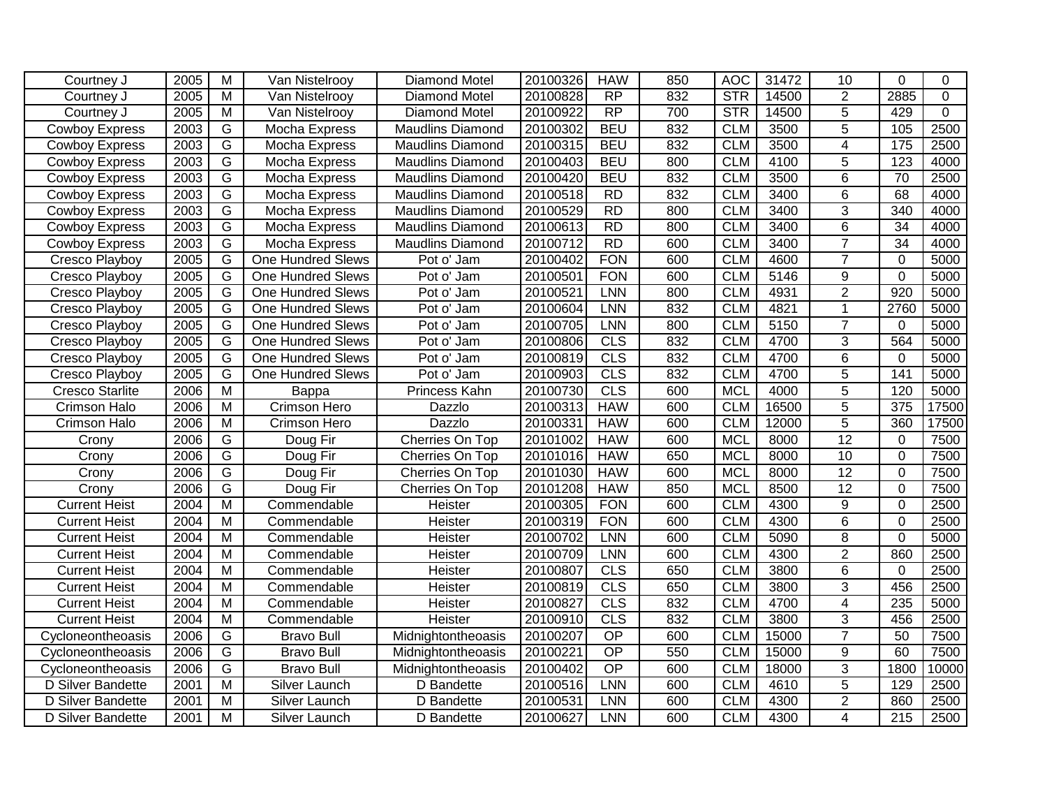| | | | | | | | | | | | | |
|---|---|---|---|---|---|---|---|---|---|---|---|---|
| Courtney J | 2005 | M | Van Nistelrooy | Diamond Motel | 20100326 | HAW | 850 | AOC | 31472 | 10 | 0 | 0 |
| Courtney J | 2005 | M | Van Nistelrooy | Diamond Motel | 20100828 | RP | 832 | STR | 14500 | 2 | 2885 | 0 |
| Courtney J | 2005 | M | Van Nistelrooy | Diamond Motel | 20100922 | RP | 700 | STR | 14500 | 5 | 429 | 0 |
| Cowboy Express | 2003 | G | Mocha Express | Maudlins Diamond | 20100302 | BEU | 832 | CLM | 3500 | 5 | 105 | 2500 |
| Cowboy Express | 2003 | G | Mocha Express | Maudlins Diamond | 20100315 | BEU | 832 | CLM | 3500 | 4 | 175 | 2500 |
| Cowboy Express | 2003 | G | Mocha Express | Maudlins Diamond | 20100403 | BEU | 800 | CLM | 4100 | 5 | 123 | 4000 |
| Cowboy Express | 2003 | G | Mocha Express | Maudlins Diamond | 20100420 | BEU | 832 | CLM | 3500 | 6 | 70 | 2500 |
| Cowboy Express | 2003 | G | Mocha Express | Maudlins Diamond | 20100518 | RD | 832 | CLM | 3400 | 6 | 68 | 4000 |
| Cowboy Express | 2003 | G | Mocha Express | Maudlins Diamond | 20100529 | RD | 800 | CLM | 3400 | 3 | 340 | 4000 |
| Cowboy Express | 2003 | G | Mocha Express | Maudlins Diamond | 20100613 | RD | 800 | CLM | 3400 | 6 | 34 | 4000 |
| Cowboy Express | 2003 | G | Mocha Express | Maudlins Diamond | 20100712 | RD | 600 | CLM | 3400 | 7 | 34 | 4000 |
| Cresco Playboy | 2005 | G | One Hundred Slews | Pot o' Jam | 20100402 | FON | 600 | CLM | 4600 | 7 | 0 | 5000 |
| Cresco Playboy | 2005 | G | One Hundred Slews | Pot o' Jam | 20100501 | FON | 600 | CLM | 5146 | 9 | 0 | 5000 |
| Cresco Playboy | 2005 | G | One Hundred Slews | Pot o' Jam | 20100521 | LNN | 800 | CLM | 4931 | 2 | 920 | 5000 |
| Cresco Playboy | 2005 | G | One Hundred Slews | Pot o' Jam | 20100604 | LNN | 832 | CLM | 4821 | 1 | 2760 | 5000 |
| Cresco Playboy | 2005 | G | One Hundred Slews | Pot o' Jam | 20100705 | LNN | 800 | CLM | 5150 | 7 | 0 | 5000 |
| Cresco Playboy | 2005 | G | One Hundred Slews | Pot o' Jam | 20100806 | CLS | 832 | CLM | 4700 | 3 | 564 | 5000 |
| Cresco Playboy | 2005 | G | One Hundred Slews | Pot o' Jam | 20100819 | CLS | 832 | CLM | 4700 | 6 | 0 | 5000 |
| Cresco Playboy | 2005 | G | One Hundred Slews | Pot o' Jam | 20100903 | CLS | 832 | CLM | 4700 | 5 | 141 | 5000 |
| Cresco Starlite | 2006 | M | Bappa | Princess Kahn | 20100730 | CLS | 600 | MCL | 4000 | 5 | 120 | 5000 |
| Crimson Halo | 2006 | M | Crimson Hero | Dazzlo | 20100313 | HAW | 600 | CLM | 16500 | 5 | 375 | 17500 |
| Crimson Halo | 2006 | M | Crimson Hero | Dazzlo | 20100331 | HAW | 600 | CLM | 12000 | 5 | 360 | 17500 |
| Crony | 2006 | G | Doug Fir | Cherries On Top | 20101002 | HAW | 600 | MCL | 8000 | 12 | 0 | 7500 |
| Crony | 2006 | G | Doug Fir | Cherries On Top | 20101016 | HAW | 650 | MCL | 8000 | 10 | 0 | 7500 |
| Crony | 2006 | G | Doug Fir | Cherries On Top | 20101030 | HAW | 600 | MCL | 8000 | 12 | 0 | 7500 |
| Crony | 2006 | G | Doug Fir | Cherries On Top | 20101208 | HAW | 850 | MCL | 8500 | 12 | 0 | 7500 |
| Current Heist | 2004 | M | Commendable | Heister | 20100305 | FON | 600 | CLM | 4300 | 9 | 0 | 2500 |
| Current Heist | 2004 | M | Commendable | Heister | 20100319 | FON | 600 | CLM | 4300 | 6 | 0 | 2500 |
| Current Heist | 2004 | M | Commendable | Heister | 20100702 | LNN | 600 | CLM | 5090 | 8 | 0 | 5000 |
| Current Heist | 2004 | M | Commendable | Heister | 20100709 | LNN | 600 | CLM | 4300 | 2 | 860 | 2500 |
| Current Heist | 2004 | M | Commendable | Heister | 20100807 | CLS | 650 | CLM | 3800 | 6 | 0 | 2500 |
| Current Heist | 2004 | M | Commendable | Heister | 20100819 | CLS | 650 | CLM | 3800 | 3 | 456 | 2500 |
| Current Heist | 2004 | M | Commendable | Heister | 20100827 | CLS | 832 | CLM | 4700 | 4 | 235 | 5000 |
| Current Heist | 2004 | M | Commendable | Heister | 20100910 | CLS | 832 | CLM | 3800 | 3 | 456 | 2500 |
| Cycloneontheoasis | 2006 | G | Bravo Bull | Midnightontheoasis | 20100207 | OP | 600 | CLM | 15000 | 7 | 50 | 7500 |
| Cycloneontheoasis | 2006 | G | Bravo Bull | Midnightontheoasis | 20100221 | OP | 550 | CLM | 15000 | 9 | 60 | 7500 |
| Cycloneontheoasis | 2006 | G | Bravo Bull | Midnightontheoasis | 20100402 | OP | 600 | CLM | 18000 | 3 | 1800 | 10000 |
| D Silver Bandette | 2001 | M | Silver Launch | D Bandette | 20100516 | LNN | 600 | CLM | 4610 | 5 | 129 | 2500 |
| D Silver Bandette | 2001 | M | Silver Launch | D Bandette | 20100531 | LNN | 600 | CLM | 4300 | 2 | 860 | 2500 |
| D Silver Bandette | 2001 | M | Silver Launch | D Bandette | 20100627 | LNN | 600 | CLM | 4300 | 4 | 215 | 2500 |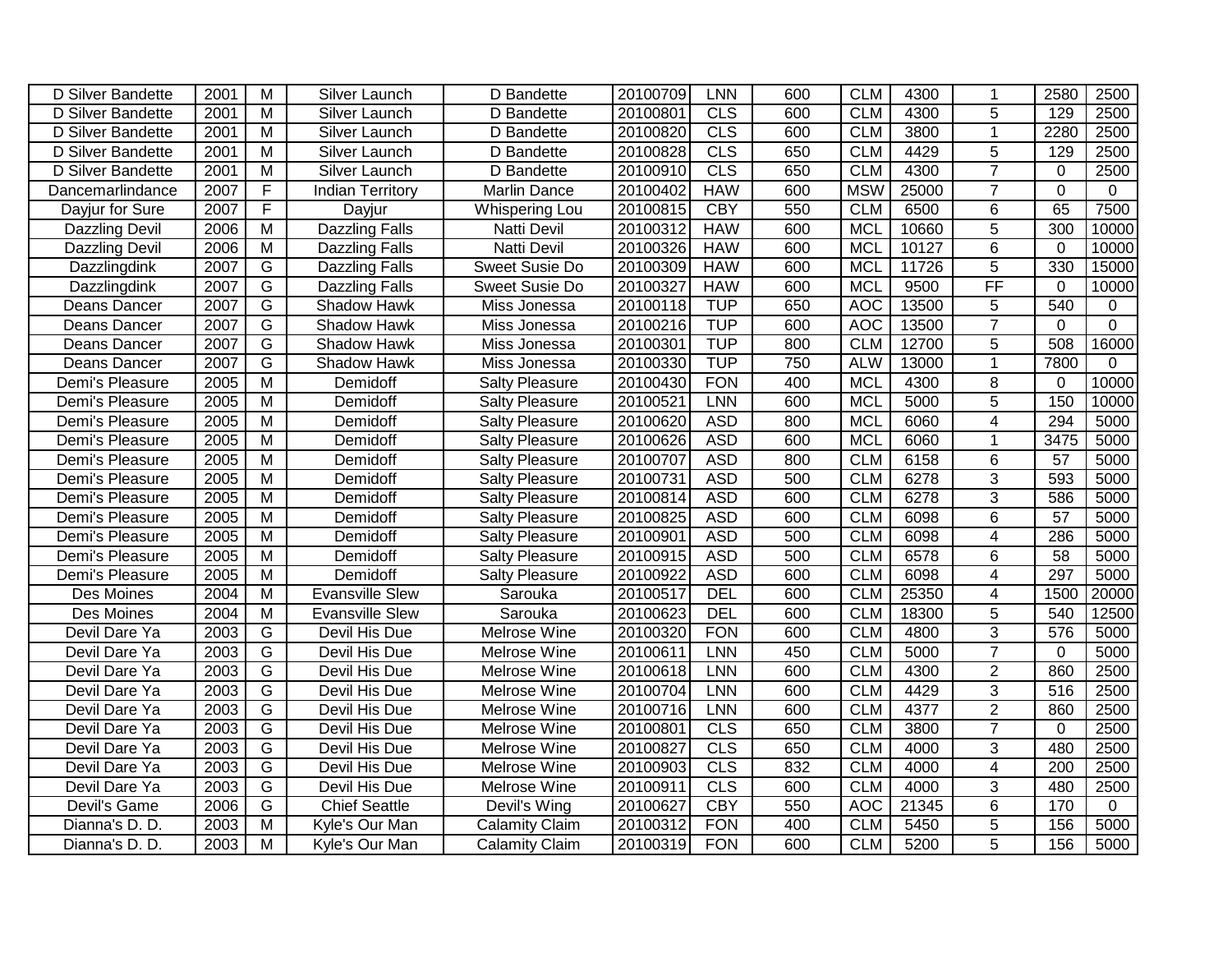| D Silver Bandette | 2001 | M | Silver Launch | D Bandette | 20100709 | LNN | 600 | CLM | 4300 | 1 | 2580 | 2500 |
|---|---|---|---|---|---|---|---|---|---|---|---|---|
| D Silver Bandette | 2001 | M | Silver Launch | D Bandette | 20100801 | CLS | 600 | CLM | 4300 | 5 | 129 | 2500 |
| D Silver Bandette | 2001 | M | Silver Launch | D Bandette | 20100820 | CLS | 600 | CLM | 3800 | 1 | 2280 | 2500 |
| D Silver Bandette | 2001 | M | Silver Launch | D Bandette | 20100828 | CLS | 650 | CLM | 4429 | 5 | 129 | 2500 |
| D Silver Bandette | 2001 | M | Silver Launch | D Bandette | 20100910 | CLS | 650 | CLM | 4300 | 7 | 0 | 2500 |
| Dancemarlindance | 2007 | F | Indian Territory | Marlin Dance | 20100402 | HAW | 600 | MSW | 25000 | 7 | 0 | 0 |
| Dayjur for Sure | 2007 | F | Dayjur | Whispering Lou | 20100815 | CBY | 550 | CLM | 6500 | 6 | 65 | 7500 |
| Dazzling Devil | 2006 | M | Dazzling Falls | Natti Devil | 20100312 | HAW | 600 | MCL | 10660 | 5 | 300 | 10000 |
| Dazzling Devil | 2006 | M | Dazzling Falls | Natti Devil | 20100326 | HAW | 600 | MCL | 10127 | 6 | 0 | 10000 |
| Dazzlingdink | 2007 | G | Dazzling Falls | Sweet Susie Do | 20100309 | HAW | 600 | MCL | 11726 | 5 | 330 | 15000 |
| Dazzlingdink | 2007 | G | Dazzling Falls | Sweet Susie Do | 20100327 | HAW | 600 | MCL | 9500 | FF | 0 | 10000 |
| Deans Dancer | 2007 | G | Shadow Hawk | Miss Jonessa | 20100118 | TUP | 650 | AOC | 13500 | 5 | 540 | 0 |
| Deans Dancer | 2007 | G | Shadow Hawk | Miss Jonessa | 20100216 | TUP | 600 | AOC | 13500 | 7 | 0 | 0 |
| Deans Dancer | 2007 | G | Shadow Hawk | Miss Jonessa | 20100301 | TUP | 800 | CLM | 12700 | 5 | 508 | 16000 |
| Deans Dancer | 2007 | G | Shadow Hawk | Miss Jonessa | 20100330 | TUP | 750 | ALW | 13000 | 1 | 7800 | 0 |
| Demi's Pleasure | 2005 | M | Demidoff | Salty Pleasure | 20100430 | FON | 400 | MCL | 4300 | 8 | 0 | 10000 |
| Demi's Pleasure | 2005 | M | Demidoff | Salty Pleasure | 20100521 | LNN | 600 | MCL | 5000 | 5 | 150 | 10000 |
| Demi's Pleasure | 2005 | M | Demidoff | Salty Pleasure | 20100620 | ASD | 800 | MCL | 6060 | 4 | 294 | 5000 |
| Demi's Pleasure | 2005 | M | Demidoff | Salty Pleasure | 20100626 | ASD | 600 | MCL | 6060 | 1 | 3475 | 5000 |
| Demi's Pleasure | 2005 | M | Demidoff | Salty Pleasure | 20100707 | ASD | 800 | CLM | 6158 | 6 | 57 | 5000 |
| Demi's Pleasure | 2005 | M | Demidoff | Salty Pleasure | 20100731 | ASD | 500 | CLM | 6278 | 3 | 593 | 5000 |
| Demi's Pleasure | 2005 | M | Demidoff | Salty Pleasure | 20100814 | ASD | 600 | CLM | 6278 | 3 | 586 | 5000 |
| Demi's Pleasure | 2005 | M | Demidoff | Salty Pleasure | 20100825 | ASD | 600 | CLM | 6098 | 6 | 57 | 5000 |
| Demi's Pleasure | 2005 | M | Demidoff | Salty Pleasure | 20100901 | ASD | 500 | CLM | 6098 | 4 | 286 | 5000 |
| Demi's Pleasure | 2005 | M | Demidoff | Salty Pleasure | 20100915 | ASD | 500 | CLM | 6578 | 6 | 58 | 5000 |
| Demi's Pleasure | 2005 | M | Demidoff | Salty Pleasure | 20100922 | ASD | 600 | CLM | 6098 | 4 | 297 | 5000 |
| Des Moines | 2004 | M | Evansville Slew | Sarouka | 20100517 | DEL | 600 | CLM | 25350 | 4 | 1500 | 20000 |
| Des Moines | 2004 | M | Evansville Slew | Sarouka | 20100623 | DEL | 600 | CLM | 18300 | 5 | 540 | 12500 |
| Devil Dare Ya | 2003 | G | Devil His Due | Melrose Wine | 20100320 | FON | 600 | CLM | 4800 | 3 | 576 | 5000 |
| Devil Dare Ya | 2003 | G | Devil His Due | Melrose Wine | 20100611 | LNN | 450 | CLM | 5000 | 7 | 0 | 5000 |
| Devil Dare Ya | 2003 | G | Devil His Due | Melrose Wine | 20100618 | LNN | 600 | CLM | 4300 | 2 | 860 | 2500 |
| Devil Dare Ya | 2003 | G | Devil His Due | Melrose Wine | 20100704 | LNN | 600 | CLM | 4429 | 3 | 516 | 2500 |
| Devil Dare Ya | 2003 | G | Devil His Due | Melrose Wine | 20100716 | LNN | 600 | CLM | 4377 | 2 | 860 | 2500 |
| Devil Dare Ya | 2003 | G | Devil His Due | Melrose Wine | 20100801 | CLS | 650 | CLM | 3800 | 7 | 0 | 2500 |
| Devil Dare Ya | 2003 | G | Devil His Due | Melrose Wine | 20100827 | CLS | 650 | CLM | 4000 | 3 | 480 | 2500 |
| Devil Dare Ya | 2003 | G | Devil His Due | Melrose Wine | 20100903 | CLS | 832 | CLM | 4000 | 4 | 200 | 2500 |
| Devil Dare Ya | 2003 | G | Devil His Due | Melrose Wine | 20100911 | CLS | 600 | CLM | 4000 | 3 | 480 | 2500 |
| Devil's Game | 2006 | G | Chief Seattle | Devil's Wing | 20100627 | CBY | 550 | AOC | 21345 | 6 | 170 | 0 |
| Dianna's D. D. | 2003 | M | Kyle's Our Man | Calamity Claim | 20100312 | FON | 400 | CLM | 5450 | 5 | 156 | 5000 |
| Dianna's D. D. | 2003 | M | Kyle's Our Man | Calamity Claim | 20100319 | FON | 600 | CLM | 5200 | 5 | 156 | 5000 |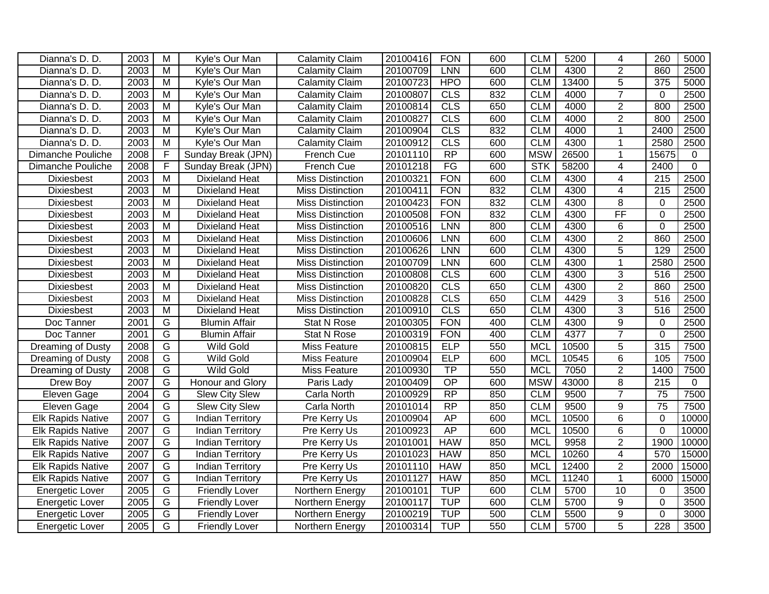| | | | | | | | | | | | | |
|---|---|---|---|---|---|---|---|---|---|---|---|---|
| Dianna's D. D. | 2003 | M | Kyle's Our Man | Calamity Claim | 20100416 | FON | 600 | CLM | 5200 | 4 | 260 | 5000 |
| Dianna's D. D. | 2003 | M | Kyle's Our Man | Calamity Claim | 20100709 | LNN | 600 | CLM | 4300 | 2 | 860 | 2500 |
| Dianna's D. D. | 2003 | M | Kyle's Our Man | Calamity Claim | 20100723 | HPO | 600 | CLM | 13400 | 5 | 375 | 5000 |
| Dianna's D. D. | 2003 | M | Kyle's Our Man | Calamity Claim | 20100807 | CLS | 832 | CLM | 4000 | 7 | 0 | 2500 |
| Dianna's D. D. | 2003 | M | Kyle's Our Man | Calamity Claim | 20100814 | CLS | 650 | CLM | 4000 | 2 | 800 | 2500 |
| Dianna's D. D. | 2003 | M | Kyle's Our Man | Calamity Claim | 20100827 | CLS | 600 | CLM | 4000 | 2 | 800 | 2500 |
| Dianna's D. D. | 2003 | M | Kyle's Our Man | Calamity Claim | 20100904 | CLS | 832 | CLM | 4000 | 1 | 2400 | 2500 |
| Dianna's D. D. | 2003 | M | Kyle's Our Man | Calamity Claim | 20100912 | CLS | 600 | CLM | 4300 | 1 | 2580 | 2500 |
| Dimanche Pouliche | 2008 | F | Sunday Break (JPN) | French Cue | 20101110 | RP | 600 | MSW | 26500 | 1 | 15675 | 0 |
| Dimanche Pouliche | 2008 | F | Sunday Break (JPN) | French Cue | 20101218 | FG | 600 | STK | 58200 | 4 | 2400 | 0 |
| Dixiesbest | 2003 | M | Dixieland Heat | Miss Distinction | 20100321 | FON | 600 | CLM | 4300 | 4 | 215 | 2500 |
| Dixiesbest | 2003 | M | Dixieland Heat | Miss Distinction | 20100411 | FON | 832 | CLM | 4300 | 4 | 215 | 2500 |
| Dixiesbest | 2003 | M | Dixieland Heat | Miss Distinction | 20100423 | FON | 832 | CLM | 4300 | 8 | 0 | 2500 |
| Dixiesbest | 2003 | M | Dixieland Heat | Miss Distinction | 20100508 | FON | 832 | CLM | 4300 | FF | 0 | 2500 |
| Dixiesbest | 2003 | M | Dixieland Heat | Miss Distinction | 20100516 | LNN | 800 | CLM | 4300 | 6 | 0 | 2500 |
| Dixiesbest | 2003 | M | Dixieland Heat | Miss Distinction | 20100606 | LNN | 600 | CLM | 4300 | 2 | 860 | 2500 |
| Dixiesbest | 2003 | M | Dixieland Heat | Miss Distinction | 20100626 | LNN | 600 | CLM | 4300 | 5 | 129 | 2500 |
| Dixiesbest | 2003 | M | Dixieland Heat | Miss Distinction | 20100709 | LNN | 600 | CLM | 4300 | 1 | 2580 | 2500 |
| Dixiesbest | 2003 | M | Dixieland Heat | Miss Distinction | 20100808 | CLS | 600 | CLM | 4300 | 3 | 516 | 2500 |
| Dixiesbest | 2003 | M | Dixieland Heat | Miss Distinction | 20100820 | CLS | 650 | CLM | 4300 | 2 | 860 | 2500 |
| Dixiesbest | 2003 | M | Dixieland Heat | Miss Distinction | 20100828 | CLS | 650 | CLM | 4429 | 3 | 516 | 2500 |
| Dixiesbest | 2003 | M | Dixieland Heat | Miss Distinction | 20100910 | CLS | 650 | CLM | 4300 | 3 | 516 | 2500 |
| Doc Tanner | 2001 | G | Blumin Affair | Stat N Rose | 20100305 | FON | 400 | CLM | 4300 | 9 | 0 | 2500 |
| Doc Tanner | 2001 | G | Blumin Affair | Stat N Rose | 20100319 | FON | 400 | CLM | 4377 | 7 | 0 | 2500 |
| Dreaming of Dusty | 2008 | G | Wild Gold | Miss Feature | 20100815 | ELP | 550 | MCL | 10500 | 5 | 315 | 7500 |
| Dreaming of Dusty | 2008 | G | Wild Gold | Miss Feature | 20100904 | ELP | 600 | MCL | 10545 | 6 | 105 | 7500 |
| Dreaming of Dusty | 2008 | G | Wild Gold | Miss Feature | 20100930 | TP | 550 | MCL | 7050 | 2 | 1400 | 7500 |
| Drew Boy | 2007 | G | Honour and Glory | Paris Lady | 20100409 | OP | 600 | MSW | 43000 | 8 | 215 | 0 |
| Eleven Gage | 2004 | G | Slew City Slew | Carla North | 20100929 | RP | 850 | CLM | 9500 | 7 | 75 | 7500 |
| Eleven Gage | 2004 | G | Slew City Slew | Carla North | 20101014 | RP | 850 | CLM | 9500 | 9 | 75 | 7500 |
| Elk Rapids Native | 2007 | G | Indian Territory | Pre Kerry Us | 20100904 | AP | 600 | MCL | 10500 | 6 | 0 | 10000 |
| Elk Rapids Native | 2007 | G | Indian Territory | Pre Kerry Us | 20100923 | AP | 600 | MCL | 10500 | 6 | 0 | 10000 |
| Elk Rapids Native | 2007 | G | Indian Territory | Pre Kerry Us | 20101001 | HAW | 850 | MCL | 9958 | 2 | 1900 | 10000 |
| Elk Rapids Native | 2007 | G | Indian Territory | Pre Kerry Us | 20101023 | HAW | 850 | MCL | 10260 | 4 | 570 | 15000 |
| Elk Rapids Native | 2007 | G | Indian Territory | Pre Kerry Us | 20101110 | HAW | 850 | MCL | 12400 | 2 | 2000 | 15000 |
| Elk Rapids Native | 2007 | G | Indian Territory | Pre Kerry Us | 20101127 | HAW | 850 | MCL | 11240 | 1 | 6000 | 15000 |
| Energetic Lover | 2005 | G | Friendly Lover | Northern Energy | 20100101 | TUP | 600 | CLM | 5700 | 10 | 0 | 3500 |
| Energetic Lover | 2005 | G | Friendly Lover | Northern Energy | 20100117 | TUP | 600 | CLM | 5700 | 9 | 0 | 3500 |
| Energetic Lover | 2005 | G | Friendly Lover | Northern Energy | 20100219 | TUP | 500 | CLM | 5500 | 9 | 0 | 3000 |
| Energetic Lover | 2005 | G | Friendly Lover | Northern Energy | 20100314 | TUP | 550 | CLM | 5700 | 5 | 228 | 3500 |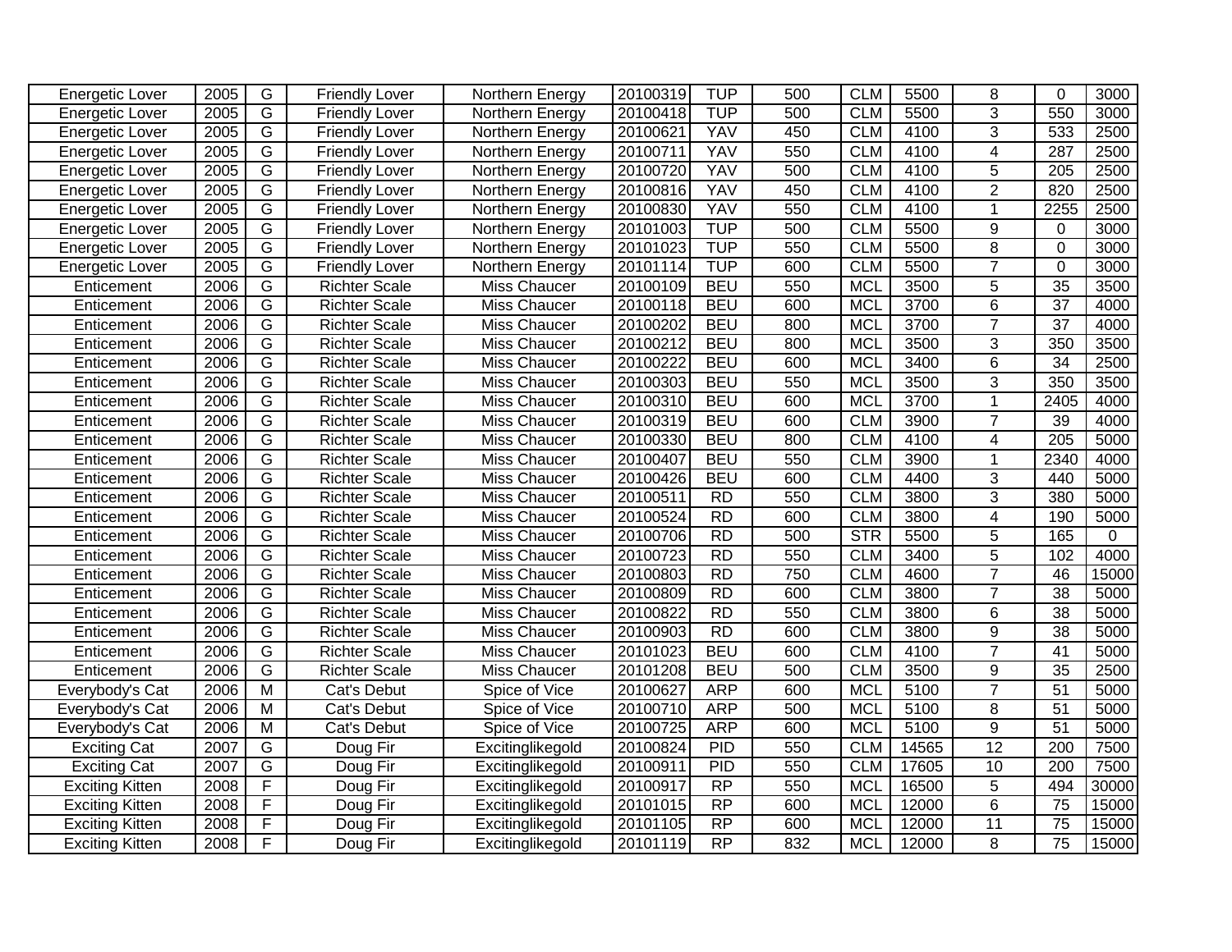| | | | | | | | | | | | | |
|---|---|---|---|---|---|---|---|---|---|---|---|---|
| Energetic Lover | 2005 | G | Friendly Lover | Northern Energy | 20100319 | TUP | 500 | CLM | 5500 | 8 | 0 | 3000 |
| Energetic Lover | 2005 | G | Friendly Lover | Northern Energy | 20100418 | TUP | 500 | CLM | 5500 | 3 | 550 | 3000 |
| Energetic Lover | 2005 | G | Friendly Lover | Northern Energy | 20100621 | YAV | 450 | CLM | 4100 | 3 | 533 | 2500 |
| Energetic Lover | 2005 | G | Friendly Lover | Northern Energy | 20100711 | YAV | 550 | CLM | 4100 | 4 | 287 | 2500 |
| Energetic Lover | 2005 | G | Friendly Lover | Northern Energy | 20100720 | YAV | 500 | CLM | 4100 | 5 | 205 | 2500 |
| Energetic Lover | 2005 | G | Friendly Lover | Northern Energy | 20100816 | YAV | 450 | CLM | 4100 | 2 | 820 | 2500 |
| Energetic Lover | 2005 | G | Friendly Lover | Northern Energy | 20100830 | YAV | 550 | CLM | 4100 | 1 | 2255 | 2500 |
| Energetic Lover | 2005 | G | Friendly Lover | Northern Energy | 20101003 | TUP | 500 | CLM | 5500 | 9 | 0 | 3000 |
| Energetic Lover | 2005 | G | Friendly Lover | Northern Energy | 20101023 | TUP | 550 | CLM | 5500 | 8 | 0 | 3000 |
| Energetic Lover | 2005 | G | Friendly Lover | Northern Energy | 20101114 | TUP | 600 | CLM | 5500 | 7 | 0 | 3000 |
| Enticement | 2006 | G | Richter Scale | Miss Chaucer | 20100109 | BEU | 550 | MCL | 3500 | 5 | 35 | 3500 |
| Enticement | 2006 | G | Richter Scale | Miss Chaucer | 20100118 | BEU | 600 | MCL | 3700 | 6 | 37 | 4000 |
| Enticement | 2006 | G | Richter Scale | Miss Chaucer | 20100202 | BEU | 800 | MCL | 3700 | 7 | 37 | 4000 |
| Enticement | 2006 | G | Richter Scale | Miss Chaucer | 20100212 | BEU | 800 | MCL | 3500 | 3 | 350 | 3500 |
| Enticement | 2006 | G | Richter Scale | Miss Chaucer | 20100222 | BEU | 600 | MCL | 3400 | 6 | 34 | 2500 |
| Enticement | 2006 | G | Richter Scale | Miss Chaucer | 20100303 | BEU | 550 | MCL | 3500 | 3 | 350 | 3500 |
| Enticement | 2006 | G | Richter Scale | Miss Chaucer | 20100310 | BEU | 600 | MCL | 3700 | 1 | 2405 | 4000 |
| Enticement | 2006 | G | Richter Scale | Miss Chaucer | 20100319 | BEU | 600 | CLM | 3900 | 7 | 39 | 4000 |
| Enticement | 2006 | G | Richter Scale | Miss Chaucer | 20100330 | BEU | 800 | CLM | 4100 | 4 | 205 | 5000 |
| Enticement | 2006 | G | Richter Scale | Miss Chaucer | 20100407 | BEU | 550 | CLM | 3900 | 1 | 2340 | 4000 |
| Enticement | 2006 | G | Richter Scale | Miss Chaucer | 20100426 | BEU | 600 | CLM | 4400 | 3 | 440 | 5000 |
| Enticement | 2006 | G | Richter Scale | Miss Chaucer | 20100511 | RD | 550 | CLM | 3800 | 3 | 380 | 5000 |
| Enticement | 2006 | G | Richter Scale | Miss Chaucer | 20100524 | RD | 600 | CLM | 3800 | 4 | 190 | 5000 |
| Enticement | 2006 | G | Richter Scale | Miss Chaucer | 20100706 | RD | 500 | STR | 5500 | 5 | 165 | 0 |
| Enticement | 2006 | G | Richter Scale | Miss Chaucer | 20100723 | RD | 550 | CLM | 3400 | 5 | 102 | 4000 |
| Enticement | 2006 | G | Richter Scale | Miss Chaucer | 20100803 | RD | 750 | CLM | 4600 | 7 | 46 | 15000 |
| Enticement | 2006 | G | Richter Scale | Miss Chaucer | 20100809 | RD | 600 | CLM | 3800 | 7 | 38 | 5000 |
| Enticement | 2006 | G | Richter Scale | Miss Chaucer | 20100822 | RD | 550 | CLM | 3800 | 6 | 38 | 5000 |
| Enticement | 2006 | G | Richter Scale | Miss Chaucer | 20100903 | RD | 600 | CLM | 3800 | 9 | 38 | 5000 |
| Enticement | 2006 | G | Richter Scale | Miss Chaucer | 20101023 | BEU | 600 | CLM | 4100 | 7 | 41 | 5000 |
| Enticement | 2006 | G | Richter Scale | Miss Chaucer | 20101208 | BEU | 500 | CLM | 3500 | 9 | 35 | 2500 |
| Everybody's Cat | 2006 | M | Cat's Debut | Spice of Vice | 20100627 | ARP | 600 | MCL | 5100 | 7 | 51 | 5000 |
| Everybody's Cat | 2006 | M | Cat's Debut | Spice of Vice | 20100710 | ARP | 500 | MCL | 5100 | 8 | 51 | 5000 |
| Everybody's Cat | 2006 | M | Cat's Debut | Spice of Vice | 20100725 | ARP | 600 | MCL | 5100 | 9 | 51 | 5000 |
| Exciting Cat | 2007 | G | Doug Fir | Excitinglikegold | 20100824 | PID | 550 | CLM | 14565 | 12 | 200 | 7500 |
| Exciting Cat | 2007 | G | Doug Fir | Excitinglikegold | 20100911 | PID | 550 | CLM | 17605 | 10 | 200 | 7500 |
| Exciting Kitten | 2008 | F | Doug Fir | Excitinglikegold | 20100917 | RP | 550 | MCL | 16500 | 5 | 494 | 30000 |
| Exciting Kitten | 2008 | F | Doug Fir | Excitinglikegold | 20101015 | RP | 600 | MCL | 12000 | 6 | 75 | 15000 |
| Exciting Kitten | 2008 | F | Doug Fir | Excitinglikegold | 20101105 | RP | 600 | MCL | 12000 | 11 | 75 | 15000 |
| Exciting Kitten | 2008 | F | Doug Fir | Excitinglikegold | 20101119 | RP | 832 | MCL | 12000 | 8 | 75 | 15000 |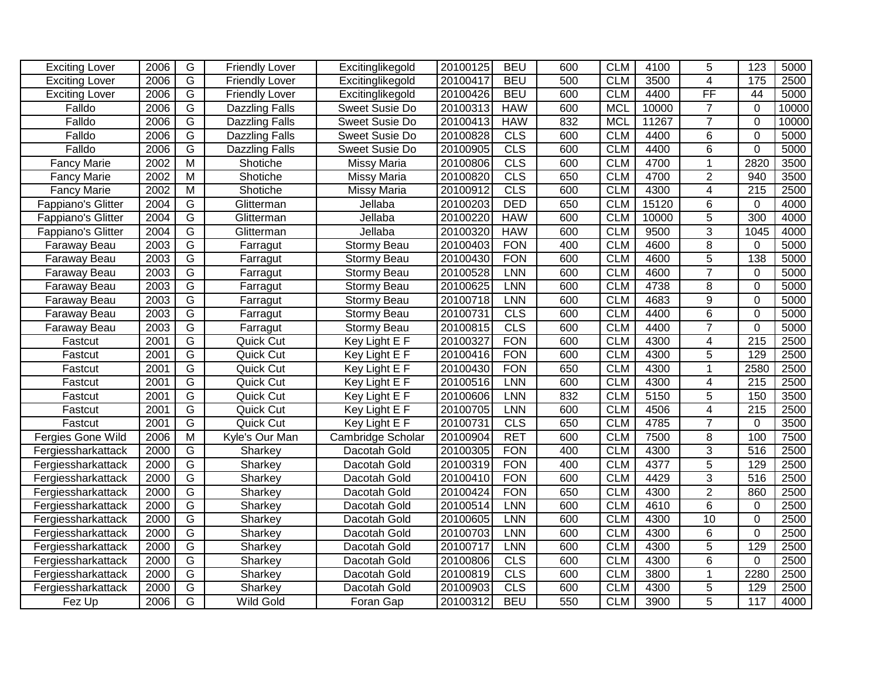| Exciting Lover | 2006 | G | Friendly Lover | Excitinglikegold | 20100125 | BEU | 600 | CLM | 4100 | 5 | 123 | 5000 |
|---|---|---|---|---|---|---|---|---|---|---|---|---|
| Exciting Lover | 2006 | G | Friendly Lover | Excitinglikegold | 20100417 | BEU | 500 | CLM | 3500 | 4 | 175 | 2500 |
| Exciting Lover | 2006 | G | Friendly Lover | Excitinglikegold | 20100426 | BEU | 600 | CLM | 4400 | FF | 44 | 5000 |
| Falldo | 2006 | G | Dazzling Falls | Sweet Susie Do | 20100313 | HAW | 600 | MCL | 10000 | 7 | 0 | 10000 |
| Falldo | 2006 | G | Dazzling Falls | Sweet Susie Do | 20100413 | HAW | 832 | MCL | 11267 | 7 | 0 | 10000 |
| Falldo | 2006 | G | Dazzling Falls | Sweet Susie Do | 20100828 | CLS | 600 | CLM | 4400 | 6 | 0 | 5000 |
| Falldo | 2006 | G | Dazzling Falls | Sweet Susie Do | 20100905 | CLS | 600 | CLM | 4400 | 6 | 0 | 5000 |
| Fancy Marie | 2002 | M | Shotiche | Missy Maria | 20100806 | CLS | 600 | CLM | 4700 | 1 | 2820 | 3500 |
| Fancy Marie | 2002 | M | Shotiche | Missy Maria | 20100820 | CLS | 650 | CLM | 4700 | 2 | 940 | 3500 |
| Fancy Marie | 2002 | M | Shotiche | Missy Maria | 20100912 | CLS | 600 | CLM | 4300 | 4 | 215 | 2500 |
| Fappiano's Glitter | 2004 | G | Glitterman | Jellaba | 20100203 | DED | 650 | CLM | 15120 | 6 | 0 | 4000 |
| Fappiano's Glitter | 2004 | G | Glitterman | Jellaba | 20100220 | HAW | 600 | CLM | 10000 | 5 | 300 | 4000 |
| Fappiano's Glitter | 2004 | G | Glitterman | Jellaba | 20100320 | HAW | 600 | CLM | 9500 | 3 | 1045 | 4000 |
| Faraway Beau | 2003 | G | Farragut | Stormy Beau | 20100403 | FON | 400 | CLM | 4600 | 8 | 0 | 5000 |
| Faraway Beau | 2003 | G | Farragut | Stormy Beau | 20100430 | FON | 600 | CLM | 4600 | 5 | 138 | 5000 |
| Faraway Beau | 2003 | G | Farragut | Stormy Beau | 20100528 | LNN | 600 | CLM | 4600 | 7 | 0 | 5000 |
| Faraway Beau | 2003 | G | Farragut | Stormy Beau | 20100625 | LNN | 600 | CLM | 4738 | 8 | 0 | 5000 |
| Faraway Beau | 2003 | G | Farragut | Stormy Beau | 20100718 | LNN | 600 | CLM | 4683 | 9 | 0 | 5000 |
| Faraway Beau | 2003 | G | Farragut | Stormy Beau | 20100731 | CLS | 600 | CLM | 4400 | 6 | 0 | 5000 |
| Faraway Beau | 2003 | G | Farragut | Stormy Beau | 20100815 | CLS | 600 | CLM | 4400 | 7 | 0 | 5000 |
| Fastcut | 2001 | G | Quick Cut | Key Light E F | 20100327 | FON | 600 | CLM | 4300 | 4 | 215 | 2500 |
| Fastcut | 2001 | G | Quick Cut | Key Light E F | 20100416 | FON | 600 | CLM | 4300 | 5 | 129 | 2500 |
| Fastcut | 2001 | G | Quick Cut | Key Light E F | 20100430 | FON | 650 | CLM | 4300 | 1 | 2580 | 2500 |
| Fastcut | 2001 | G | Quick Cut | Key Light E F | 20100516 | LNN | 600 | CLM | 4300 | 4 | 215 | 2500 |
| Fastcut | 2001 | G | Quick Cut | Key Light E F | 20100606 | LNN | 832 | CLM | 5150 | 5 | 150 | 3500 |
| Fastcut | 2001 | G | Quick Cut | Key Light E F | 20100705 | LNN | 600 | CLM | 4506 | 4 | 215 | 2500 |
| Fastcut | 2001 | G | Quick Cut | Key Light E F | 20100731 | CLS | 650 | CLM | 4785 | 7 | 0 | 3500 |
| Fergies Gone Wild | 2006 | M | Kyle's Our Man | Cambridge Scholar | 20100904 | RET | 600 | CLM | 7500 | 8 | 100 | 7500 |
| Fergiessharkattack | 2000 | G | Sharkey | Dacotah Gold | 20100305 | FON | 400 | CLM | 4300 | 3 | 516 | 2500 |
| Fergiessharkattack | 2000 | G | Sharkey | Dacotah Gold | 20100319 | FON | 400 | CLM | 4377 | 5 | 129 | 2500 |
| Fergiessharkattack | 2000 | G | Sharkey | Dacotah Gold | 20100410 | FON | 600 | CLM | 4429 | 3 | 516 | 2500 |
| Fergiessharkattack | 2000 | G | Sharkey | Dacotah Gold | 20100424 | FON | 650 | CLM | 4300 | 2 | 860 | 2500 |
| Fergiessharkattack | 2000 | G | Sharkey | Dacotah Gold | 20100514 | LNN | 600 | CLM | 4610 | 6 | 0 | 2500 |
| Fergiessharkattack | 2000 | G | Sharkey | Dacotah Gold | 20100605 | LNN | 600 | CLM | 4300 | 10 | 0 | 2500 |
| Fergiessharkattack | 2000 | G | Sharkey | Dacotah Gold | 20100703 | LNN | 600 | CLM | 4300 | 6 | 0 | 2500 |
| Fergiessharkattack | 2000 | G | Sharkey | Dacotah Gold | 20100717 | LNN | 600 | CLM | 4300 | 5 | 129 | 2500 |
| Fergiessharkattack | 2000 | G | Sharkey | Dacotah Gold | 20100806 | CLS | 600 | CLM | 4300 | 6 | 0 | 2500 |
| Fergiessharkattack | 2000 | G | Sharkey | Dacotah Gold | 20100819 | CLS | 600 | CLM | 3800 | 1 | 2280 | 2500 |
| Fergiessharkattack | 2000 | G | Sharkey | Dacotah Gold | 20100903 | CLS | 600 | CLM | 4300 | 5 | 129 | 2500 |
| Fez Up | 2006 | G | Wild Gold | Foran Gap | 20100312 | BEU | 550 | CLM | 3900 | 5 | 117 | 4000 |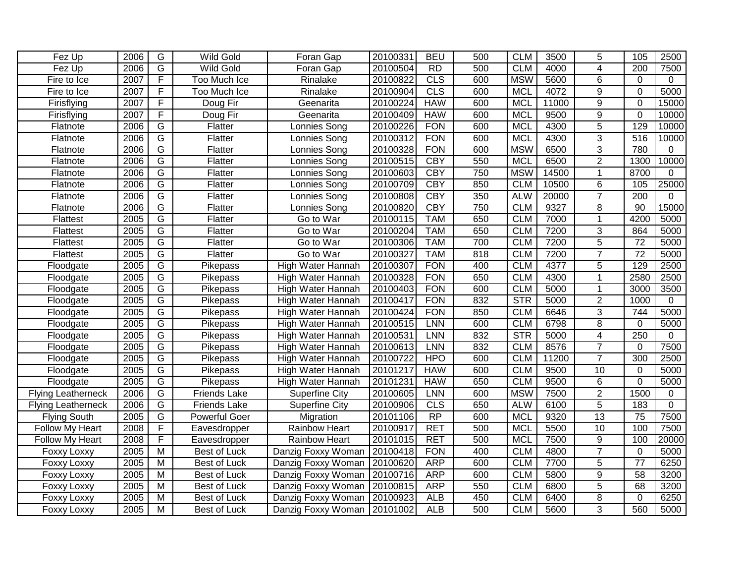| | | | | | | | | | | | | |
|---|---|---|---|---|---|---|---|---|---|---|---|---|
| Fez Up | 2006 | G | Wild Gold | Foran Gap | 20100331 | BEU | 500 | CLM | 3500 | 5 | 105 | 2500 |
| Fez Up | 2006 | G | Wild Gold | Foran Gap | 20100504 | RD | 500 | CLM | 4000 | 4 | 200 | 7500 |
| Fire to Ice | 2007 | F | Too Much Ice | Rinalake | 20100822 | CLS | 600 | MSW | 5600 | 6 | 0 | 0 |
| Fire to Ice | 2007 | F | Too Much Ice | Rinalake | 20100904 | CLS | 600 | MCL | 4072 | 9 | 0 | 5000 |
| Firisflying | 2007 | F | Doug Fir | Geenarita | 20100224 | HAW | 600 | MCL | 11000 | 9 | 0 | 15000 |
| Firisflying | 2007 | F | Doug Fir | Geenarita | 20100409 | HAW | 600 | MCL | 9500 | 9 | 0 | 10000 |
| Flatnote | 2006 | G | Flatter | Lonnies Song | 20100226 | FON | 600 | MCL | 4300 | 5 | 129 | 10000 |
| Flatnote | 2006 | G | Flatter | Lonnies Song | 20100312 | FON | 600 | MCL | 4300 | 3 | 516 | 10000 |
| Flatnote | 2006 | G | Flatter | Lonnies Song | 20100328 | FON | 600 | MSW | 6500 | 3 | 780 | 0 |
| Flatnote | 2006 | G | Flatter | Lonnies Song | 20100515 | CBY | 550 | MCL | 6500 | 2 | 1300 | 10000 |
| Flatnote | 2006 | G | Flatter | Lonnies Song | 20100603 | CBY | 750 | MSW | 14500 | 1 | 8700 | 0 |
| Flatnote | 2006 | G | Flatter | Lonnies Song | 20100709 | CBY | 850 | CLM | 10500 | 6 | 105 | 25000 |
| Flatnote | 2006 | G | Flatter | Lonnies Song | 20100808 | CBY | 350 | ALW | 20000 | 7 | 200 | 0 |
| Flatnote | 2006 | G | Flatter | Lonnies Song | 20100820 | CBY | 750 | CLM | 9327 | 8 | 90 | 15000 |
| Flattest | 2005 | G | Flatter | Go to War | 20100115 | TAM | 650 | CLM | 7000 | 1 | 4200 | 5000 |
| Flattest | 2005 | G | Flatter | Go to War | 20100204 | TAM | 650 | CLM | 7200 | 3 | 864 | 5000 |
| Flattest | 2005 | G | Flatter | Go to War | 20100306 | TAM | 700 | CLM | 7200 | 5 | 72 | 5000 |
| Flattest | 2005 | G | Flatter | Go to War | 20100327 | TAM | 818 | CLM | 7200 | 7 | 72 | 5000 |
| Floodgate | 2005 | G | Pikepass | High Water Hannah | 20100307 | FON | 400 | CLM | 4377 | 5 | 129 | 2500 |
| Floodgate | 2005 | G | Pikepass | High Water Hannah | 20100328 | FON | 650 | CLM | 4300 | 1 | 2580 | 2500 |
| Floodgate | 2005 | G | Pikepass | High Water Hannah | 20100403 | FON | 600 | CLM | 5000 | 1 | 3000 | 3500 |
| Floodgate | 2005 | G | Pikepass | High Water Hannah | 20100417 | FON | 832 | STR | 5000 | 2 | 1000 | 0 |
| Floodgate | 2005 | G | Pikepass | High Water Hannah | 20100424 | FON | 850 | CLM | 6646 | 3 | 744 | 5000 |
| Floodgate | 2005 | G | Pikepass | High Water Hannah | 20100515 | LNN | 600 | CLM | 6798 | 8 | 0 | 5000 |
| Floodgate | 2005 | G | Pikepass | High Water Hannah | 20100531 | LNN | 832 | STR | 5000 | 4 | 250 | 0 |
| Floodgate | 2005 | G | Pikepass | High Water Hannah | 20100613 | LNN | 832 | CLM | 8576 | 7 | 0 | 7500 |
| Floodgate | 2005 | G | Pikepass | High Water Hannah | 20100722 | HPO | 600 | CLM | 11200 | 7 | 300 | 2500 |
| Floodgate | 2005 | G | Pikepass | High Water Hannah | 20101217 | HAW | 600 | CLM | 9500 | 10 | 0 | 5000 |
| Floodgate | 2005 | G | Pikepass | High Water Hannah | 20101231 | HAW | 650 | CLM | 9500 | 6 | 0 | 5000 |
| Flying Leatherneck | 2006 | G | Friends Lake | Superfine City | 20100605 | LNN | 600 | MSW | 7500 | 2 | 1500 | 0 |
| Flying Leatherneck | 2006 | G | Friends Lake | Superfine City | 20100906 | CLS | 650 | ALW | 6100 | 5 | 183 | 0 |
| Flying South | 2005 | G | Powerful Goer | Migration | 20101106 | RP | 600 | MCL | 9320 | 13 | 75 | 7500 |
| Follow My Heart | 2008 | F | Eavesdropper | Rainbow Heart | 20100917 | RET | 500 | MCL | 5500 | 10 | 100 | 7500 |
| Follow My Heart | 2008 | F | Eavesdropper | Rainbow Heart | 20101015 | RET | 500 | MCL | 7500 | 9 | 100 | 20000 |
| Foxxy Loxxy | 2005 | M | Best of Luck | Danzig Foxxy Woman | 20100418 | FON | 400 | CLM | 4800 | 7 | 0 | 5000 |
| Foxxy Loxxy | 2005 | M | Best of Luck | Danzig Foxxy Woman | 20100620 | ARP | 600 | CLM | 7700 | 5 | 77 | 6250 |
| Foxxy Loxxy | 2005 | M | Best of Luck | Danzig Foxxy Woman | 20100716 | ARP | 600 | CLM | 5800 | 9 | 58 | 3200 |
| Foxxy Loxxy | 2005 | M | Best of Luck | Danzig Foxxy Woman | 20100815 | ARP | 550 | CLM | 6800 | 5 | 68 | 3200 |
| Foxxy Loxxy | 2005 | M | Best of Luck | Danzig Foxxy Woman | 20100923 | ALB | 450 | CLM | 6400 | 8 | 0 | 6250 |
| Foxxy Loxxy | 2005 | M | Best of Luck | Danzig Foxxy Woman | 20101002 | ALB | 500 | CLM | 5600 | 3 | 560 | 5000 |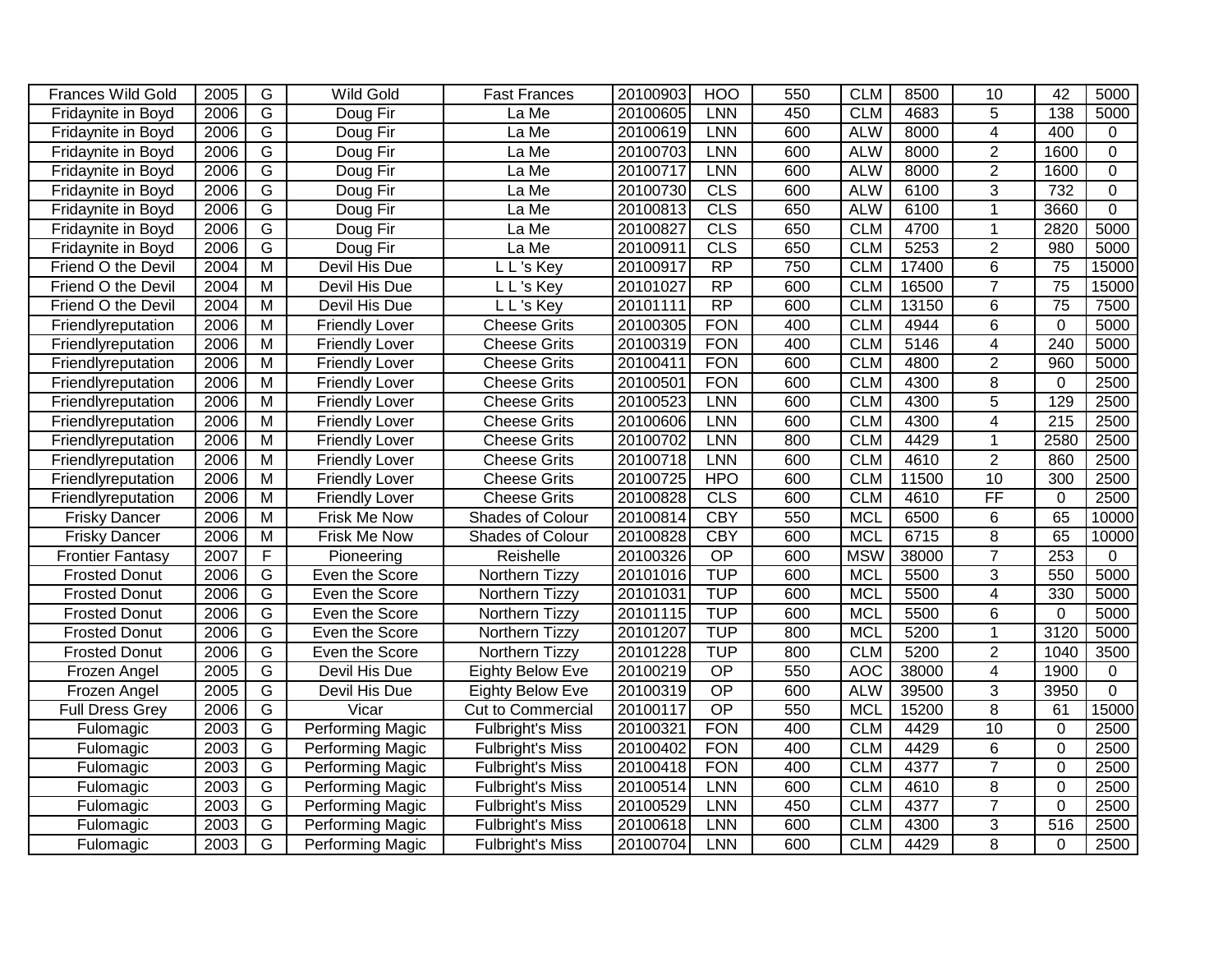| Frances Wild Gold | 2005 | G | Wild Gold | Fast Frances | 20100903 | HOO | 550 | CLM | 8500 | 10 | 42 | 5000 |
|---|---|---|---|---|---|---|---|---|---|---|---|---|
| Fridaynite in Boyd | 2006 | G | Doug Fir | La Me | 20100605 | LNN | 450 | CLM | 4683 | 5 | 138 | 5000 |
| Fridaynite in Boyd | 2006 | G | Doug Fir | La Me | 20100619 | LNN | 600 | ALW | 8000 | 4 | 400 | 0 |
| Fridaynite in Boyd | 2006 | G | Doug Fir | La Me | 20100703 | LNN | 600 | ALW | 8000 | 2 | 1600 | 0 |
| Fridaynite in Boyd | 2006 | G | Doug Fir | La Me | 20100717 | LNN | 600 | ALW | 8000 | 2 | 1600 | 0 |
| Fridaynite in Boyd | 2006 | G | Doug Fir | La Me | 20100730 | CLS | 600 | ALW | 6100 | 3 | 732 | 0 |
| Fridaynite in Boyd | 2006 | G | Doug Fir | La Me | 20100813 | CLS | 650 | ALW | 6100 | 1 | 3660 | 0 |
| Fridaynite in Boyd | 2006 | G | Doug Fir | La Me | 20100827 | CLS | 650 | CLM | 4700 | 1 | 2820 | 5000 |
| Fridaynite in Boyd | 2006 | G | Doug Fir | La Me | 20100911 | CLS | 650 | CLM | 5253 | 2 | 980 | 5000 |
| Friend O the Devil | 2004 | M | Devil His Due | L L 's Key | 20100917 | RP | 750 | CLM | 17400 | 6 | 75 | 15000 |
| Friend O the Devil | 2004 | M | Devil His Due | L L 's Key | 20101027 | RP | 600 | CLM | 16500 | 7 | 75 | 15000 |
| Friend O the Devil | 2004 | M | Devil His Due | L L 's Key | 20101111 | RP | 600 | CLM | 13150 | 6 | 75 | 7500 |
| Friendlyreputation | 2006 | M | Friendly Lover | Cheese Grits | 20100305 | FON | 400 | CLM | 4944 | 6 | 0 | 5000 |
| Friendlyreputation | 2006 | M | Friendly Lover | Cheese Grits | 20100319 | FON | 400 | CLM | 5146 | 4 | 240 | 5000 |
| Friendlyreputation | 2006 | M | Friendly Lover | Cheese Grits | 20100411 | FON | 600 | CLM | 4800 | 2 | 960 | 5000 |
| Friendlyreputation | 2006 | M | Friendly Lover | Cheese Grits | 20100501 | FON | 600 | CLM | 4300 | 8 | 0 | 2500 |
| Friendlyreputation | 2006 | M | Friendly Lover | Cheese Grits | 20100523 | LNN | 600 | CLM | 4300 | 5 | 129 | 2500 |
| Friendlyreputation | 2006 | M | Friendly Lover | Cheese Grits | 20100606 | LNN | 600 | CLM | 4300 | 4 | 215 | 2500 |
| Friendlyreputation | 2006 | M | Friendly Lover | Cheese Grits | 20100702 | LNN | 800 | CLM | 4429 | 1 | 2580 | 2500 |
| Friendlyreputation | 2006 | M | Friendly Lover | Cheese Grits | 20100718 | LNN | 600 | CLM | 4610 | 2 | 860 | 2500 |
| Friendlyreputation | 2006 | M | Friendly Lover | Cheese Grits | 20100725 | HPO | 600 | CLM | 11500 | 10 | 300 | 2500 |
| Friendlyreputation | 2006 | M | Friendly Lover | Cheese Grits | 20100828 | CLS | 600 | CLM | 4610 | FF | 0 | 2500 |
| Frisky Dancer | 2006 | M | Frisk Me Now | Shades of Colour | 20100814 | CBY | 550 | MCL | 6500 | 6 | 65 | 10000 |
| Frisky Dancer | 2006 | M | Frisk Me Now | Shades of Colour | 20100828 | CBY | 600 | MCL | 6715 | 8 | 65 | 10000 |
| Frontier Fantasy | 2007 | F | Pioneering | Reishelle | 20100326 | OP | 600 | MSW | 38000 | 7 | 253 | 0 |
| Frosted Donut | 2006 | G | Even the Score | Northern Tizzy | 20101016 | TUP | 600 | MCL | 5500 | 3 | 550 | 5000 |
| Frosted Donut | 2006 | G | Even the Score | Northern Tizzy | 20101031 | TUP | 600 | MCL | 5500 | 4 | 330 | 5000 |
| Frosted Donut | 2006 | G | Even the Score | Northern Tizzy | 20101115 | TUP | 600 | MCL | 5500 | 6 | 0 | 5000 |
| Frosted Donut | 2006 | G | Even the Score | Northern Tizzy | 20101207 | TUP | 800 | MCL | 5200 | 1 | 3120 | 5000 |
| Frosted Donut | 2006 | G | Even the Score | Northern Tizzy | 20101228 | TUP | 800 | CLM | 5200 | 2 | 1040 | 3500 |
| Frozen Angel | 2005 | G | Devil His Due | Eighty Below Eve | 20100219 | OP | 550 | AOC | 38000 | 4 | 1900 | 0 |
| Frozen Angel | 2005 | G | Devil His Due | Eighty Below Eve | 20100319 | OP | 600 | ALW | 39500 | 3 | 3950 | 0 |
| Full Dress Grey | 2006 | G | Vicar | Cut to Commercial | 20100117 | OP | 550 | MCL | 15200 | 8 | 61 | 15000 |
| Fulomagic | 2003 | G | Performing Magic | Fulbright's Miss | 20100321 | FON | 400 | CLM | 4429 | 10 | 0 | 2500 |
| Fulomagic | 2003 | G | Performing Magic | Fulbright's Miss | 20100402 | FON | 400 | CLM | 4429 | 6 | 0 | 2500 |
| Fulomagic | 2003 | G | Performing Magic | Fulbright's Miss | 20100418 | FON | 400 | CLM | 4377 | 7 | 0 | 2500 |
| Fulomagic | 2003 | G | Performing Magic | Fulbright's Miss | 20100514 | LNN | 600 | CLM | 4610 | 8 | 0 | 2500 |
| Fulomagic | 2003 | G | Performing Magic | Fulbright's Miss | 20100529 | LNN | 450 | CLM | 4377 | 7 | 0 | 2500 |
| Fulomagic | 2003 | G | Performing Magic | Fulbright's Miss | 20100618 | LNN | 600 | CLM | 4300 | 3 | 516 | 2500 |
| Fulomagic | 2003 | G | Performing Magic | Fulbright's Miss | 20100704 | LNN | 600 | CLM | 4429 | 8 | 0 | 2500 |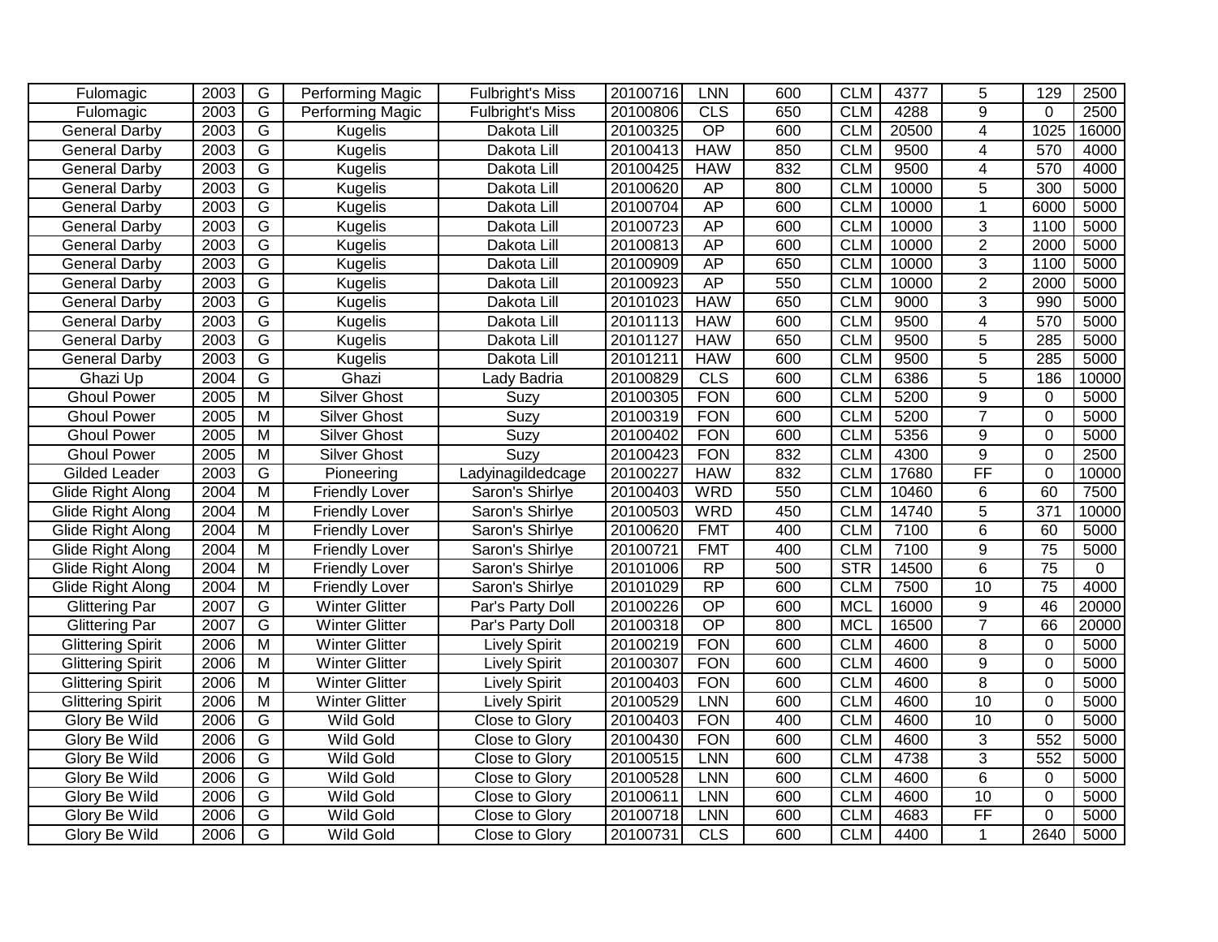| Fulomagic | 2003 | G | Performing Magic | Fulbright's Miss | 20100716 | LNN | 600 | CLM | 4377 | 5 | 129 | 2500 |
|---|---|---|---|---|---|---|---|---|---|---|---|---|
| Fulomagic | 2003 | G | Performing Magic | Fulbright's Miss | 20100806 | CLS | 650 | CLM | 4288 | 9 | 0 | 2500 |
| General Darby | 2003 | G | Kugelis | Dakota Lill | 20100325 | OP | 600 | CLM | 20500 | 4 | 1025 | 16000 |
| General Darby | 2003 | G | Kugelis | Dakota Lill | 20100413 | HAW | 850 | CLM | 9500 | 4 | 570 | 4000 |
| General Darby | 2003 | G | Kugelis | Dakota Lill | 20100425 | HAW | 832 | CLM | 9500 | 4 | 570 | 4000 |
| General Darby | 2003 | G | Kugelis | Dakota Lill | 20100620 | AP | 800 | CLM | 10000 | 5 | 300 | 5000 |
| General Darby | 2003 | G | Kugelis | Dakota Lill | 20100704 | AP | 600 | CLM | 10000 | 1 | 6000 | 5000 |
| General Darby | 2003 | G | Kugelis | Dakota Lill | 20100723 | AP | 600 | CLM | 10000 | 3 | 1100 | 5000 |
| General Darby | 2003 | G | Kugelis | Dakota Lill | 20100813 | AP | 600 | CLM | 10000 | 2 | 2000 | 5000 |
| General Darby | 2003 | G | Kugelis | Dakota Lill | 20100909 | AP | 650 | CLM | 10000 | 3 | 1100 | 5000 |
| General Darby | 2003 | G | Kugelis | Dakota Lill | 20100923 | AP | 550 | CLM | 10000 | 2 | 2000 | 5000 |
| General Darby | 2003 | G | Kugelis | Dakota Lill | 20101023 | HAW | 650 | CLM | 9000 | 3 | 990 | 5000 |
| General Darby | 2003 | G | Kugelis | Dakota Lill | 20101113 | HAW | 600 | CLM | 9500 | 4 | 570 | 5000 |
| General Darby | 2003 | G | Kugelis | Dakota Lill | 20101127 | HAW | 650 | CLM | 9500 | 5 | 285 | 5000 |
| General Darby | 2003 | G | Kugelis | Dakota Lill | 20101211 | HAW | 600 | CLM | 9500 | 5 | 285 | 5000 |
| Ghazi Up | 2004 | G | Ghazi | Lady Badria | 20100829 | CLS | 600 | CLM | 6386 | 5 | 186 | 10000 |
| Ghoul Power | 2005 | M | Silver Ghost | Suzy | 20100305 | FON | 600 | CLM | 5200 | 9 | 0 | 5000 |
| Ghoul Power | 2005 | M | Silver Ghost | Suzy | 20100319 | FON | 600 | CLM | 5200 | 7 | 0 | 5000 |
| Ghoul Power | 2005 | M | Silver Ghost | Suzy | 20100402 | FON | 600 | CLM | 5356 | 9 | 0 | 5000 |
| Ghoul Power | 2005 | M | Silver Ghost | Suzy | 20100423 | FON | 832 | CLM | 4300 | 9 | 0 | 2500 |
| Gilded Leader | 2003 | G | Pioneering | Ladyinagildedcage | 20100227 | HAW | 832 | CLM | 17680 | FF | 0 | 10000 |
| Glide Right Along | 2004 | M | Friendly Lover | Saron's Shirlye | 20100403 | WRD | 550 | CLM | 10460 | 6 | 60 | 7500 |
| Glide Right Along | 2004 | M | Friendly Lover | Saron's Shirlye | 20100503 | WRD | 450 | CLM | 14740 | 5 | 371 | 10000 |
| Glide Right Along | 2004 | M | Friendly Lover | Saron's Shirlye | 20100620 | FMT | 400 | CLM | 7100 | 6 | 60 | 5000 |
| Glide Right Along | 2004 | M | Friendly Lover | Saron's Shirlye | 20100721 | FMT | 400 | CLM | 7100 | 9 | 75 | 5000 |
| Glide Right Along | 2004 | M | Friendly Lover | Saron's Shirlye | 20101006 | RP | 500 | STR | 14500 | 6 | 75 | 0 |
| Glide Right Along | 2004 | M | Friendly Lover | Saron's Shirlye | 20101029 | RP | 600 | CLM | 7500 | 10 | 75 | 4000 |
| Glittering Par | 2007 | G | Winter Glitter | Par's Party Doll | 20100226 | OP | 600 | MCL | 16000 | 9 | 46 | 20000 |
| Glittering Par | 2007 | G | Winter Glitter | Par's Party Doll | 20100318 | OP | 800 | MCL | 16500 | 7 | 66 | 20000 |
| Glittering Spirit | 2006 | M | Winter Glitter | Lively Spirit | 20100219 | FON | 600 | CLM | 4600 | 8 | 0 | 5000 |
| Glittering Spirit | 2006 | M | Winter Glitter | Lively Spirit | 20100307 | FON | 600 | CLM | 4600 | 9 | 0 | 5000 |
| Glittering Spirit | 2006 | M | Winter Glitter | Lively Spirit | 20100403 | FON | 600 | CLM | 4600 | 8 | 0 | 5000 |
| Glittering Spirit | 2006 | M | Winter Glitter | Lively Spirit | 20100529 | LNN | 600 | CLM | 4600 | 10 | 0 | 5000 |
| Glory Be Wild | 2006 | G | Wild Gold | Close to Glory | 20100403 | FON | 400 | CLM | 4600 | 10 | 0 | 5000 |
| Glory Be Wild | 2006 | G | Wild Gold | Close to Glory | 20100430 | FON | 600 | CLM | 4600 | 3 | 552 | 5000 |
| Glory Be Wild | 2006 | G | Wild Gold | Close to Glory | 20100515 | LNN | 600 | CLM | 4738 | 3 | 552 | 5000 |
| Glory Be Wild | 2006 | G | Wild Gold | Close to Glory | 20100528 | LNN | 600 | CLM | 4600 | 6 | 0 | 5000 |
| Glory Be Wild | 2006 | G | Wild Gold | Close to Glory | 20100611 | LNN | 600 | CLM | 4600 | 10 | 0 | 5000 |
| Glory Be Wild | 2006 | G | Wild Gold | Close to Glory | 20100718 | LNN | 600 | CLM | 4683 | FF | 0 | 5000 |
| Glory Be Wild | 2006 | G | Wild Gold | Close to Glory | 20100731 | CLS | 600 | CLM | 4400 | 1 | 2640 | 5000 |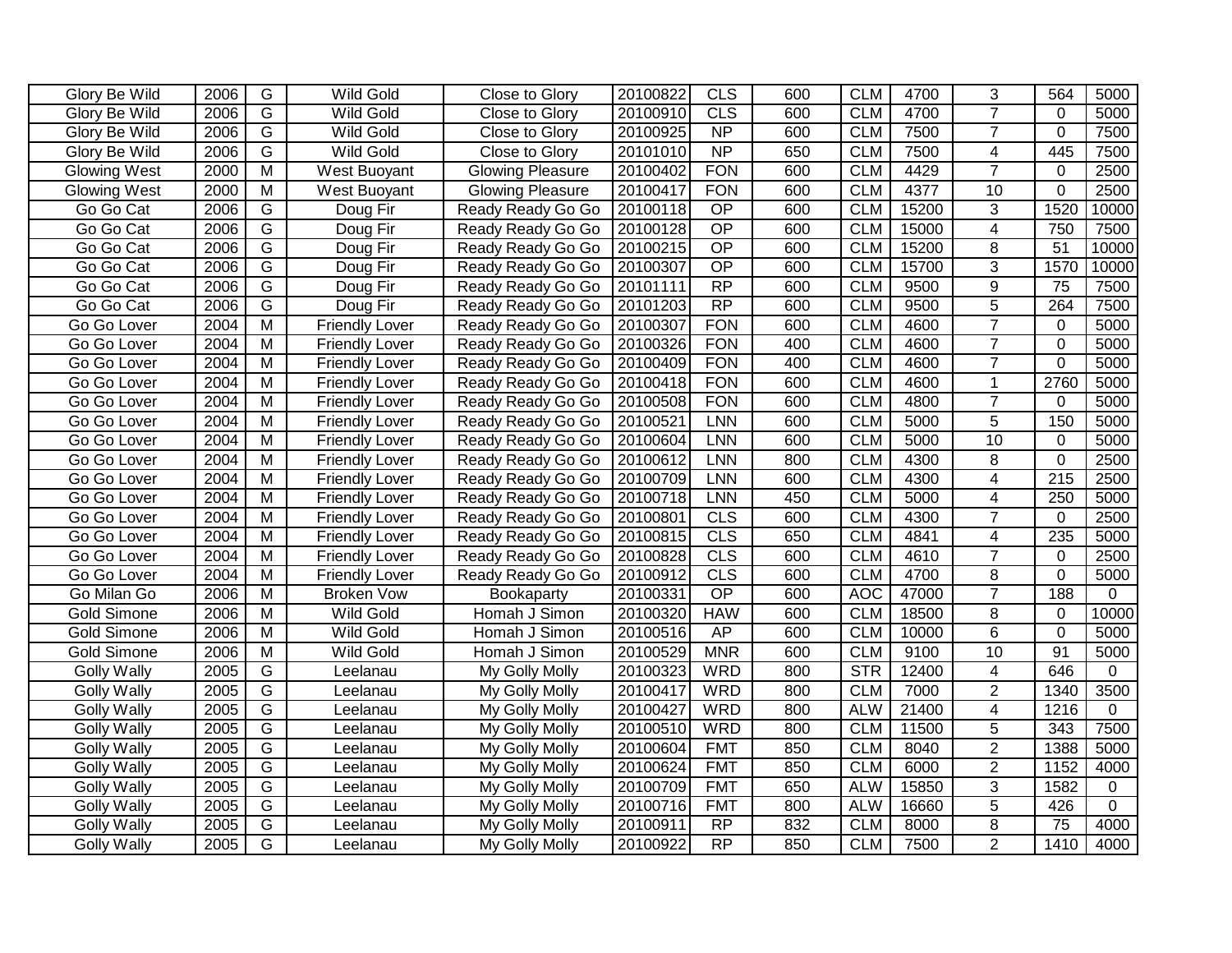| Glory Be Wild | 2006 | G | Wild Gold | Close to Glory | 20100822 | CLS | 600 | CLM | 4700 | 3 | 564 | 5000 |
|---|---|---|---|---|---|---|---|---|---|---|---|---|
| Glory Be Wild | 2006 | G | Wild Gold | Close to Glory | 20100910 | CLS | 600 | CLM | 4700 | 7 | 0 | 5000 |
| Glory Be Wild | 2006 | G | Wild Gold | Close to Glory | 20100925 | NP | 600 | CLM | 7500 | 7 | 0 | 7500 |
| Glory Be Wild | 2006 | G | Wild Gold | Close to Glory | 20101010 | NP | 650 | CLM | 7500 | 4 | 445 | 7500 |
| Glowing West | 2000 | M | West Buoyant | Glowing Pleasure | 20100402 | FON | 600 | CLM | 4429 | 7 | 0 | 2500 |
| Glowing West | 2000 | M | West Buoyant | Glowing Pleasure | 20100417 | FON | 600 | CLM | 4377 | 10 | 0 | 2500 |
| Go Go Cat | 2006 | G | Doug Fir | Ready Ready Go Go | 20100118 | OP | 600 | CLM | 15200 | 3 | 1520 | 10000 |
| Go Go Cat | 2006 | G | Doug Fir | Ready Ready Go Go | 20100128 | OP | 600 | CLM | 15000 | 4 | 750 | 7500 |
| Go Go Cat | 2006 | G | Doug Fir | Ready Ready Go Go | 20100215 | OP | 600 | CLM | 15200 | 8 | 51 | 10000 |
| Go Go Cat | 2006 | G | Doug Fir | Ready Ready Go Go | 20100307 | OP | 600 | CLM | 15700 | 3 | 1570 | 10000 |
| Go Go Cat | 2006 | G | Doug Fir | Ready Ready Go Go | 20101111 | RP | 600 | CLM | 9500 | 9 | 75 | 7500 |
| Go Go Cat | 2006 | G | Doug Fir | Ready Ready Go Go | 20101203 | RP | 600 | CLM | 9500 | 5 | 264 | 7500 |
| Go Go Lover | 2004 | M | Friendly Lover | Ready Ready Go Go | 20100307 | FON | 600 | CLM | 4600 | 7 | 0 | 5000 |
| Go Go Lover | 2004 | M | Friendly Lover | Ready Ready Go Go | 20100326 | FON | 400 | CLM | 4600 | 7 | 0 | 5000 |
| Go Go Lover | 2004 | M | Friendly Lover | Ready Ready Go Go | 20100409 | FON | 400 | CLM | 4600 | 7 | 0 | 5000 |
| Go Go Lover | 2004 | M | Friendly Lover | Ready Ready Go Go | 20100418 | FON | 600 | CLM | 4600 | 1 | 2760 | 5000 |
| Go Go Lover | 2004 | M | Friendly Lover | Ready Ready Go Go | 20100508 | FON | 600 | CLM | 4800 | 7 | 0 | 5000 |
| Go Go Lover | 2004 | M | Friendly Lover | Ready Ready Go Go | 20100521 | LNN | 600 | CLM | 5000 | 5 | 150 | 5000 |
| Go Go Lover | 2004 | M | Friendly Lover | Ready Ready Go Go | 20100604 | LNN | 600 | CLM | 5000 | 10 | 0 | 5000 |
| Go Go Lover | 2004 | M | Friendly Lover | Ready Ready Go Go | 20100612 | LNN | 800 | CLM | 4300 | 8 | 0 | 2500 |
| Go Go Lover | 2004 | M | Friendly Lover | Ready Ready Go Go | 20100709 | LNN | 600 | CLM | 4300 | 4 | 215 | 2500 |
| Go Go Lover | 2004 | M | Friendly Lover | Ready Ready Go Go | 20100718 | LNN | 450 | CLM | 5000 | 4 | 250 | 5000 |
| Go Go Lover | 2004 | M | Friendly Lover | Ready Ready Go Go | 20100801 | CLS | 600 | CLM | 4300 | 7 | 0 | 2500 |
| Go Go Lover | 2004 | M | Friendly Lover | Ready Ready Go Go | 20100815 | CLS | 650 | CLM | 4841 | 4 | 235 | 5000 |
| Go Go Lover | 2004 | M | Friendly Lover | Ready Ready Go Go | 20100828 | CLS | 600 | CLM | 4610 | 7 | 0 | 2500 |
| Go Go Lover | 2004 | M | Friendly Lover | Ready Ready Go Go | 20100912 | CLS | 600 | CLM | 4700 | 8 | 0 | 5000 |
| Go Milan Go | 2006 | M | Broken Vow | Bookaparty | 20100331 | OP | 600 | AOC | 47000 | 7 | 188 | 0 |
| Gold Simone | 2006 | M | Wild Gold | Homah J Simon | 20100320 | HAW | 600 | CLM | 18500 | 8 | 0 | 10000 |
| Gold Simone | 2006 | M | Wild Gold | Homah J Simon | 20100516 | AP | 600 | CLM | 10000 | 6 | 0 | 5000 |
| Gold Simone | 2006 | M | Wild Gold | Homah J Simon | 20100529 | MNR | 600 | CLM | 9100 | 10 | 91 | 5000 |
| Golly Wally | 2005 | G | Leelanau | My Golly Molly | 20100323 | WRD | 800 | STR | 12400 | 4 | 646 | 0 |
| Golly Wally | 2005 | G | Leelanau | My Golly Molly | 20100417 | WRD | 800 | CLM | 7000 | 2 | 1340 | 3500 |
| Golly Wally | 2005 | G | Leelanau | My Golly Molly | 20100427 | WRD | 800 | ALW | 21400 | 4 | 1216 | 0 |
| Golly Wally | 2005 | G | Leelanau | My Golly Molly | 20100510 | WRD | 800 | CLM | 11500 | 5 | 343 | 7500 |
| Golly Wally | 2005 | G | Leelanau | My Golly Molly | 20100604 | FMT | 850 | CLM | 8040 | 2 | 1388 | 5000 |
| Golly Wally | 2005 | G | Leelanau | My Golly Molly | 20100624 | FMT | 850 | CLM | 6000 | 2 | 1152 | 4000 |
| Golly Wally | 2005 | G | Leelanau | My Golly Molly | 20100709 | FMT | 650 | ALW | 15850 | 3 | 1582 | 0 |
| Golly Wally | 2005 | G | Leelanau | My Golly Molly | 20100716 | FMT | 800 | ALW | 16660 | 5 | 426 | 0 |
| Golly Wally | 2005 | G | Leelanau | My Golly Molly | 20100911 | RP | 832 | CLM | 8000 | 8 | 75 | 4000 |
| Golly Wally | 2005 | G | Leelanau | My Golly Molly | 20100922 | RP | 850 | CLM | 7500 | 2 | 1410 | 4000 |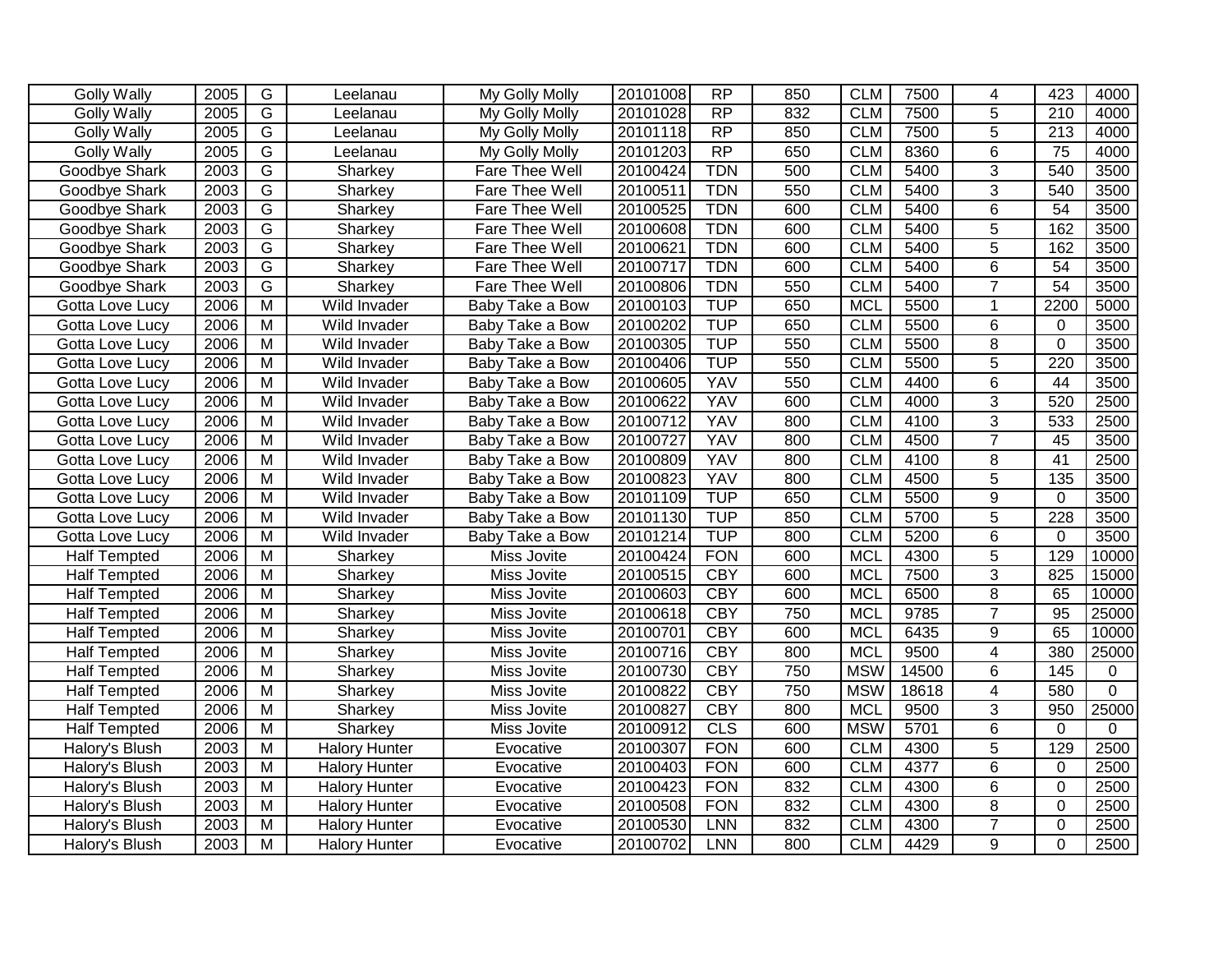| | | | | | | | | | | | | |
|---|---|---|---|---|---|---|---|---|---|---|---|---|
| Golly Wally | 2005 | G | Leelanau | My Golly Molly | 20101008 | RP | 850 | CLM | 7500 | 4 | 423 | 4000 |
| Golly Wally | 2005 | G | Leelanau | My Golly Molly | 20101028 | RP | 832 | CLM | 7500 | 5 | 210 | 4000 |
| Golly Wally | 2005 | G | Leelanau | My Golly Molly | 20101118 | RP | 850 | CLM | 7500 | 5 | 213 | 4000 |
| Golly Wally | 2005 | G | Leelanau | My Golly Molly | 20101203 | RP | 650 | CLM | 8360 | 6 | 75 | 4000 |
| Goodbye Shark | 2003 | G | Sharkey | Fare Thee Well | 20100424 | TDN | 500 | CLM | 5400 | 3 | 540 | 3500 |
| Goodbye Shark | 2003 | G | Sharkey | Fare Thee Well | 20100511 | TDN | 550 | CLM | 5400 | 3 | 540 | 3500 |
| Goodbye Shark | 2003 | G | Sharkey | Fare Thee Well | 20100525 | TDN | 600 | CLM | 5400 | 6 | 54 | 3500 |
| Goodbye Shark | 2003 | G | Sharkey | Fare Thee Well | 20100608 | TDN | 600 | CLM | 5400 | 5 | 162 | 3500 |
| Goodbye Shark | 2003 | G | Sharkey | Fare Thee Well | 20100621 | TDN | 600 | CLM | 5400 | 5 | 162 | 3500 |
| Goodbye Shark | 2003 | G | Sharkey | Fare Thee Well | 20100717 | TDN | 600 | CLM | 5400 | 6 | 54 | 3500 |
| Goodbye Shark | 2003 | G | Sharkey | Fare Thee Well | 20100806 | TDN | 550 | CLM | 5400 | 7 | 54 | 3500 |
| Gotta Love Lucy | 2006 | M | Wild Invader | Baby Take a Bow | 20100103 | TUP | 650 | MCL | 5500 | 1 | 2200 | 5000 |
| Gotta Love Lucy | 2006 | M | Wild Invader | Baby Take a Bow | 20100202 | TUP | 650 | CLM | 5500 | 6 | 0 | 3500 |
| Gotta Love Lucy | 2006 | M | Wild Invader | Baby Take a Bow | 20100305 | TUP | 550 | CLM | 5500 | 8 | 0 | 3500 |
| Gotta Love Lucy | 2006 | M | Wild Invader | Baby Take a Bow | 20100406 | TUP | 550 | CLM | 5500 | 5 | 220 | 3500 |
| Gotta Love Lucy | 2006 | M | Wild Invader | Baby Take a Bow | 20100605 | YAV | 550 | CLM | 4400 | 6 | 44 | 3500 |
| Gotta Love Lucy | 2006 | M | Wild Invader | Baby Take a Bow | 20100622 | YAV | 600 | CLM | 4000 | 3 | 520 | 2500 |
| Gotta Love Lucy | 2006 | M | Wild Invader | Baby Take a Bow | 20100712 | YAV | 800 | CLM | 4100 | 3 | 533 | 2500 |
| Gotta Love Lucy | 2006 | M | Wild Invader | Baby Take a Bow | 20100727 | YAV | 800 | CLM | 4500 | 7 | 45 | 3500 |
| Gotta Love Lucy | 2006 | M | Wild Invader | Baby Take a Bow | 20100809 | YAV | 800 | CLM | 4100 | 8 | 41 | 2500 |
| Gotta Love Lucy | 2006 | M | Wild Invader | Baby Take a Bow | 20100823 | YAV | 800 | CLM | 4500 | 5 | 135 | 3500 |
| Gotta Love Lucy | 2006 | M | Wild Invader | Baby Take a Bow | 20101109 | TUP | 650 | CLM | 5500 | 9 | 0 | 3500 |
| Gotta Love Lucy | 2006 | M | Wild Invader | Baby Take a Bow | 20101130 | TUP | 850 | CLM | 5700 | 5 | 228 | 3500 |
| Gotta Love Lucy | 2006 | M | Wild Invader | Baby Take a Bow | 20101214 | TUP | 800 | CLM | 5200 | 6 | 0 | 3500 |
| Half Tempted | 2006 | M | Sharkey | Miss Jovite | 20100424 | FON | 600 | MCL | 4300 | 5 | 129 | 10000 |
| Half Tempted | 2006 | M | Sharkey | Miss Jovite | 20100515 | CBY | 600 | MCL | 7500 | 3 | 825 | 15000 |
| Half Tempted | 2006 | M | Sharkey | Miss Jovite | 20100603 | CBY | 600 | MCL | 6500 | 8 | 65 | 10000 |
| Half Tempted | 2006 | M | Sharkey | Miss Jovite | 20100618 | CBY | 750 | MCL | 9785 | 7 | 95 | 25000 |
| Half Tempted | 2006 | M | Sharkey | Miss Jovite | 20100701 | CBY | 600 | MCL | 6435 | 9 | 65 | 10000 |
| Half Tempted | 2006 | M | Sharkey | Miss Jovite | 20100716 | CBY | 800 | MCL | 9500 | 4 | 380 | 25000 |
| Half Tempted | 2006 | M | Sharkey | Miss Jovite | 20100730 | CBY | 750 | MSW | 14500 | 6 | 145 | 0 |
| Half Tempted | 2006 | M | Sharkey | Miss Jovite | 20100822 | CBY | 750 | MSW | 18618 | 4 | 580 | 0 |
| Half Tempted | 2006 | M | Sharkey | Miss Jovite | 20100827 | CBY | 800 | MCL | 9500 | 3 | 950 | 25000 |
| Half Tempted | 2006 | M | Sharkey | Miss Jovite | 20100912 | CLS | 600 | MSW | 5701 | 6 | 0 | 0 |
| Halory's Blush | 2003 | M | Halory Hunter | Evocative | 20100307 | FON | 600 | CLM | 4300 | 5 | 129 | 2500 |
| Halory's Blush | 2003 | M | Halory Hunter | Evocative | 20100403 | FON | 600 | CLM | 4377 | 6 | 0 | 2500 |
| Halory's Blush | 2003 | M | Halory Hunter | Evocative | 20100423 | FON | 832 | CLM | 4300 | 6 | 0 | 2500 |
| Halory's Blush | 2003 | M | Halory Hunter | Evocative | 20100508 | FON | 832 | CLM | 4300 | 8 | 0 | 2500 |
| Halory's Blush | 2003 | M | Halory Hunter | Evocative | 20100530 | LNN | 832 | CLM | 4300 | 7 | 0 | 2500 |
| Halory's Blush | 2003 | M | Halory Hunter | Evocative | 20100702 | LNN | 800 | CLM | 4429 | 9 | 0 | 2500 |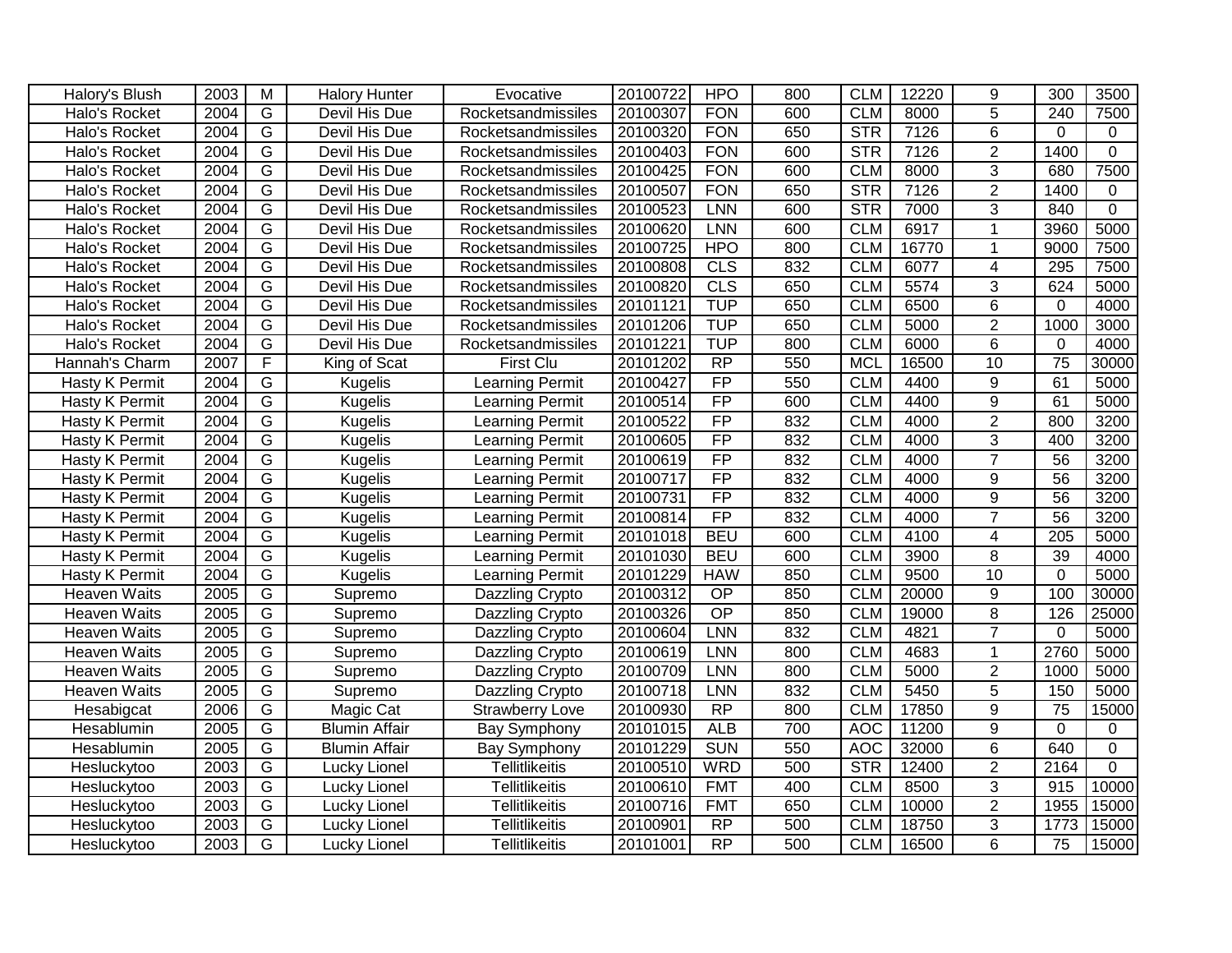| | | | | | | | | | | | | |
|---|---|---|---|---|---|---|---|---|---|---|---|---|
| Halory's Blush | 2003 | M | Halory Hunter | Evocative | 20100722 | HPO | 800 | CLM | 12220 | 9 | 300 | 3500 |
| Halo's Rocket | 2004 | G | Devil His Due | Rocketsandmissiles | 20100307 | FON | 600 | CLM | 8000 | 5 | 240 | 7500 |
| Halo's Rocket | 2004 | G | Devil His Due | Rocketsandmissiles | 20100320 | FON | 650 | STR | 7126 | 6 | 0 | 0 |
| Halo's Rocket | 2004 | G | Devil His Due | Rocketsandmissiles | 20100403 | FON | 600 | STR | 7126 | 2 | 1400 | 0 |
| Halo's Rocket | 2004 | G | Devil His Due | Rocketsandmissiles | 20100425 | FON | 600 | CLM | 8000 | 3 | 680 | 7500 |
| Halo's Rocket | 2004 | G | Devil His Due | Rocketsandmissiles | 20100507 | FON | 650 | STR | 7126 | 2 | 1400 | 0 |
| Halo's Rocket | 2004 | G | Devil His Due | Rocketsandmissiles | 20100523 | LNN | 600 | STR | 7000 | 3 | 840 | 0 |
| Halo's Rocket | 2004 | G | Devil His Due | Rocketsandmissiles | 20100620 | LNN | 600 | CLM | 6917 | 1 | 3960 | 5000 |
| Halo's Rocket | 2004 | G | Devil His Due | Rocketsandmissiles | 20100725 | HPO | 800 | CLM | 16770 | 1 | 9000 | 7500 |
| Halo's Rocket | 2004 | G | Devil His Due | Rocketsandmissiles | 20100808 | CLS | 832 | CLM | 6077 | 4 | 295 | 7500 |
| Halo's Rocket | 2004 | G | Devil His Due | Rocketsandmissiles | 20100820 | CLS | 650 | CLM | 5574 | 3 | 624 | 5000 |
| Halo's Rocket | 2004 | G | Devil His Due | Rocketsandmissiles | 20101121 | TUP | 650 | CLM | 6500 | 6 | 0 | 4000 |
| Halo's Rocket | 2004 | G | Devil His Due | Rocketsandmissiles | 20101206 | TUP | 650 | CLM | 5000 | 2 | 1000 | 3000 |
| Halo's Rocket | 2004 | G | Devil His Due | Rocketsandmissiles | 20101221 | TUP | 800 | CLM | 6000 | 6 | 0 | 4000 |
| Hannah's Charm | 2007 | F | King of Scat | First Clu | 20101202 | RP | 550 | MCL | 16500 | 10 | 75 | 30000 |
| Hasty K Permit | 2004 | G | Kugelis | Learning Permit | 20100427 | FP | 550 | CLM | 4400 | 9 | 61 | 5000 |
| Hasty K Permit | 2004 | G | Kugelis | Learning Permit | 20100514 | FP | 600 | CLM | 4400 | 9 | 61 | 5000 |
| Hasty K Permit | 2004 | G | Kugelis | Learning Permit | 20100522 | FP | 832 | CLM | 4000 | 2 | 800 | 3200 |
| Hasty K Permit | 2004 | G | Kugelis | Learning Permit | 20100605 | FP | 832 | CLM | 4000 | 3 | 400 | 3200 |
| Hasty K Permit | 2004 | G | Kugelis | Learning Permit | 20100619 | FP | 832 | CLM | 4000 | 7 | 56 | 3200 |
| Hasty K Permit | 2004 | G | Kugelis | Learning Permit | 20100717 | FP | 832 | CLM | 4000 | 9 | 56 | 3200 |
| Hasty K Permit | 2004 | G | Kugelis | Learning Permit | 20100731 | FP | 832 | CLM | 4000 | 9 | 56 | 3200 |
| Hasty K Permit | 2004 | G | Kugelis | Learning Permit | 20100814 | FP | 832 | CLM | 4000 | 7 | 56 | 3200 |
| Hasty K Permit | 2004 | G | Kugelis | Learning Permit | 20101018 | BEU | 600 | CLM | 4100 | 4 | 205 | 5000 |
| Hasty K Permit | 2004 | G | Kugelis | Learning Permit | 20101030 | BEU | 600 | CLM | 3900 | 8 | 39 | 4000 |
| Hasty K Permit | 2004 | G | Kugelis | Learning Permit | 20101229 | HAW | 850 | CLM | 9500 | 10 | 0 | 5000 |
| Heaven Waits | 2005 | G | Supremo | Dazzling Crypto | 20100312 | OP | 850 | CLM | 20000 | 9 | 100 | 30000 |
| Heaven Waits | 2005 | G | Supremo | Dazzling Crypto | 20100326 | OP | 850 | CLM | 19000 | 8 | 126 | 25000 |
| Heaven Waits | 2005 | G | Supremo | Dazzling Crypto | 20100604 | LNN | 832 | CLM | 4821 | 7 | 0 | 5000 |
| Heaven Waits | 2005 | G | Supremo | Dazzling Crypto | 20100619 | LNN | 800 | CLM | 4683 | 1 | 2760 | 5000 |
| Heaven Waits | 2005 | G | Supremo | Dazzling Crypto | 20100709 | LNN | 800 | CLM | 5000 | 2 | 1000 | 5000 |
| Heaven Waits | 2005 | G | Supremo | Dazzling Crypto | 20100718 | LNN | 832 | CLM | 5450 | 5 | 150 | 5000 |
| Hesabigcat | 2006 | G | Magic Cat | Strawberry Love | 20100930 | RP | 800 | CLM | 17850 | 9 | 75 | 15000 |
| Hesablumin | 2005 | G | Blumin Affair | Bay Symphony | 20101015 | ALB | 700 | AOC | 11200 | 9 | 0 | 0 |
| Hesablumin | 2005 | G | Blumin Affair | Bay Symphony | 20101229 | SUN | 550 | AOC | 32000 | 6 | 640 | 0 |
| Hesluckytoo | 2003 | G | Lucky Lionel | Tellitlikeitis | 20100510 | WRD | 500 | STR | 12400 | 2 | 2164 | 0 |
| Hesluckytoo | 2003 | G | Lucky Lionel | Tellitlikeitis | 20100610 | FMT | 400 | CLM | 8500 | 3 | 915 | 10000 |
| Hesluckytoo | 2003 | G | Lucky Lionel | Tellitlikeitis | 20100716 | FMT | 650 | CLM | 10000 | 2 | 1955 | 15000 |
| Hesluckytoo | 2003 | G | Lucky Lionel | Tellitlikeitis | 20100901 | RP | 500 | CLM | 18750 | 3 | 1773 | 15000 |
| Hesluckytoo | 2003 | G | Lucky Lionel | Tellitlikeitis | 20101001 | RP | 500 | CLM | 16500 | 6 | 75 | 15000 |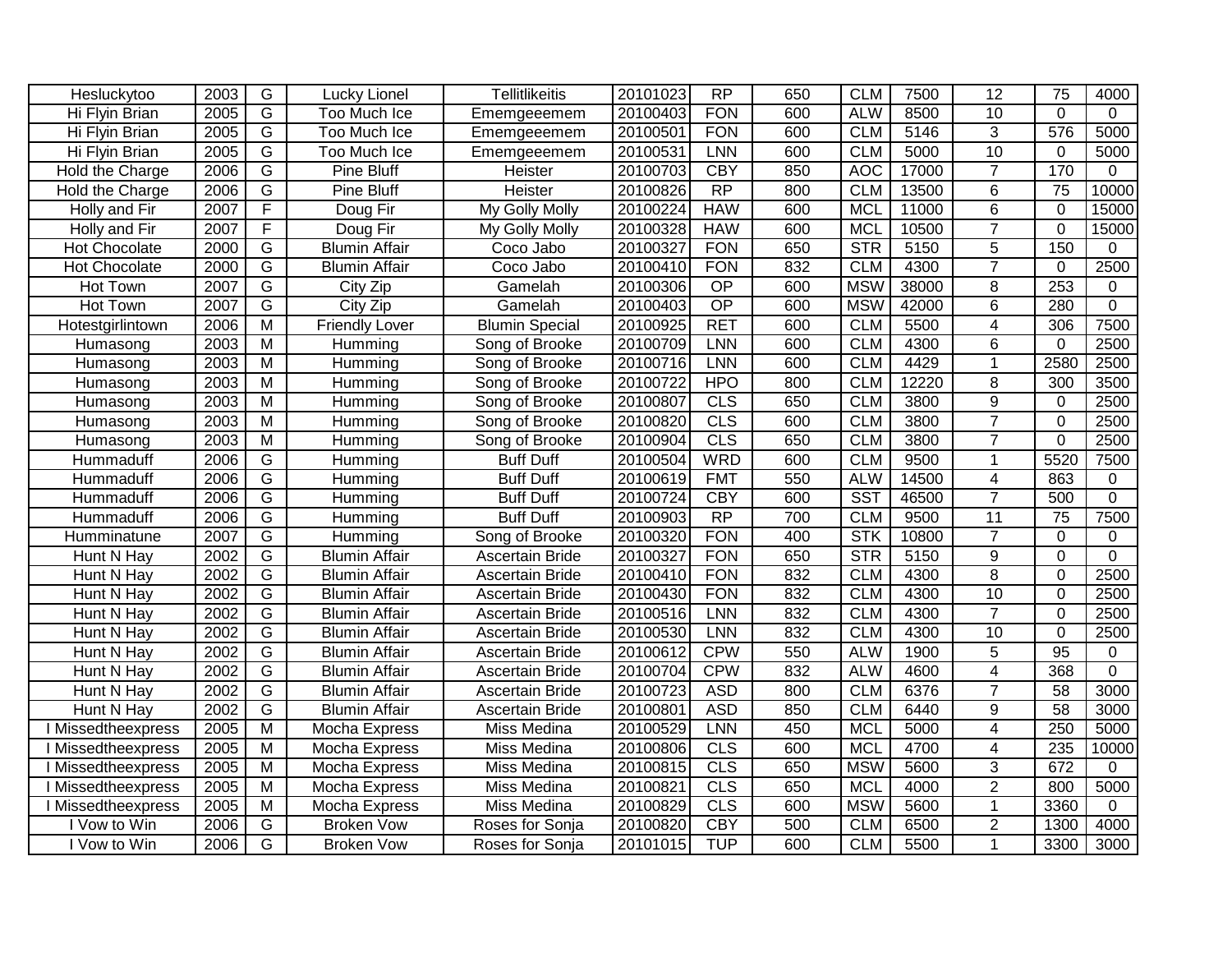| | | | | | | | | | | | | |
|---|---|---|---|---|---|---|---|---|---|---|---|---|
| Hesluckytoo | 2003 | G | Lucky Lionel | Tellitlikeitis | 20101023 | RP | 650 | CLM | 7500 | 12 | 75 | 4000 |
| Hi Flyin Brian | 2005 | G | Too Much Ice | Ememgeeemem | 20100403 | FON | 600 | ALW | 8500 | 10 | 0 | 0 |
| Hi Flyin Brian | 2005 | G | Too Much Ice | Ememgeeemem | 20100501 | FON | 600 | CLM | 5146 | 3 | 576 | 5000 |
| Hi Flyin Brian | 2005 | G | Too Much Ice | Ememgeeemem | 20100531 | LNN | 600 | CLM | 5000 | 10 | 0 | 5000 |
| Hold the Charge | 2006 | G | Pine Bluff | Heister | 20100703 | CBY | 850 | AOC | 17000 | 7 | 170 | 0 |
| Hold the Charge | 2006 | G | Pine Bluff | Heister | 20100826 | RP | 800 | CLM | 13500 | 6 | 75 | 10000 |
| Holly and Fir | 2007 | F | Doug Fir | My Golly Molly | 20100224 | HAW | 600 | MCL | 11000 | 6 | 0 | 15000 |
| Holly and Fir | 2007 | F | Doug Fir | My Golly Molly | 20100328 | HAW | 600 | MCL | 10500 | 7 | 0 | 15000 |
| Hot Chocolate | 2000 | G | Blumin Affair | Coco Jabo | 20100327 | FON | 650 | STR | 5150 | 5 | 150 | 0 |
| Hot Chocolate | 2000 | G | Blumin Affair | Coco Jabo | 20100410 | FON | 832 | CLM | 4300 | 7 | 0 | 2500 |
| Hot Town | 2007 | G | City Zip | Gamelah | 20100306 | OP | 600 | MSW | 38000 | 8 | 253 | 0 |
| Hot Town | 2007 | G | City Zip | Gamelah | 20100403 | OP | 600 | MSW | 42000 | 6 | 280 | 0 |
| Hotestgirlintown | 2006 | M | Friendly Lover | Blumin Special | 20100925 | RET | 600 | CLM | 5500 | 4 | 306 | 7500 |
| Humasong | 2003 | M | Humming | Song of Brooke | 20100709 | LNN | 600 | CLM | 4300 | 6 | 0 | 2500 |
| Humasong | 2003 | M | Humming | Song of Brooke | 20100716 | LNN | 600 | CLM | 4429 | 1 | 2580 | 2500 |
| Humasong | 2003 | M | Humming | Song of Brooke | 20100722 | HPO | 800 | CLM | 12220 | 8 | 300 | 3500 |
| Humasong | 2003 | M | Humming | Song of Brooke | 20100807 | CLS | 650 | CLM | 3800 | 9 | 0 | 2500 |
| Humasong | 2003 | M | Humming | Song of Brooke | 20100820 | CLS | 600 | CLM | 3800 | 7 | 0 | 2500 |
| Humasong | 2003 | M | Humming | Song of Brooke | 20100904 | CLS | 650 | CLM | 3800 | 7 | 0 | 2500 |
| Hummaduff | 2006 | G | Humming | Buff Duff | 20100504 | WRD | 600 | CLM | 9500 | 1 | 5520 | 7500 |
| Hummaduff | 2006 | G | Humming | Buff Duff | 20100619 | FMT | 550 | ALW | 14500 | 4 | 863 | 0 |
| Hummaduff | 2006 | G | Humming | Buff Duff | 20100724 | CBY | 600 | SST | 46500 | 7 | 500 | 0 |
| Hummaduff | 2006 | G | Humming | Buff Duff | 20100903 | RP | 700 | CLM | 9500 | 11 | 75 | 7500 |
| Humminatune | 2007 | G | Humming | Song of Brooke | 20100320 | FON | 400 | STK | 10800 | 7 | 0 | 0 |
| Hunt N Hay | 2002 | G | Blumin Affair | Ascertain Bride | 20100327 | FON | 650 | STR | 5150 | 9 | 0 | 0 |
| Hunt N Hay | 2002 | G | Blumin Affair | Ascertain Bride | 20100410 | FON | 832 | CLM | 4300 | 8 | 0 | 2500 |
| Hunt N Hay | 2002 | G | Blumin Affair | Ascertain Bride | 20100430 | FON | 832 | CLM | 4300 | 10 | 0 | 2500 |
| Hunt N Hay | 2002 | G | Blumin Affair | Ascertain Bride | 20100516 | LNN | 832 | CLM | 4300 | 7 | 0 | 2500 |
| Hunt N Hay | 2002 | G | Blumin Affair | Ascertain Bride | 20100530 | LNN | 832 | CLM | 4300 | 10 | 0 | 2500 |
| Hunt N Hay | 2002 | G | Blumin Affair | Ascertain Bride | 20100612 | CPW | 550 | ALW | 1900 | 5 | 95 | 0 |
| Hunt N Hay | 2002 | G | Blumin Affair | Ascertain Bride | 20100704 | CPW | 832 | ALW | 4600 | 4 | 368 | 0 |
| Hunt N Hay | 2002 | G | Blumin Affair | Ascertain Bride | 20100723 | ASD | 800 | CLM | 6376 | 7 | 58 | 3000 |
| Hunt N Hay | 2002 | G | Blumin Affair | Ascertain Bride | 20100801 | ASD | 850 | CLM | 6440 | 9 | 58 | 3000 |
| I Missedtheexpress | 2005 | M | Mocha Express | Miss Medina | 20100529 | LNN | 450 | MCL | 5000 | 4 | 250 | 5000 |
| I Missedtheexpress | 2005 | M | Mocha Express | Miss Medina | 20100806 | CLS | 600 | MCL | 4700 | 4 | 235 | 10000 |
| I Missedtheexpress | 2005 | M | Mocha Express | Miss Medina | 20100815 | CLS | 650 | MSW | 5600 | 3 | 672 | 0 |
| I Missedtheexpress | 2005 | M | Mocha Express | Miss Medina | 20100821 | CLS | 650 | MCL | 4000 | 2 | 800 | 5000 |
| I Missedtheexpress | 2005 | M | Mocha Express | Miss Medina | 20100829 | CLS | 600 | MSW | 5600 | 1 | 3360 | 0 |
| I Vow to Win | 2006 | G | Broken Vow | Roses for Sonja | 20100820 | CBY | 500 | CLM | 6500 | 2 | 1300 | 4000 |
| I Vow to Win | 2006 | G | Broken Vow | Roses for Sonja | 20101015 | TUP | 600 | CLM | 5500 | 1 | 3300 | 3000 |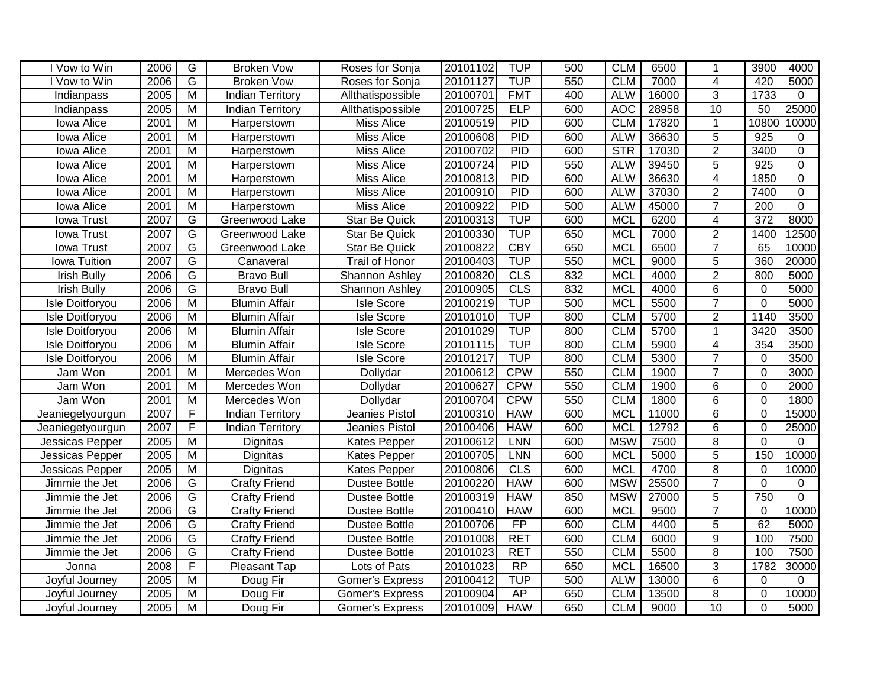| | | | | | | | | | | | | |
|---|---|---|---|---|---|---|---|---|---|---|---|---|
| I Vow to Win | 2006 | G | Broken Vow | Roses for Sonja | 20101102 | TUP | 500 | CLM | 6500 | 1 | 3900 | 4000 |
| I Vow to Win | 2006 | G | Broken Vow | Roses for Sonja | 20101127 | TUP | 550 | CLM | 7000 | 4 | 420 | 5000 |
| Indianpass | 2005 | M | Indian Territory | Allthatispossible | 20100701 | FMT | 400 | ALW | 16000 | 3 | 1733 | 0 |
| Indianpass | 2005 | M | Indian Territory | Allthatispossible | 20100725 | ELP | 600 | AOC | 28958 | 10 | 50 | 25000 |
| Iowa Alice | 2001 | M | Harperstown | Miss Alice | 20100519 | PID | 600 | CLM | 17820 | 1 | 10800 | 10000 |
| Iowa Alice | 2001 | M | Harperstown | Miss Alice | 20100608 | PID | 600 | ALW | 36630 | 5 | 925 | 0 |
| Iowa Alice | 2001 | M | Harperstown | Miss Alice | 20100702 | PID | 600 | STR | 17030 | 2 | 3400 | 0 |
| Iowa Alice | 2001 | M | Harperstown | Miss Alice | 20100724 | PID | 550 | ALW | 39450 | 5 | 925 | 0 |
| Iowa Alice | 2001 | M | Harperstown | Miss Alice | 20100813 | PID | 600 | ALW | 36630 | 4 | 1850 | 0 |
| Iowa Alice | 2001 | M | Harperstown | Miss Alice | 20100910 | PID | 600 | ALW | 37030 | 2 | 7400 | 0 |
| Iowa Alice | 2001 | M | Harperstown | Miss Alice | 20100922 | PID | 500 | ALW | 45000 | 7 | 200 | 0 |
| Iowa Trust | 2007 | G | Greenwood Lake | Star Be Quick | 20100313 | TUP | 600 | MCL | 6200 | 4 | 372 | 8000 |
| Iowa Trust | 2007 | G | Greenwood Lake | Star Be Quick | 20100330 | TUP | 650 | MCL | 7000 | 2 | 1400 | 12500 |
| Iowa Trust | 2007 | G | Greenwood Lake | Star Be Quick | 20100822 | CBY | 650 | MCL | 6500 | 7 | 65 | 10000 |
| Iowa Tuition | 2007 | G | Canaveral | Trail of Honor | 20100403 | TUP | 550 | MCL | 9000 | 5 | 360 | 20000 |
| Irish Bully | 2006 | G | Bravo Bull | Shannon Ashley | 20100820 | CLS | 832 | MCL | 4000 | 2 | 800 | 5000 |
| Irish Bully | 2006 | G | Bravo Bull | Shannon Ashley | 20100905 | CLS | 832 | MCL | 4000 | 6 | 0 | 5000 |
| Isle Doitforyou | 2006 | M | Blumin Affair | Isle Score | 20100219 | TUP | 500 | MCL | 5500 | 7 | 0 | 5000 |
| Isle Doitforyou | 2006 | M | Blumin Affair | Isle Score | 20101010 | TUP | 800 | CLM | 5700 | 2 | 1140 | 3500 |
| Isle Doitforyou | 2006 | M | Blumin Affair | Isle Score | 20101029 | TUP | 800 | CLM | 5700 | 1 | 3420 | 3500 |
| Isle Doitforyou | 2006 | M | Blumin Affair | Isle Score | 20101115 | TUP | 800 | CLM | 5900 | 4 | 354 | 3500 |
| Isle Doitforyou | 2006 | M | Blumin Affair | Isle Score | 20101217 | TUP | 800 | CLM | 5300 | 7 | 0 | 3500 |
| Jam Won | 2001 | M | Mercedes Won | Dollydar | 20100612 | CPW | 550 | CLM | 1900 | 7 | 0 | 3000 |
| Jam Won | 2001 | M | Mercedes Won | Dollydar | 20100627 | CPW | 550 | CLM | 1900 | 6 | 0 | 2000 |
| Jam Won | 2001 | M | Mercedes Won | Dollydar | 20100704 | CPW | 550 | CLM | 1800 | 6 | 0 | 1800 |
| Jeaniegetyourgun | 2007 | F | Indian Territory | Jeanies Pistol | 20100310 | HAW | 600 | MCL | 11000 | 6 | 0 | 15000 |
| Jeaniegetyourgun | 2007 | F | Indian Territory | Jeanies Pistol | 20100406 | HAW | 600 | MCL | 12792 | 6 | 0 | 25000 |
| Jessicas Pepper | 2005 | M | Dignitas | Kates Pepper | 20100612 | LNN | 600 | MSW | 7500 | 8 | 0 | 0 |
| Jessicas Pepper | 2005 | M | Dignitas | Kates Pepper | 20100705 | LNN | 600 | MCL | 5000 | 5 | 150 | 10000 |
| Jessicas Pepper | 2005 | M | Dignitas | Kates Pepper | 20100806 | CLS | 600 | MCL | 4700 | 8 | 0 | 10000 |
| Jimmie the Jet | 2006 | G | Crafty Friend | Dustee Bottle | 20100220 | HAW | 600 | MSW | 25500 | 7 | 0 | 0 |
| Jimmie the Jet | 2006 | G | Crafty Friend | Dustee Bottle | 20100319 | HAW | 850 | MSW | 27000 | 5 | 750 | 0 |
| Jimmie the Jet | 2006 | G | Crafty Friend | Dustee Bottle | 20100410 | HAW | 600 | MCL | 9500 | 7 | 0 | 10000 |
| Jimmie the Jet | 2006 | G | Crafty Friend | Dustee Bottle | 20100706 | FP | 600 | CLM | 4400 | 5 | 62 | 5000 |
| Jimmie the Jet | 2006 | G | Crafty Friend | Dustee Bottle | 20101008 | RET | 600 | CLM | 6000 | 9 | 100 | 7500 |
| Jimmie the Jet | 2006 | G | Crafty Friend | Dustee Bottle | 20101023 | RET | 550 | CLM | 5500 | 8 | 100 | 7500 |
| Jonna | 2008 | F | Pleasant Tap | Lots of Pats | 20101023 | RP | 650 | MCL | 16500 | 3 | 1782 | 30000 |
| Joyful Journey | 2005 | M | Doug Fir | Gomer's Express | 20100412 | TUP | 500 | ALW | 13000 | 6 | 0 | 0 |
| Joyful Journey | 2005 | M | Doug Fir | Gomer's Express | 20100904 | AP | 650 | CLM | 13500 | 8 | 0 | 10000 |
| Joyful Journey | 2005 | M | Doug Fir | Gomer's Express | 20101009 | HAW | 650 | CLM | 9000 | 10 | 0 | 5000 |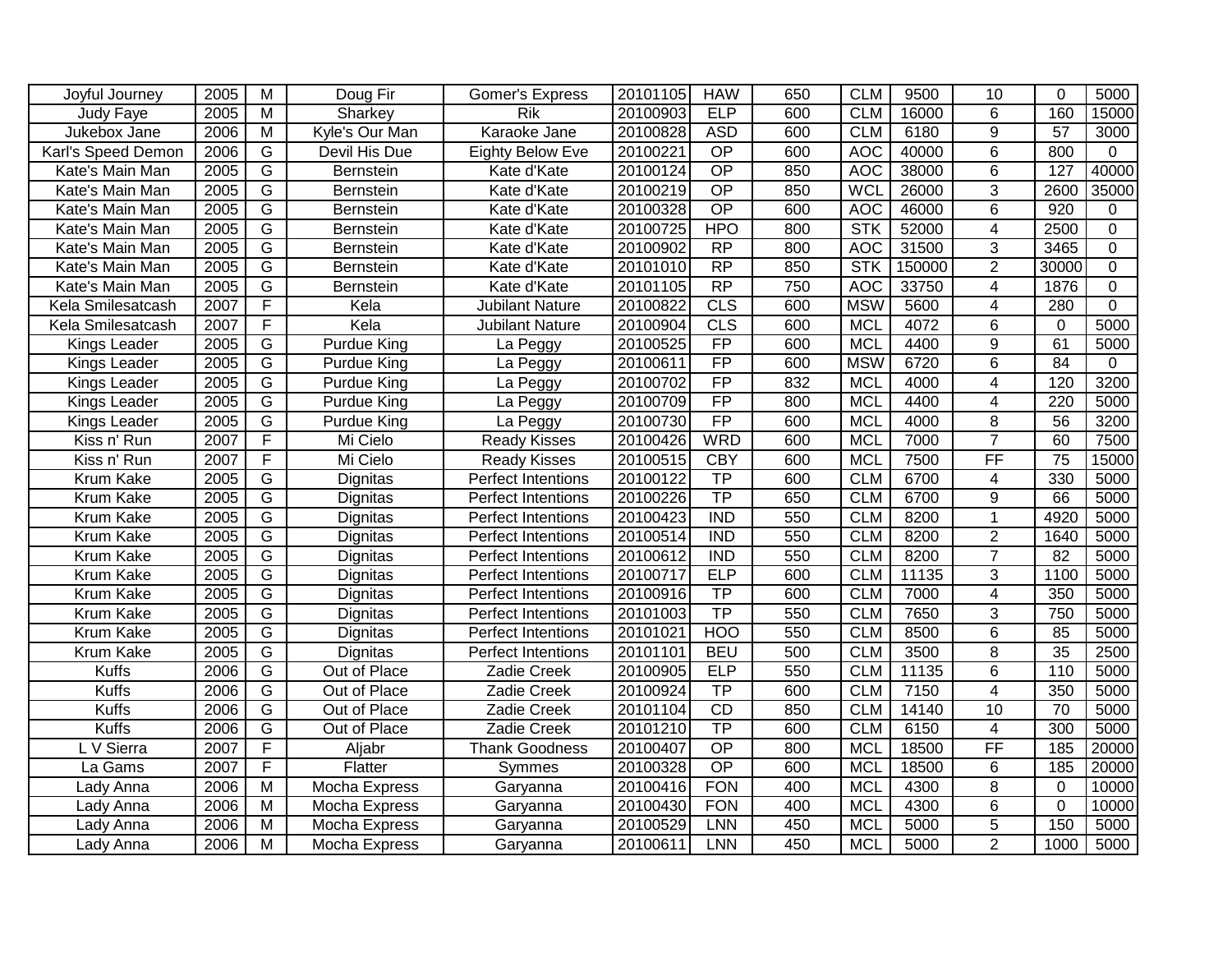| Joyful Journey | 2005 | M | Doug Fir | Gomer's Express | 20101105 | HAW | 650 | CLM | 9500 | 10 | 0 | 5000 |
|---|---|---|---|---|---|---|---|---|---|---|---|---|
| Judy Faye | 2005 | M | Sharkey | Rik | 20100903 | ELP | 600 | CLM | 16000 | 6 | 160 | 15000 |
| Jukebox Jane | 2006 | M | Kyle's Our Man | Karaoke Jane | 20100828 | ASD | 600 | CLM | 6180 | 9 | 57 | 3000 |
| Karl's Speed Demon | 2006 | G | Devil His Due | Eighty Below Eve | 20100221 | OP | 600 | AOC | 40000 | 6 | 800 | 0 |
| Kate's Main Man | 2005 | G | Bernstein | Kate d'Kate | 20100124 | OP | 850 | AOC | 38000 | 6 | 127 | 40000 |
| Kate's Main Man | 2005 | G | Bernstein | Kate d'Kate | 20100219 | OP | 850 | WCL | 26000 | 3 | 2600 | 35000 |
| Kate's Main Man | 2005 | G | Bernstein | Kate d'Kate | 20100328 | OP | 600 | AOC | 46000 | 6 | 920 | 0 |
| Kate's Main Man | 2005 | G | Bernstein | Kate d'Kate | 20100725 | HPO | 800 | STK | 52000 | 4 | 2500 | 0 |
| Kate's Main Man | 2005 | G | Bernstein | Kate d'Kate | 20100902 | RP | 800 | AOC | 31500 | 3 | 3465 | 0 |
| Kate's Main Man | 2005 | G | Bernstein | Kate d'Kate | 20101010 | RP | 850 | STK | 150000 | 2 | 30000 | 0 |
| Kate's Main Man | 2005 | G | Bernstein | Kate d'Kate | 20101105 | RP | 750 | AOC | 33750 | 4 | 1876 | 0 |
| Kela Smilesatcash | 2007 | F | Kela | Jubilant Nature | 20100822 | CLS | 600 | MSW | 5600 | 4 | 280 | 0 |
| Kela Smilesatcash | 2007 | F | Kela | Jubilant Nature | 20100904 | CLS | 600 | MCL | 4072 | 6 | 0 | 5000 |
| Kings Leader | 2005 | G | Purdue King | La Peggy | 20100525 | FP | 600 | MCL | 4400 | 9 | 61 | 5000 |
| Kings Leader | 2005 | G | Purdue King | La Peggy | 20100611 | FP | 600 | MSW | 6720 | 6 | 84 | 0 |
| Kings Leader | 2005 | G | Purdue King | La Peggy | 20100702 | FP | 832 | MCL | 4000 | 4 | 120 | 3200 |
| Kings Leader | 2005 | G | Purdue King | La Peggy | 20100709 | FP | 800 | MCL | 4400 | 4 | 220 | 5000 |
| Kings Leader | 2005 | G | Purdue King | La Peggy | 20100730 | FP | 600 | MCL | 4000 | 8 | 56 | 3200 |
| Kiss n' Run | 2007 | F | Mi Cielo | Ready Kisses | 20100426 | WRD | 600 | MCL | 7000 | 7 | 60 | 7500 |
| Kiss n' Run | 2007 | F | Mi Cielo | Ready Kisses | 20100515 | CBY | 600 | MCL | 7500 | FF | 75 | 15000 |
| Krum Kake | 2005 | G | Dignitas | Perfect Intentions | 20100122 | TP | 600 | CLM | 6700 | 4 | 330 | 5000 |
| Krum Kake | 2005 | G | Dignitas | Perfect Intentions | 20100226 | TP | 650 | CLM | 6700 | 9 | 66 | 5000 |
| Krum Kake | 2005 | G | Dignitas | Perfect Intentions | 20100423 | IND | 550 | CLM | 8200 | 1 | 4920 | 5000 |
| Krum Kake | 2005 | G | Dignitas | Perfect Intentions | 20100514 | IND | 550 | CLM | 8200 | 2 | 1640 | 5000 |
| Krum Kake | 2005 | G | Dignitas | Perfect Intentions | 20100612 | IND | 550 | CLM | 8200 | 7 | 82 | 5000 |
| Krum Kake | 2005 | G | Dignitas | Perfect Intentions | 20100717 | ELP | 600 | CLM | 11135 | 3 | 1100 | 5000 |
| Krum Kake | 2005 | G | Dignitas | Perfect Intentions | 20100916 | TP | 600 | CLM | 7000 | 4 | 350 | 5000 |
| Krum Kake | 2005 | G | Dignitas | Perfect Intentions | 20101003 | TP | 550 | CLM | 7650 | 3 | 750 | 5000 |
| Krum Kake | 2005 | G | Dignitas | Perfect Intentions | 20101021 | HOO | 550 | CLM | 8500 | 6 | 85 | 5000 |
| Krum Kake | 2005 | G | Dignitas | Perfect Intentions | 20101101 | BEU | 500 | CLM | 3500 | 8 | 35 | 2500 |
| Kuffs | 2006 | G | Out of Place | Zadie Creek | 20100905 | ELP | 550 | CLM | 11135 | 6 | 110 | 5000 |
| Kuffs | 2006 | G | Out of Place | Zadie Creek | 20100924 | TP | 600 | CLM | 7150 | 4 | 350 | 5000 |
| Kuffs | 2006 | G | Out of Place | Zadie Creek | 20101104 | CD | 850 | CLM | 14140 | 10 | 70 | 5000 |
| Kuffs | 2006 | G | Out of Place | Zadie Creek | 20101210 | TP | 600 | CLM | 6150 | 4 | 300 | 5000 |
| L V Sierra | 2007 | F | Aljabr | Thank Goodness | 20100407 | OP | 800 | MCL | 18500 | FF | 185 | 20000 |
| La Gams | 2007 | F | Flatter | Symmes | 20100328 | OP | 600 | MCL | 18500 | 6 | 185 | 20000 |
| Lady Anna | 2006 | M | Mocha Express | Garyanna | 20100416 | FON | 400 | MCL | 4300 | 8 | 0 | 10000 |
| Lady Anna | 2006 | M | Mocha Express | Garyanna | 20100430 | FON | 400 | MCL | 4300 | 6 | 0 | 10000 |
| Lady Anna | 2006 | M | Mocha Express | Garyanna | 20100529 | LNN | 450 | MCL | 5000 | 5 | 150 | 5000 |
| Lady Anna | 2006 | M | Mocha Express | Garyanna | 20100611 | LNN | 450 | MCL | 5000 | 2 | 1000 | 5000 |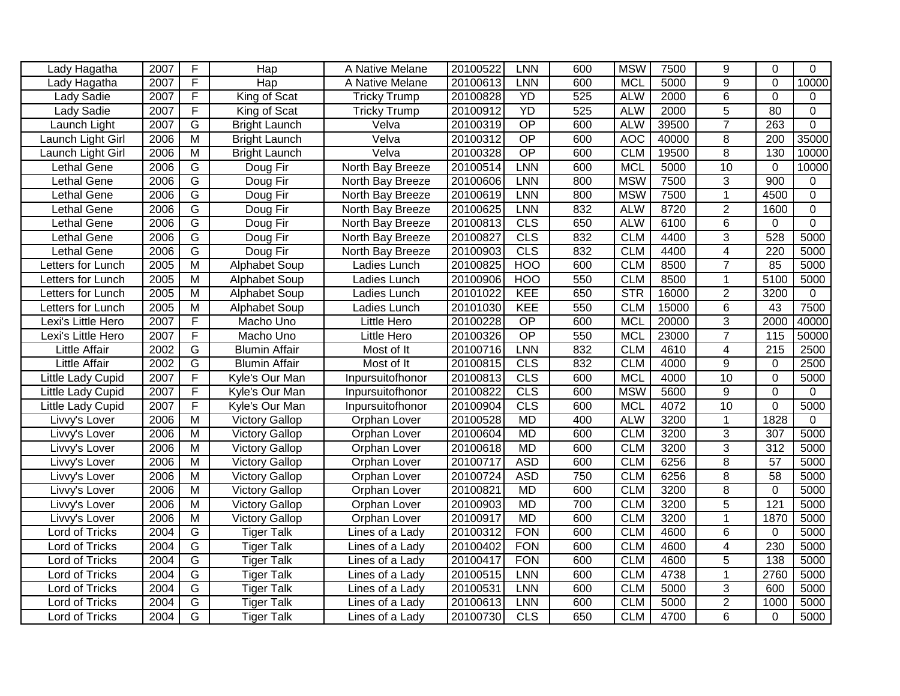| Lady Hagatha | 2007 | F | Hap | A Native Melane | 20100522 | LNN | 600 | MSW | 7500 | 9 | 0 | 0 |
|---|---|---|---|---|---|---|---|---|---|---|---|---|
| Lady Hagatha | 2007 | F | Hap | A Native Melane | 20100613 | LNN | 600 | MCL | 5000 | 9 | 0 | 10000 |
| Lady Sadie | 2007 | F | King of Scat | Tricky Trump | 20100828 | YD | 525 | ALW | 2000 | 6 | 0 | 0 |
| Lady Sadie | 2007 | F | King of Scat | Tricky Trump | 20100912 | YD | 525 | ALW | 2000 | 5 | 80 | 0 |
| Launch Light | 2007 | G | Bright Launch | Velva | 20100319 | OP | 600 | ALW | 39500 | 7 | 263 | 0 |
| Launch Light Girl | 2006 | M | Bright Launch | Velva | 20100312 | OP | 600 | AOC | 40000 | 8 | 200 | 35000 |
| Launch Light Girl | 2006 | M | Bright Launch | Velva | 20100328 | OP | 600 | CLM | 19500 | 8 | 130 | 10000 |
| Lethal Gene | 2006 | G | Doug Fir | North Bay Breeze | 20100514 | LNN | 600 | MCL | 5000 | 10 | 0 | 10000 |
| Lethal Gene | 2006 | G | Doug Fir | North Bay Breeze | 20100606 | LNN | 800 | MSW | 7500 | 3 | 900 | 0 |
| Lethal Gene | 2006 | G | Doug Fir | North Bay Breeze | 20100619 | LNN | 800 | MSW | 7500 | 1 | 4500 | 0 |
| Lethal Gene | 2006 | G | Doug Fir | North Bay Breeze | 20100625 | LNN | 832 | ALW | 8720 | 2 | 1600 | 0 |
| Lethal Gene | 2006 | G | Doug Fir | North Bay Breeze | 20100813 | CLS | 650 | ALW | 6100 | 6 | 0 | 0 |
| Lethal Gene | 2006 | G | Doug Fir | North Bay Breeze | 20100827 | CLS | 832 | CLM | 4400 | 3 | 528 | 5000 |
| Lethal Gene | 2006 | G | Doug Fir | North Bay Breeze | 20100903 | CLS | 832 | CLM | 4400 | 4 | 220 | 5000 |
| Letters for Lunch | 2005 | M | Alphabet Soup | Ladies Lunch | 20100825 | HOO | 600 | CLM | 8500 | 7 | 85 | 5000 |
| Letters for Lunch | 2005 | M | Alphabet Soup | Ladies Lunch | 20100906 | HOO | 550 | CLM | 8500 | 1 | 5100 | 5000 |
| Letters for Lunch | 2005 | M | Alphabet Soup | Ladies Lunch | 20101022 | KEE | 650 | STR | 16000 | 2 | 3200 | 0 |
| Letters for Lunch | 2005 | M | Alphabet Soup | Ladies Lunch | 20101030 | KEE | 550 | CLM | 15000 | 6 | 43 | 7500 |
| Lexi's Little Hero | 2007 | F | Macho Uno | Little Hero | 20100228 | OP | 600 | MCL | 20000 | 3 | 2000 | 40000 |
| Lexi's Little Hero | 2007 | F | Macho Uno | Little Hero | 20100326 | OP | 550 | MCL | 23000 | 7 | 115 | 50000 |
| Little Affair | 2002 | G | Blumin Affair | Most of It | 20100716 | LNN | 832 | CLM | 4610 | 4 | 215 | 2500 |
| Little Affair | 2002 | G | Blumin Affair | Most of It | 20100815 | CLS | 832 | CLM | 4000 | 9 | 0 | 2500 |
| Little Lady Cupid | 2007 | F | Kyle's Our Man | Inpursuitofhonor | 20100813 | CLS | 600 | MCL | 4000 | 10 | 0 | 5000 |
| Little Lady Cupid | 2007 | F | Kyle's Our Man | Inpursuitofhonor | 20100822 | CLS | 600 | MSW | 5600 | 9 | 0 | 0 |
| Little Lady Cupid | 2007 | F | Kyle's Our Man | Inpursuitofhonor | 20100904 | CLS | 600 | MCL | 4072 | 10 | 0 | 5000 |
| Livvy's Lover | 2006 | M | Victory Gallop | Orphan Lover | 20100528 | MD | 400 | ALW | 3200 | 1 | 1828 | 0 |
| Livvy's Lover | 2006 | M | Victory Gallop | Orphan Lover | 20100604 | MD | 600 | CLM | 3200 | 3 | 307 | 5000 |
| Livvy's Lover | 2006 | M | Victory Gallop | Orphan Lover | 20100618 | MD | 600 | CLM | 3200 | 3 | 312 | 5000 |
| Livvy's Lover | 2006 | M | Victory Gallop | Orphan Lover | 20100717 | ASD | 600 | CLM | 6256 | 8 | 57 | 5000 |
| Livvy's Lover | 2006 | M | Victory Gallop | Orphan Lover | 20100724 | ASD | 750 | CLM | 6256 | 8 | 58 | 5000 |
| Livvy's Lover | 2006 | M | Victory Gallop | Orphan Lover | 20100821 | MD | 600 | CLM | 3200 | 8 | 0 | 5000 |
| Livvy's Lover | 2006 | M | Victory Gallop | Orphan Lover | 20100903 | MD | 700 | CLM | 3200 | 5 | 121 | 5000 |
| Livvy's Lover | 2006 | M | Victory Gallop | Orphan Lover | 20100917 | MD | 600 | CLM | 3200 | 1 | 1870 | 5000 |
| Lord of Tricks | 2004 | G | Tiger Talk | Lines of a Lady | 20100312 | FON | 600 | CLM | 4600 | 6 | 0 | 5000 |
| Lord of Tricks | 2004 | G | Tiger Talk | Lines of a Lady | 20100402 | FON | 600 | CLM | 4600 | 4 | 230 | 5000 |
| Lord of Tricks | 2004 | G | Tiger Talk | Lines of a Lady | 20100417 | FON | 600 | CLM | 4600 | 5 | 138 | 5000 |
| Lord of Tricks | 2004 | G | Tiger Talk | Lines of a Lady | 20100515 | LNN | 600 | CLM | 4738 | 1 | 2760 | 5000 |
| Lord of Tricks | 2004 | G | Tiger Talk | Lines of a Lady | 20100531 | LNN | 600 | CLM | 5000 | 3 | 600 | 5000 |
| Lord of Tricks | 2004 | G | Tiger Talk | Lines of a Lady | 20100613 | LNN | 600 | CLM | 5000 | 2 | 1000 | 5000 |
| Lord of Tricks | 2004 | G | Tiger Talk | Lines of a Lady | 20100730 | CLS | 650 | CLM | 4700 | 6 | 0 | 5000 |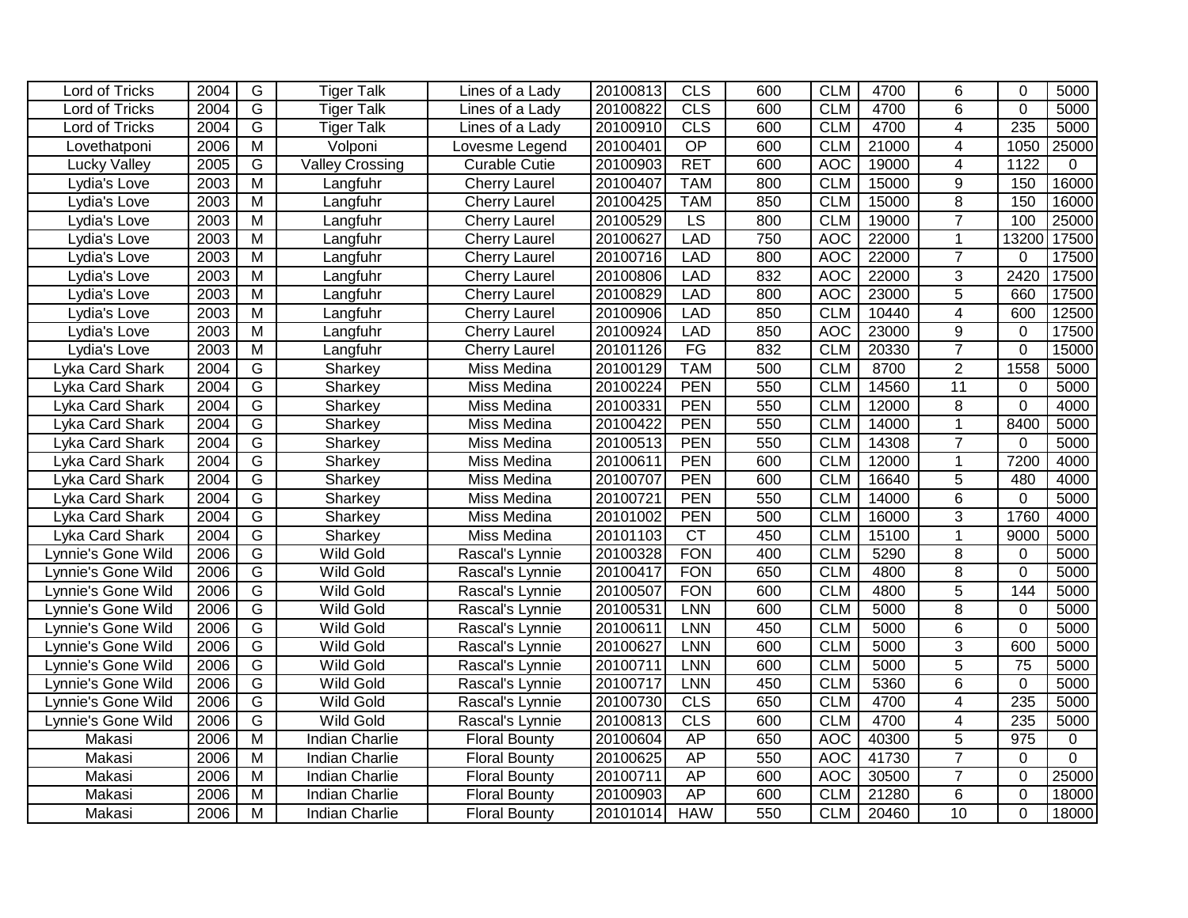| | | | | | | | | | | | | |
|---|---|---|---|---|---|---|---|---|---|---|---|---|
| Lord of Tricks | 2004 | G | Tiger Talk | Lines of a Lady | 20100813 | CLS | 600 | CLM | 4700 | 6 | 0 | 5000 |
| Lord of Tricks | 2004 | G | Tiger Talk | Lines of a Lady | 20100822 | CLS | 600 | CLM | 4700 | 6 | 0 | 5000 |
| Lord of Tricks | 2004 | G | Tiger Talk | Lines of a Lady | 20100910 | CLS | 600 | CLM | 4700 | 4 | 235 | 5000 |
| Lovethatponi | 2006 | M | Volponi | Lovesme Legend | 20100401 | OP | 600 | CLM | 21000 | 4 | 1050 | 25000 |
| Lucky Valley | 2005 | G | Valley Crossing | Curable Cutie | 20100903 | RET | 600 | AOC | 19000 | 4 | 1122 | 0 |
| Lydia's Love | 2003 | M | Langfuhr | Cherry Laurel | 20100407 | TAM | 800 | CLM | 15000 | 9 | 150 | 16000 |
| Lydia's Love | 2003 | M | Langfuhr | Cherry Laurel | 20100425 | TAM | 850 | CLM | 15000 | 8 | 150 | 16000 |
| Lydia's Love | 2003 | M | Langfuhr | Cherry Laurel | 20100529 | LS | 800 | CLM | 19000 | 7 | 100 | 25000 |
| Lydia's Love | 2003 | M | Langfuhr | Cherry Laurel | 20100627 | LAD | 750 | AOC | 22000 | 1 | 13200 | 17500 |
| Lydia's Love | 2003 | M | Langfuhr | Cherry Laurel | 20100716 | LAD | 800 | AOC | 22000 | 7 | 0 | 17500 |
| Lydia's Love | 2003 | M | Langfuhr | Cherry Laurel | 20100806 | LAD | 832 | AOC | 22000 | 3 | 2420 | 17500 |
| Lydia's Love | 2003 | M | Langfuhr | Cherry Laurel | 20100829 | LAD | 800 | AOC | 23000 | 5 | 660 | 17500 |
| Lydia's Love | 2003 | M | Langfuhr | Cherry Laurel | 20100906 | LAD | 850 | CLM | 10440 | 4 | 600 | 12500 |
| Lydia's Love | 2003 | M | Langfuhr | Cherry Laurel | 20100924 | LAD | 850 | AOC | 23000 | 9 | 0 | 17500 |
| Lydia's Love | 2003 | M | Langfuhr | Cherry Laurel | 20101126 | FG | 832 | CLM | 20330 | 7 | 0 | 15000 |
| Lyka Card Shark | 2004 | G | Sharkey | Miss Medina | 20100129 | TAM | 500 | CLM | 8700 | 2 | 1558 | 5000 |
| Lyka Card Shark | 2004 | G | Sharkey | Miss Medina | 20100224 | PEN | 550 | CLM | 14560 | 11 | 0 | 5000 |
| Lyka Card Shark | 2004 | G | Sharkey | Miss Medina | 20100331 | PEN | 550 | CLM | 12000 | 8 | 0 | 4000 |
| Lyka Card Shark | 2004 | G | Sharkey | Miss Medina | 20100422 | PEN | 550 | CLM | 14000 | 1 | 8400 | 5000 |
| Lyka Card Shark | 2004 | G | Sharkey | Miss Medina | 20100513 | PEN | 550 | CLM | 14308 | 7 | 0 | 5000 |
| Lyka Card Shark | 2004 | G | Sharkey | Miss Medina | 20100611 | PEN | 600 | CLM | 12000 | 1 | 7200 | 4000 |
| Lyka Card Shark | 2004 | G | Sharkey | Miss Medina | 20100707 | PEN | 600 | CLM | 16640 | 5 | 480 | 4000 |
| Lyka Card Shark | 2004 | G | Sharkey | Miss Medina | 20100721 | PEN | 550 | CLM | 14000 | 6 | 0 | 5000 |
| Lyka Card Shark | 2004 | G | Sharkey | Miss Medina | 20101002 | PEN | 500 | CLM | 16000 | 3 | 1760 | 4000 |
| Lyka Card Shark | 2004 | G | Sharkey | Miss Medina | 20101103 | CT | 450 | CLM | 15100 | 1 | 9000 | 5000 |
| Lynnie's Gone Wild | 2006 | G | Wild Gold | Rascal's Lynnie | 20100328 | FON | 400 | CLM | 5290 | 8 | 0 | 5000 |
| Lynnie's Gone Wild | 2006 | G | Wild Gold | Rascal's Lynnie | 20100417 | FON | 650 | CLM | 4800 | 8 | 0 | 5000 |
| Lynnie's Gone Wild | 2006 | G | Wild Gold | Rascal's Lynnie | 20100507 | FON | 600 | CLM | 4800 | 5 | 144 | 5000 |
| Lynnie's Gone Wild | 2006 | G | Wild Gold | Rascal's Lynnie | 20100531 | LNN | 600 | CLM | 5000 | 8 | 0 | 5000 |
| Lynnie's Gone Wild | 2006 | G | Wild Gold | Rascal's Lynnie | 20100611 | LNN | 450 | CLM | 5000 | 6 | 0 | 5000 |
| Lynnie's Gone Wild | 2006 | G | Wild Gold | Rascal's Lynnie | 20100627 | LNN | 600 | CLM | 5000 | 3 | 600 | 5000 |
| Lynnie's Gone Wild | 2006 | G | Wild Gold | Rascal's Lynnie | 20100711 | LNN | 600 | CLM | 5000 | 5 | 75 | 5000 |
| Lynnie's Gone Wild | 2006 | G | Wild Gold | Rascal's Lynnie | 20100717 | LNN | 450 | CLM | 5360 | 6 | 0 | 5000 |
| Lynnie's Gone Wild | 2006 | G | Wild Gold | Rascal's Lynnie | 20100730 | CLS | 650 | CLM | 4700 | 4 | 235 | 5000 |
| Lynnie's Gone Wild | 2006 | G | Wild Gold | Rascal's Lynnie | 20100813 | CLS | 600 | CLM | 4700 | 4 | 235 | 5000 |
| Makasi | 2006 | M | Indian Charlie | Floral Bounty | 20100604 | AP | 650 | AOC | 40300 | 5 | 975 | 0 |
| Makasi | 2006 | M | Indian Charlie | Floral Bounty | 20100625 | AP | 550 | AOC | 41730 | 7 | 0 | 0 |
| Makasi | 2006 | M | Indian Charlie | Floral Bounty | 20100711 | AP | 600 | AOC | 30500 | 7 | 0 | 25000 |
| Makasi | 2006 | M | Indian Charlie | Floral Bounty | 20100903 | AP | 600 | CLM | 21280 | 6 | 0 | 18000 |
| Makasi | 2006 | M | Indian Charlie | Floral Bounty | 20101014 | HAW | 550 | CLM | 20460 | 10 | 0 | 18000 |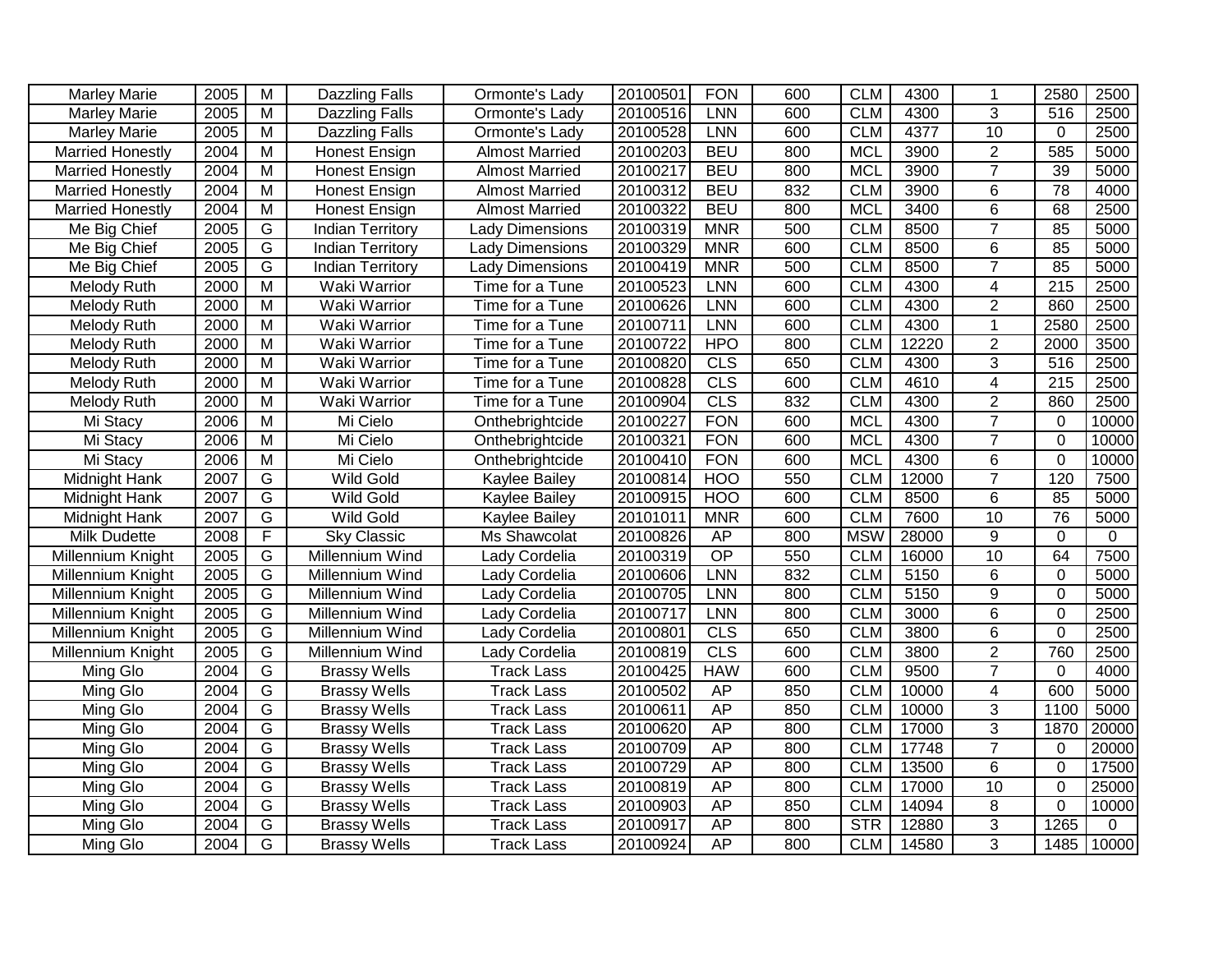| Marley Marie | 2005 | M | Dazzling Falls | Ormonte's Lady | 20100501 | FON | 600 | CLM | 4300 | 1 | 2580 | 2500 |
|---|---|---|---|---|---|---|---|---|---|---|---|---|
| Marley Marie | 2005 | M | Dazzling Falls | Ormonte's Lady | 20100516 | LNN | 600 | CLM | 4300 | 3 | 516 | 2500 |
| Marley Marie | 2005 | M | Dazzling Falls | Ormonte's Lady | 20100528 | LNN | 600 | CLM | 4377 | 10 | 0 | 2500 |
| Married Honestly | 2004 | M | Honest Ensign | Almost Married | 20100203 | BEU | 800 | MCL | 3900 | 2 | 585 | 5000 |
| Married Honestly | 2004 | M | Honest Ensign | Almost Married | 20100217 | BEU | 800 | MCL | 3900 | 7 | 39 | 5000 |
| Married Honestly | 2004 | M | Honest Ensign | Almost Married | 20100312 | BEU | 832 | CLM | 3900 | 6 | 78 | 4000 |
| Married Honestly | 2004 | M | Honest Ensign | Almost Married | 20100322 | BEU | 800 | MCL | 3400 | 6 | 68 | 2500 |
| Me Big Chief | 2005 | G | Indian Territory | Lady Dimensions | 20100319 | MNR | 500 | CLM | 8500 | 7 | 85 | 5000 |
| Me Big Chief | 2005 | G | Indian Territory | Lady Dimensions | 20100329 | MNR | 600 | CLM | 8500 | 6 | 85 | 5000 |
| Me Big Chief | 2005 | G | Indian Territory | Lady Dimensions | 20100419 | MNR | 500 | CLM | 8500 | 7 | 85 | 5000 |
| Melody Ruth | 2000 | M | Waki Warrior | Time for a Tune | 20100523 | LNN | 600 | CLM | 4300 | 4 | 215 | 2500 |
| Melody Ruth | 2000 | M | Waki Warrior | Time for a Tune | 20100626 | LNN | 600 | CLM | 4300 | 2 | 860 | 2500 |
| Melody Ruth | 2000 | M | Waki Warrior | Time for a Tune | 20100711 | LNN | 600 | CLM | 4300 | 1 | 2580 | 2500 |
| Melody Ruth | 2000 | M | Waki Warrior | Time for a Tune | 20100722 | HPO | 800 | CLM | 12220 | 2 | 2000 | 3500 |
| Melody Ruth | 2000 | M | Waki Warrior | Time for a Tune | 20100820 | CLS | 650 | CLM | 4300 | 3 | 516 | 2500 |
| Melody Ruth | 2000 | M | Waki Warrior | Time for a Tune | 20100828 | CLS | 600 | CLM | 4610 | 4 | 215 | 2500 |
| Melody Ruth | 2000 | M | Waki Warrior | Time for a Tune | 20100904 | CLS | 832 | CLM | 4300 | 2 | 860 | 2500 |
| Mi Stacy | 2006 | M | Mi Cielo | Onthebrightcide | 20100227 | FON | 600 | MCL | 4300 | 7 | 0 | 10000 |
| Mi Stacy | 2006 | M | Mi Cielo | Onthebrightcide | 20100321 | FON | 600 | MCL | 4300 | 7 | 0 | 10000 |
| Mi Stacy | 2006 | M | Mi Cielo | Onthebrightcide | 20100410 | FON | 600 | MCL | 4300 | 6 | 0 | 10000 |
| Midnight Hank | 2007 | G | Wild Gold | Kaylee Bailey | 20100814 | HOO | 550 | CLM | 12000 | 7 | 120 | 7500 |
| Midnight Hank | 2007 | G | Wild Gold | Kaylee Bailey | 20100915 | HOO | 600 | CLM | 8500 | 6 | 85 | 5000 |
| Midnight Hank | 2007 | G | Wild Gold | Kaylee Bailey | 20101011 | MNR | 600 | CLM | 7600 | 10 | 76 | 5000 |
| Milk Dudette | 2008 | F | Sky Classic | Ms Shawcolat | 20100826 | AP | 800 | MSW | 28000 | 9 | 0 | 0 |
| Millennium Knight | 2005 | G | Millennium Wind | Lady Cordelia | 20100319 | OP | 550 | CLM | 16000 | 10 | 64 | 7500 |
| Millennium Knight | 2005 | G | Millennium Wind | Lady Cordelia | 20100606 | LNN | 832 | CLM | 5150 | 6 | 0 | 5000 |
| Millennium Knight | 2005 | G | Millennium Wind | Lady Cordelia | 20100705 | LNN | 800 | CLM | 5150 | 9 | 0 | 5000 |
| Millennium Knight | 2005 | G | Millennium Wind | Lady Cordelia | 20100717 | LNN | 800 | CLM | 3000 | 6 | 0 | 2500 |
| Millennium Knight | 2005 | G | Millennium Wind | Lady Cordelia | 20100801 | CLS | 650 | CLM | 3800 | 6 | 0 | 2500 |
| Millennium Knight | 2005 | G | Millennium Wind | Lady Cordelia | 20100819 | CLS | 600 | CLM | 3800 | 2 | 760 | 2500 |
| Ming Glo | 2004 | G | Brassy Wells | Track Lass | 20100425 | HAW | 600 | CLM | 9500 | 7 | 0 | 4000 |
| Ming Glo | 2004 | G | Brassy Wells | Track Lass | 20100502 | AP | 850 | CLM | 10000 | 4 | 600 | 5000 |
| Ming Glo | 2004 | G | Brassy Wells | Track Lass | 20100611 | AP | 850 | CLM | 10000 | 3 | 1100 | 5000 |
| Ming Glo | 2004 | G | Brassy Wells | Track Lass | 20100620 | AP | 800 | CLM | 17000 | 3 | 1870 | 20000 |
| Ming Glo | 2004 | G | Brassy Wells | Track Lass | 20100709 | AP | 800 | CLM | 17748 | 7 | 0 | 20000 |
| Ming Glo | 2004 | G | Brassy Wells | Track Lass | 20100729 | AP | 800 | CLM | 13500 | 6 | 0 | 17500 |
| Ming Glo | 2004 | G | Brassy Wells | Track Lass | 20100819 | AP | 800 | CLM | 17000 | 10 | 0 | 25000 |
| Ming Glo | 2004 | G | Brassy Wells | Track Lass | 20100903 | AP | 850 | CLM | 14094 | 8 | 0 | 10000 |
| Ming Glo | 2004 | G | Brassy Wells | Track Lass | 20100917 | AP | 800 | STR | 12880 | 3 | 1265 | 0 |
| Ming Glo | 2004 | G | Brassy Wells | Track Lass | 20100924 | AP | 800 | CLM | 14580 | 3 | 1485 | 10000 |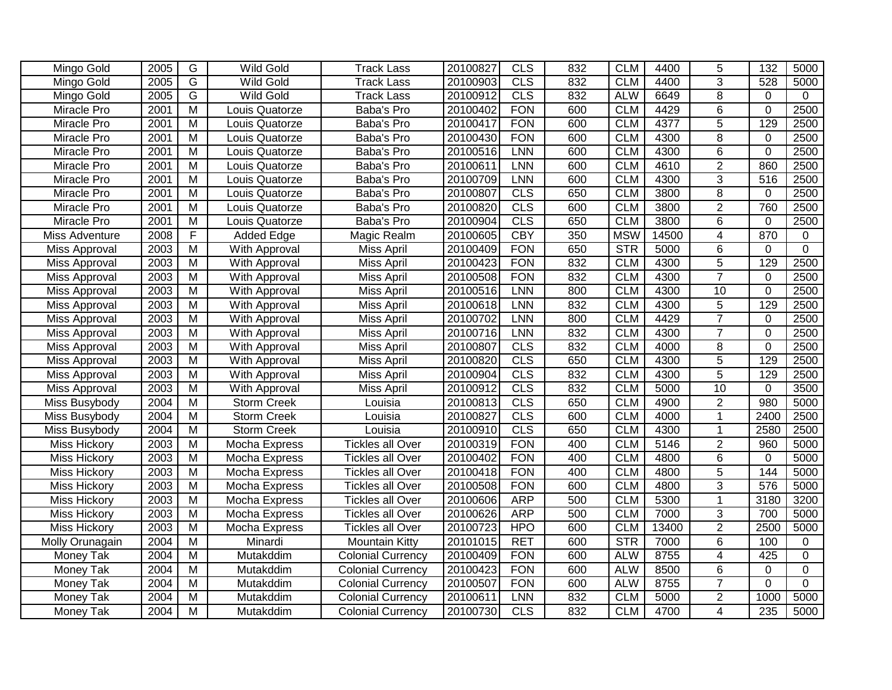| | | | | | | | | | | | | |
|---|---|---|---|---|---|---|---|---|---|---|---|---|
| Mingo Gold | 2005 | G | Wild Gold | Track Lass | 20100827 | CLS | 832 | CLM | 4400 | 5 | 132 | 5000 |
| Mingo Gold | 2005 | G | Wild Gold | Track Lass | 20100903 | CLS | 832 | CLM | 4400 | 3 | 528 | 5000 |
| Mingo Gold | 2005 | G | Wild Gold | Track Lass | 20100912 | CLS | 832 | ALW | 6649 | 8 | 0 | 0 |
| Miracle Pro | 2001 | M | Louis Quatorze | Baba's Pro | 20100402 | FON | 600 | CLM | 4429 | 6 | 0 | 2500 |
| Miracle Pro | 2001 | M | Louis Quatorze | Baba's Pro | 20100417 | FON | 600 | CLM | 4377 | 5 | 129 | 2500 |
| Miracle Pro | 2001 | M | Louis Quatorze | Baba's Pro | 20100430 | FON | 600 | CLM | 4300 | 8 | 0 | 2500 |
| Miracle Pro | 2001 | M | Louis Quatorze | Baba's Pro | 20100516 | LNN | 600 | CLM | 4300 | 6 | 0 | 2500 |
| Miracle Pro | 2001 | M | Louis Quatorze | Baba's Pro | 20100611 | LNN | 600 | CLM | 4610 | 2 | 860 | 2500 |
| Miracle Pro | 2001 | M | Louis Quatorze | Baba's Pro | 20100709 | LNN | 600 | CLM | 4300 | 3 | 516 | 2500 |
| Miracle Pro | 2001 | M | Louis Quatorze | Baba's Pro | 20100807 | CLS | 650 | CLM | 3800 | 8 | 0 | 2500 |
| Miracle Pro | 2001 | M | Louis Quatorze | Baba's Pro | 20100820 | CLS | 600 | CLM | 3800 | 2 | 760 | 2500 |
| Miracle Pro | 2001 | M | Louis Quatorze | Baba's Pro | 20100904 | CLS | 650 | CLM | 3800 | 6 | 0 | 2500 |
| Miss Adventure | 2008 | F | Added Edge | Magic Realm | 20100605 | CBY | 350 | MSW | 14500 | 4 | 870 | 0 |
| Miss Approval | 2003 | M | With Approval | Miss April | 20100409 | FON | 650 | STR | 5000 | 6 | 0 | 0 |
| Miss Approval | 2003 | M | With Approval | Miss April | 20100423 | FON | 832 | CLM | 4300 | 5 | 129 | 2500 |
| Miss Approval | 2003 | M | With Approval | Miss April | 20100508 | FON | 832 | CLM | 4300 | 7 | 0 | 2500 |
| Miss Approval | 2003 | M | With Approval | Miss April | 20100516 | LNN | 800 | CLM | 4300 | 10 | 0 | 2500 |
| Miss Approval | 2003 | M | With Approval | Miss April | 20100618 | LNN | 832 | CLM | 4300 | 5 | 129 | 2500 |
| Miss Approval | 2003 | M | With Approval | Miss April | 20100702 | LNN | 800 | CLM | 4429 | 7 | 0 | 2500 |
| Miss Approval | 2003 | M | With Approval | Miss April | 20100716 | LNN | 832 | CLM | 4300 | 7 | 0 | 2500 |
| Miss Approval | 2003 | M | With Approval | Miss April | 20100807 | CLS | 832 | CLM | 4000 | 8 | 0 | 2500 |
| Miss Approval | 2003 | M | With Approval | Miss April | 20100820 | CLS | 650 | CLM | 4300 | 5 | 129 | 2500 |
| Miss Approval | 2003 | M | With Approval | Miss April | 20100904 | CLS | 832 | CLM | 4300 | 5 | 129 | 2500 |
| Miss Approval | 2003 | M | With Approval | Miss April | 20100912 | CLS | 832 | CLM | 5000 | 10 | 0 | 3500 |
| Miss Busybody | 2004 | M | Storm Creek | Louisia | 20100813 | CLS | 650 | CLM | 4900 | 2 | 980 | 5000 |
| Miss Busybody | 2004 | M | Storm Creek | Louisia | 20100827 | CLS | 600 | CLM | 4000 | 1 | 2400 | 2500 |
| Miss Busybody | 2004 | M | Storm Creek | Louisia | 20100910 | CLS | 650 | CLM | 4300 | 1 | 2580 | 2500 |
| Miss Hickory | 2003 | M | Mocha Express | Tickles all Over | 20100319 | FON | 400 | CLM | 5146 | 2 | 960 | 5000 |
| Miss Hickory | 2003 | M | Mocha Express | Tickles all Over | 20100402 | FON | 400 | CLM | 4800 | 6 | 0 | 5000 |
| Miss Hickory | 2003 | M | Mocha Express | Tickles all Over | 20100418 | FON | 400 | CLM | 4800 | 5 | 144 | 5000 |
| Miss Hickory | 2003 | M | Mocha Express | Tickles all Over | 20100508 | FON | 600 | CLM | 4800 | 3 | 576 | 5000 |
| Miss Hickory | 2003 | M | Mocha Express | Tickles all Over | 20100606 | ARP | 500 | CLM | 5300 | 1 | 3180 | 3200 |
| Miss Hickory | 2003 | M | Mocha Express | Tickles all Over | 20100626 | ARP | 500 | CLM | 7000 | 3 | 700 | 5000 |
| Miss Hickory | 2003 | M | Mocha Express | Tickles all Over | 20100723 | HPO | 600 | CLM | 13400 | 2 | 2500 | 5000 |
| Molly Orunagain | 2004 | M | Minardi | Mountain Kitty | 20101015 | RET | 600 | STR | 7000 | 6 | 100 | 0 |
| Money Tak | 2004 | M | Mutakddim | Colonial Currency | 20100409 | FON | 600 | ALW | 8755 | 4 | 425 | 0 |
| Money Tak | 2004 | M | Mutakddim | Colonial Currency | 20100423 | FON | 600 | ALW | 8500 | 6 | 0 | 0 |
| Money Tak | 2004 | M | Mutakddim | Colonial Currency | 20100507 | FON | 600 | ALW | 8755 | 7 | 0 | 0 |
| Money Tak | 2004 | M | Mutakddim | Colonial Currency | 20100611 | LNN | 832 | CLM | 5000 | 2 | 1000 | 5000 |
| Money Tak | 2004 | M | Mutakddim | Colonial Currency | 20100730 | CLS | 832 | CLM | 4700 | 4 | 235 | 5000 |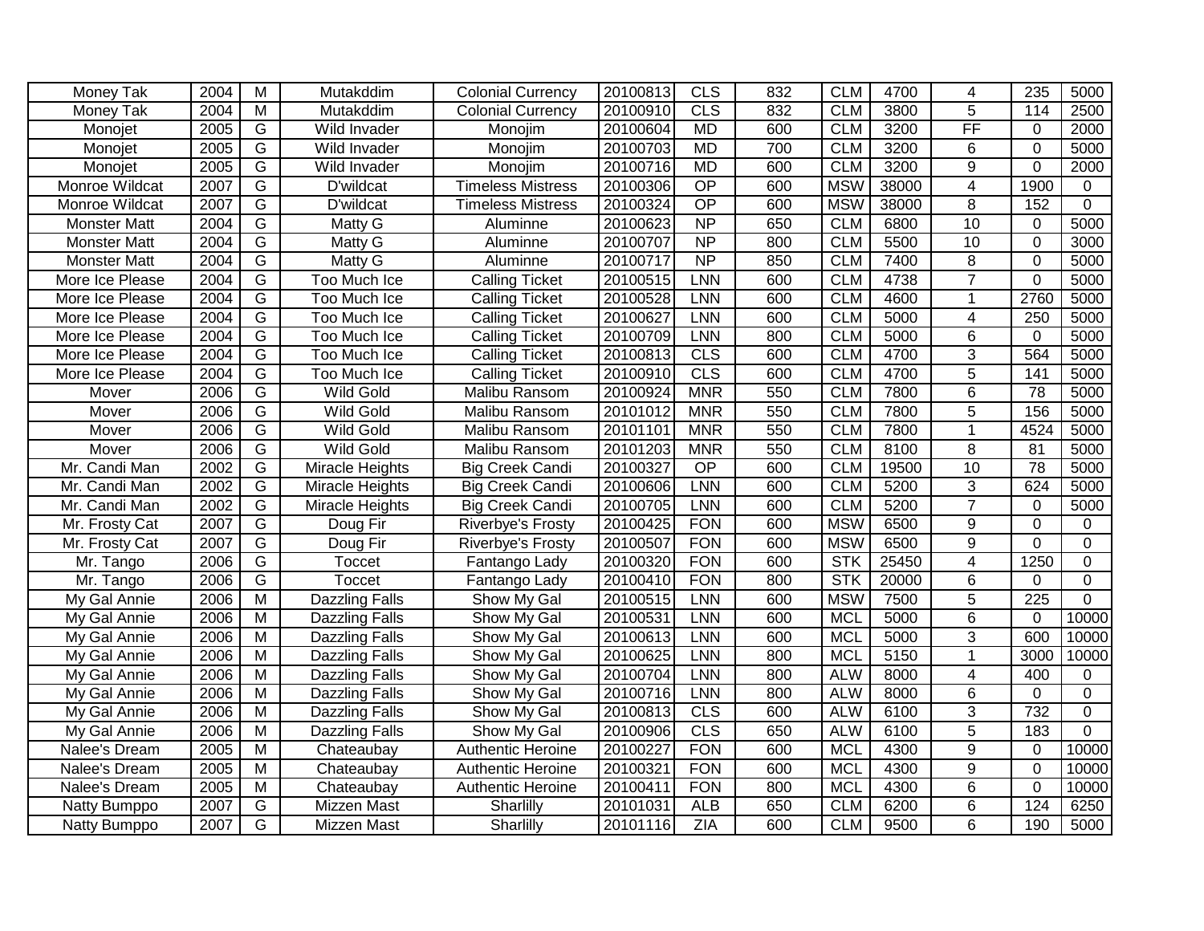| Money Tak | 2004 | M | Mutakddim | Colonial Currency | 20100813 | CLS | 832 | CLM | 4700 | 4 | 235 | 5000 |
|---|---|---|---|---|---|---|---|---|---|---|---|---|
| Money Tak | 2004 | M | Mutakddim | Colonial Currency | 20100910 | CLS | 832 | CLM | 3800 | 5 | 114 | 2500 |
| Monojet | 2005 | G | Wild Invader | Monojim | 20100604 | MD | 600 | CLM | 3200 | FF | 0 | 2000 |
| Monojet | 2005 | G | Wild Invader | Monojim | 20100703 | MD | 700 | CLM | 3200 | 6 | 0 | 5000 |
| Monojet | 2005 | G | Wild Invader | Monojim | 20100716 | MD | 600 | CLM | 3200 | 9 | 0 | 2000 |
| Monroe Wildcat | 2007 | G | D'wildcat | Timeless Mistress | 20100306 | OP | 600 | MSW | 38000 | 4 | 1900 | 0 |
| Monroe Wildcat | 2007 | G | D'wildcat | Timeless Mistress | 20100324 | OP | 600 | MSW | 38000 | 8 | 152 | 0 |
| Monster Matt | 2004 | G | Matty G | Aluminne | 20100623 | NP | 650 | CLM | 6800 | 10 | 0 | 5000 |
| Monster Matt | 2004 | G | Matty G | Aluminne | 20100707 | NP | 800 | CLM | 5500 | 10 | 0 | 3000 |
| Monster Matt | 2004 | G | Matty G | Aluminne | 20100717 | NP | 850 | CLM | 7400 | 8 | 0 | 5000 |
| More Ice Please | 2004 | G | Too Much Ice | Calling Ticket | 20100515 | LNN | 600 | CLM | 4738 | 7 | 0 | 5000 |
| More Ice Please | 2004 | G | Too Much Ice | Calling Ticket | 20100528 | LNN | 600 | CLM | 4600 | 1 | 2760 | 5000 |
| More Ice Please | 2004 | G | Too Much Ice | Calling Ticket | 20100627 | LNN | 600 | CLM | 5000 | 4 | 250 | 5000 |
| More Ice Please | 2004 | G | Too Much Ice | Calling Ticket | 20100709 | LNN | 800 | CLM | 5000 | 6 | 0 | 5000 |
| More Ice Please | 2004 | G | Too Much Ice | Calling Ticket | 20100813 | CLS | 600 | CLM | 4700 | 3 | 564 | 5000 |
| More Ice Please | 2004 | G | Too Much Ice | Calling Ticket | 20100910 | CLS | 600 | CLM | 4700 | 5 | 141 | 5000 |
| Mover | 2006 | G | Wild Gold | Malibu Ransom | 20100924 | MNR | 550 | CLM | 7800 | 6 | 78 | 5000 |
| Mover | 2006 | G | Wild Gold | Malibu Ransom | 20101012 | MNR | 550 | CLM | 7800 | 5 | 156 | 5000 |
| Mover | 2006 | G | Wild Gold | Malibu Ransom | 20101101 | MNR | 550 | CLM | 7800 | 1 | 4524 | 5000 |
| Mover | 2006 | G | Wild Gold | Malibu Ransom | 20101203 | MNR | 550 | CLM | 8100 | 8 | 81 | 5000 |
| Mr. Candi Man | 2002 | G | Miracle Heights | Big Creek Candi | 20100327 | OP | 600 | CLM | 19500 | 10 | 78 | 5000 |
| Mr. Candi Man | 2002 | G | Miracle Heights | Big Creek Candi | 20100606 | LNN | 600 | CLM | 5200 | 3 | 624 | 5000 |
| Mr. Candi Man | 2002 | G | Miracle Heights | Big Creek Candi | 20100705 | LNN | 600 | CLM | 5200 | 7 | 0 | 5000 |
| Mr. Frosty Cat | 2007 | G | Doug Fir | Riverbye's Frosty | 20100425 | FON | 600 | MSW | 6500 | 9 | 0 | 0 |
| Mr. Frosty Cat | 2007 | G | Doug Fir | Riverbye's Frosty | 20100507 | FON | 600 | MSW | 6500 | 9 | 0 | 0 |
| Mr. Tango | 2006 | G | Toccet | Fantango Lady | 20100320 | FON | 600 | STK | 25450 | 4 | 1250 | 0 |
| Mr. Tango | 2006 | G | Toccet | Fantango Lady | 20100410 | FON | 800 | STK | 20000 | 6 | 0 | 0 |
| My Gal Annie | 2006 | M | Dazzling Falls | Show My Gal | 20100515 | LNN | 600 | MSW | 7500 | 5 | 225 | 0 |
| My Gal Annie | 2006 | M | Dazzling Falls | Show My Gal | 20100531 | LNN | 600 | MCL | 5000 | 6 | 0 | 10000 |
| My Gal Annie | 2006 | M | Dazzling Falls | Show My Gal | 20100613 | LNN | 600 | MCL | 5000 | 3 | 600 | 10000 |
| My Gal Annie | 2006 | M | Dazzling Falls | Show My Gal | 20100625 | LNN | 800 | MCL | 5150 | 1 | 3000 | 10000 |
| My Gal Annie | 2006 | M | Dazzling Falls | Show My Gal | 20100704 | LNN | 800 | ALW | 8000 | 4 | 400 | 0 |
| My Gal Annie | 2006 | M | Dazzling Falls | Show My Gal | 20100716 | LNN | 800 | ALW | 8000 | 6 | 0 | 0 |
| My Gal Annie | 2006 | M | Dazzling Falls | Show My Gal | 20100813 | CLS | 600 | ALW | 6100 | 3 | 732 | 0 |
| My Gal Annie | 2006 | M | Dazzling Falls | Show My Gal | 20100906 | CLS | 650 | ALW | 6100 | 5 | 183 | 0 |
| Nalee's Dream | 2005 | M | Chateaubay | Authentic Heroine | 20100227 | FON | 600 | MCL | 4300 | 9 | 0 | 10000 |
| Nalee's Dream | 2005 | M | Chateaubay | Authentic Heroine | 20100321 | FON | 600 | MCL | 4300 | 9 | 0 | 10000 |
| Nalee's Dream | 2005 | M | Chateaubay | Authentic Heroine | 20100411 | FON | 800 | MCL | 4300 | 6 | 0 | 10000 |
| Natty Bumppo | 2007 | G | Mizzen Mast | Sharlilly | 20101031 | ALB | 650 | CLM | 6200 | 6 | 124 | 6250 |
| Natty Bumppo | 2007 | G | Mizzen Mast | Sharlilly | 20101116 | ZIA | 600 | CLM | 9500 | 6 | 190 | 5000 |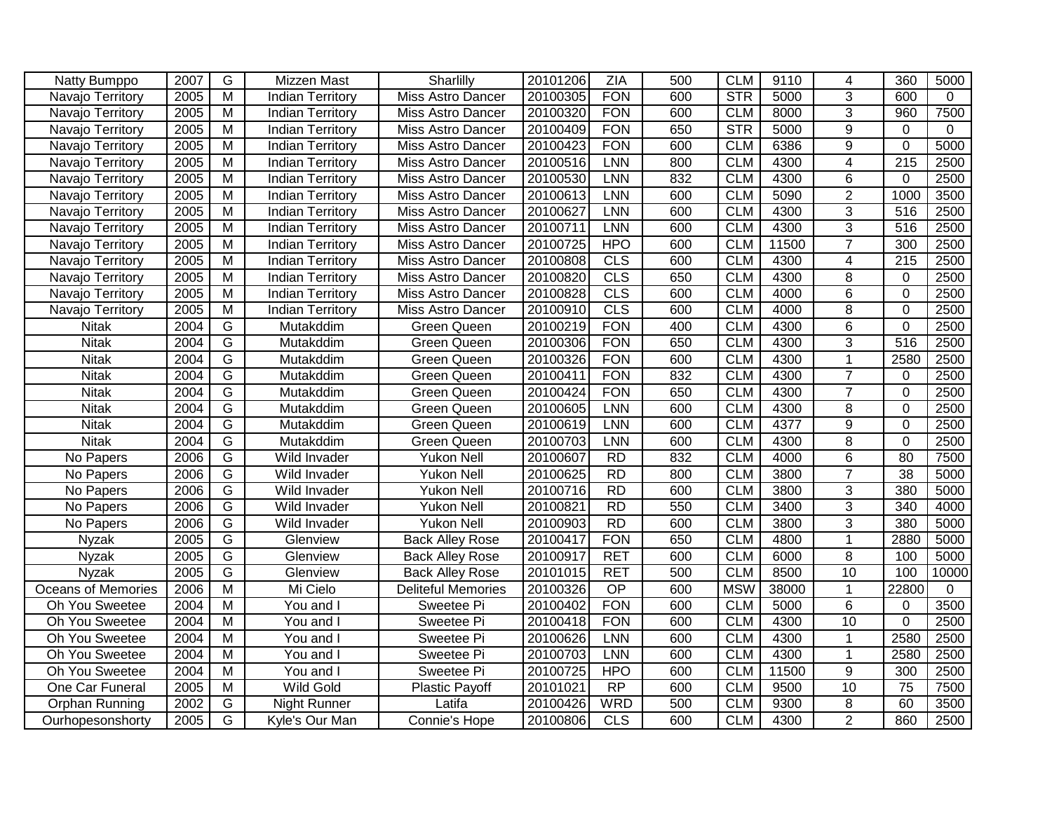| | | | | | | | | | | | | |
|---|---|---|---|---|---|---|---|---|---|---|---|---|
| Natty Bumppo | 2007 | G | Mizzen Mast | Sharlilly | 20101206 | ZIA | 500 | CLM | 9110 | 4 | 360 | 5000 |
| Navajo Territory | 2005 | M | Indian Territory | Miss Astro Dancer | 20100305 | FON | 600 | STR | 5000 | 3 | 600 | 0 |
| Navajo Territory | 2005 | M | Indian Territory | Miss Astro Dancer | 20100320 | FON | 600 | CLM | 8000 | 3 | 960 | 7500 |
| Navajo Territory | 2005 | M | Indian Territory | Miss Astro Dancer | 20100409 | FON | 650 | STR | 5000 | 9 | 0 | 0 |
| Navajo Territory | 2005 | M | Indian Territory | Miss Astro Dancer | 20100423 | FON | 600 | CLM | 6386 | 9 | 0 | 5000 |
| Navajo Territory | 2005 | M | Indian Territory | Miss Astro Dancer | 20100516 | LNN | 800 | CLM | 4300 | 4 | 215 | 2500 |
| Navajo Territory | 2005 | M | Indian Territory | Miss Astro Dancer | 20100530 | LNN | 832 | CLM | 4300 | 6 | 0 | 2500 |
| Navajo Territory | 2005 | M | Indian Territory | Miss Astro Dancer | 20100613 | LNN | 600 | CLM | 5090 | 2 | 1000 | 3500 |
| Navajo Territory | 2005 | M | Indian Territory | Miss Astro Dancer | 20100627 | LNN | 600 | CLM | 4300 | 3 | 516 | 2500 |
| Navajo Territory | 2005 | M | Indian Territory | Miss Astro Dancer | 20100711 | LNN | 600 | CLM | 4300 | 3 | 516 | 2500 |
| Navajo Territory | 2005 | M | Indian Territory | Miss Astro Dancer | 20100725 | HPO | 600 | CLM | 11500 | 7 | 300 | 2500 |
| Navajo Territory | 2005 | M | Indian Territory | Miss Astro Dancer | 20100808 | CLS | 600 | CLM | 4300 | 4 | 215 | 2500 |
| Navajo Territory | 2005 | M | Indian Territory | Miss Astro Dancer | 20100820 | CLS | 650 | CLM | 4300 | 8 | 0 | 2500 |
| Navajo Territory | 2005 | M | Indian Territory | Miss Astro Dancer | 20100828 | CLS | 600 | CLM | 4000 | 6 | 0 | 2500 |
| Navajo Territory | 2005 | M | Indian Territory | Miss Astro Dancer | 20100910 | CLS | 600 | CLM | 4000 | 8 | 0 | 2500 |
| Nitak | 2004 | G | Mutakddim | Green Queen | 20100219 | FON | 400 | CLM | 4300 | 6 | 0 | 2500 |
| Nitak | 2004 | G | Mutakddim | Green Queen | 20100306 | FON | 650 | CLM | 4300 | 3 | 516 | 2500 |
| Nitak | 2004 | G | Mutakddim | Green Queen | 20100326 | FON | 600 | CLM | 4300 | 1 | 2580 | 2500 |
| Nitak | 2004 | G | Mutakddim | Green Queen | 20100411 | FON | 832 | CLM | 4300 | 7 | 0 | 2500 |
| Nitak | 2004 | G | Mutakddim | Green Queen | 20100424 | FON | 650 | CLM | 4300 | 7 | 0 | 2500 |
| Nitak | 2004 | G | Mutakddim | Green Queen | 20100605 | LNN | 600 | CLM | 4300 | 8 | 0 | 2500 |
| Nitak | 2004 | G | Mutakddim | Green Queen | 20100619 | LNN | 600 | CLM | 4377 | 9 | 0 | 2500 |
| Nitak | 2004 | G | Mutakddim | Green Queen | 20100703 | LNN | 600 | CLM | 4300 | 8 | 0 | 2500 |
| No Papers | 2006 | G | Wild Invader | Yukon Nell | 20100607 | RD | 832 | CLM | 4000 | 6 | 80 | 7500 |
| No Papers | 2006 | G | Wild Invader | Yukon Nell | 20100625 | RD | 800 | CLM | 3800 | 7 | 38 | 5000 |
| No Papers | 2006 | G | Wild Invader | Yukon Nell | 20100716 | RD | 600 | CLM | 3800 | 3 | 380 | 5000 |
| No Papers | 2006 | G | Wild Invader | Yukon Nell | 20100821 | RD | 550 | CLM | 3400 | 3 | 340 | 4000 |
| No Papers | 2006 | G | Wild Invader | Yukon Nell | 20100903 | RD | 600 | CLM | 3800 | 3 | 380 | 5000 |
| Nyzak | 2005 | G | Glenview | Back Alley Rose | 20100417 | FON | 650 | CLM | 4800 | 1 | 2880 | 5000 |
| Nyzak | 2005 | G | Glenview | Back Alley Rose | 20100917 | RET | 600 | CLM | 6000 | 8 | 100 | 5000 |
| Nyzak | 2005 | G | Glenview | Back Alley Rose | 20101015 | RET | 500 | CLM | 8500 | 10 | 100 | 10000 |
| Oceans of Memories | 2006 | M | Mi Cielo | Deliteful Memories | 20100326 | OP | 600 | MSW | 38000 | 1 | 22800 | 0 |
| Oh You Sweetee | 2004 | M | You and I | Sweetee Pi | 20100402 | FON | 600 | CLM | 5000 | 6 | 0 | 3500 |
| Oh You Sweetee | 2004 | M | You and I | Sweetee Pi | 20100418 | FON | 600 | CLM | 4300 | 10 | 0 | 2500 |
| Oh You Sweetee | 2004 | M | You and I | Sweetee Pi | 20100626 | LNN | 600 | CLM | 4300 | 1 | 2580 | 2500 |
| Oh You Sweetee | 2004 | M | You and I | Sweetee Pi | 20100703 | LNN | 600 | CLM | 4300 | 1 | 2580 | 2500 |
| Oh You Sweetee | 2004 | M | You and I | Sweetee Pi | 20100725 | HPO | 600 | CLM | 11500 | 9 | 300 | 2500 |
| One Car Funeral | 2005 | M | Wild Gold | Plastic Payoff | 20101021 | RP | 600 | CLM | 9500 | 10 | 75 | 7500 |
| Orphan Running | 2002 | G | Night Runner | Latifa | 20100426 | WRD | 500 | CLM | 9300 | 8 | 60 | 3500 |
| Ourhopesonshorty | 2005 | G | Kyle's Our Man | Connie's Hope | 20100806 | CLS | 600 | CLM | 4300 | 2 | 860 | 2500 |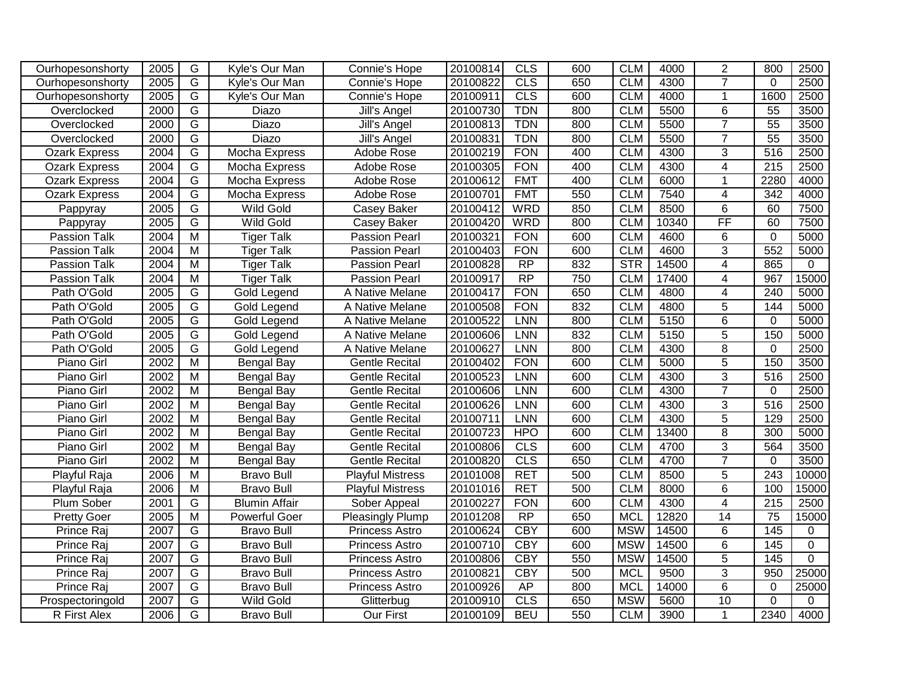| Ourhopesonshorty | 2005 | G | Kyle's Our Man | Connie's Hope | 20100814 | CLS | 600 | CLM | 4000 | 2 | 800 | 2500 |
|---|---|---|---|---|---|---|---|---|---|---|---|---|
| Ourhopesonshorty | 2005 | G | Kyle's Our Man | Connie's Hope | 20100822 | CLS | 650 | CLM | 4300 | 7 | 0 | 2500 |
| Ourhopesonshorty | 2005 | G | Kyle's Our Man | Connie's Hope | 20100911 | CLS | 600 | CLM | 4000 | 1 | 1600 | 2500 |
| Overclocked | 2000 | G | Diazo | Jill's Angel | 20100730 | TDN | 800 | CLM | 5500 | 6 | 55 | 3500 |
| Overclocked | 2000 | G | Diazo | Jill's Angel | 20100813 | TDN | 800 | CLM | 5500 | 7 | 55 | 3500 |
| Overclocked | 2000 | G | Diazo | Jill's Angel | 20100831 | TDN | 800 | CLM | 5500 | 7 | 55 | 3500 |
| Ozark Express | 2004 | G | Mocha Express | Adobe Rose | 20100219 | FON | 400 | CLM | 4300 | 3 | 516 | 2500 |
| Ozark Express | 2004 | G | Mocha Express | Adobe Rose | 20100305 | FON | 400 | CLM | 4300 | 4 | 215 | 2500 |
| Ozark Express | 2004 | G | Mocha Express | Adobe Rose | 20100612 | FMT | 400 | CLM | 6000 | 1 | 2280 | 4000 |
| Ozark Express | 2004 | G | Mocha Express | Adobe Rose | 20100701 | FMT | 550 | CLM | 7540 | 4 | 342 | 4000 |
| Pappyray | 2005 | G | Wild Gold | Casey Baker | 20100412 | WRD | 850 | CLM | 8500 | 6 | 60 | 7500 |
| Pappyray | 2005 | G | Wild Gold | Casey Baker | 20100420 | WRD | 800 | CLM | 10340 | FF | 60 | 7500 |
| Passion Talk | 2004 | M | Tiger Talk | Passion Pearl | 20100321 | FON | 600 | CLM | 4600 | 6 | 0 | 5000 |
| Passion Talk | 2004 | M | Tiger Talk | Passion Pearl | 20100403 | FON | 600 | CLM | 4600 | 3 | 552 | 5000 |
| Passion Talk | 2004 | M | Tiger Talk | Passion Pearl | 20100828 | RP | 832 | STR | 14500 | 4 | 865 | 0 |
| Passion Talk | 2004 | M | Tiger Talk | Passion Pearl | 20100917 | RP | 750 | CLM | 17400 | 4 | 967 | 15000 |
| Path O'Gold | 2005 | G | Gold Legend | A Native Melane | 20100417 | FON | 650 | CLM | 4800 | 4 | 240 | 5000 |
| Path O'Gold | 2005 | G | Gold Legend | A Native Melane | 20100508 | FON | 832 | CLM | 4800 | 5 | 144 | 5000 |
| Path O'Gold | 2005 | G | Gold Legend | A Native Melane | 20100522 | LNN | 800 | CLM | 5150 | 6 | 0 | 5000 |
| Path O'Gold | 2005 | G | Gold Legend | A Native Melane | 20100606 | LNN | 832 | CLM | 5150 | 5 | 150 | 5000 |
| Path O'Gold | 2005 | G | Gold Legend | A Native Melane | 20100627 | LNN | 800 | CLM | 4300 | 8 | 0 | 2500 |
| Piano Girl | 2002 | M | Bengal Bay | Gentle Recital | 20100402 | FON | 600 | CLM | 5000 | 5 | 150 | 3500 |
| Piano Girl | 2002 | M | Bengal Bay | Gentle Recital | 20100523 | LNN | 600 | CLM | 4300 | 3 | 516 | 2500 |
| Piano Girl | 2002 | M | Bengal Bay | Gentle Recital | 20100606 | LNN | 600 | CLM | 4300 | 7 | 0 | 2500 |
| Piano Girl | 2002 | M | Bengal Bay | Gentle Recital | 20100626 | LNN | 600 | CLM | 4300 | 3 | 516 | 2500 |
| Piano Girl | 2002 | M | Bengal Bay | Gentle Recital | 20100711 | LNN | 600 | CLM | 4300 | 5 | 129 | 2500 |
| Piano Girl | 2002 | M | Bengal Bay | Gentle Recital | 20100723 | HPO | 600 | CLM | 13400 | 8 | 300 | 5000 |
| Piano Girl | 2002 | M | Bengal Bay | Gentle Recital | 20100806 | CLS | 600 | CLM | 4700 | 3 | 564 | 3500 |
| Piano Girl | 2002 | M | Bengal Bay | Gentle Recital | 20100820 | CLS | 650 | CLM | 4700 | 7 | 0 | 3500 |
| Playful Raja | 2006 | M | Bravo Bull | Playful Mistress | 20101008 | RET | 500 | CLM | 8500 | 5 | 243 | 10000 |
| Playful Raja | 2006 | M | Bravo Bull | Playful Mistress | 20101016 | RET | 500 | CLM | 8000 | 6 | 100 | 15000 |
| Plum Sober | 2001 | G | Blumin Affair | Sober Appeal | 20100227 | FON | 600 | CLM | 4300 | 4 | 215 | 2500 |
| Pretty Goer | 2005 | M | Powerful Goer | Pleasingly Plump | 20101208 | RP | 650 | MCL | 12820 | 14 | 75 | 15000 |
| Prince Raj | 2007 | G | Bravo Bull | Princess Astro | 20100624 | CBY | 600 | MSW | 14500 | 6 | 145 | 0 |
| Prince Raj | 2007 | G | Bravo Bull | Princess Astro | 20100710 | CBY | 600 | MSW | 14500 | 6 | 145 | 0 |
| Prince Raj | 2007 | G | Bravo Bull | Princess Astro | 20100806 | CBY | 550 | MSW | 14500 | 5 | 145 | 0 |
| Prince Raj | 2007 | G | Bravo Bull | Princess Astro | 20100821 | CBY | 500 | MCL | 9500 | 3 | 950 | 25000 |
| Prince Raj | 2007 | G | Bravo Bull | Princess Astro | 20100926 | AP | 800 | MCL | 14000 | 6 | 0 | 25000 |
| Prospectoringold | 2007 | G | Wild Gold | Glitterbug | 20100910 | CLS | 650 | MSW | 5600 | 10 | 0 | 0 |
| R First Alex | 2006 | G | Bravo Bull | Our First | 20100109 | BEU | 550 | CLM | 3900 | 1 | 2340 | 4000 |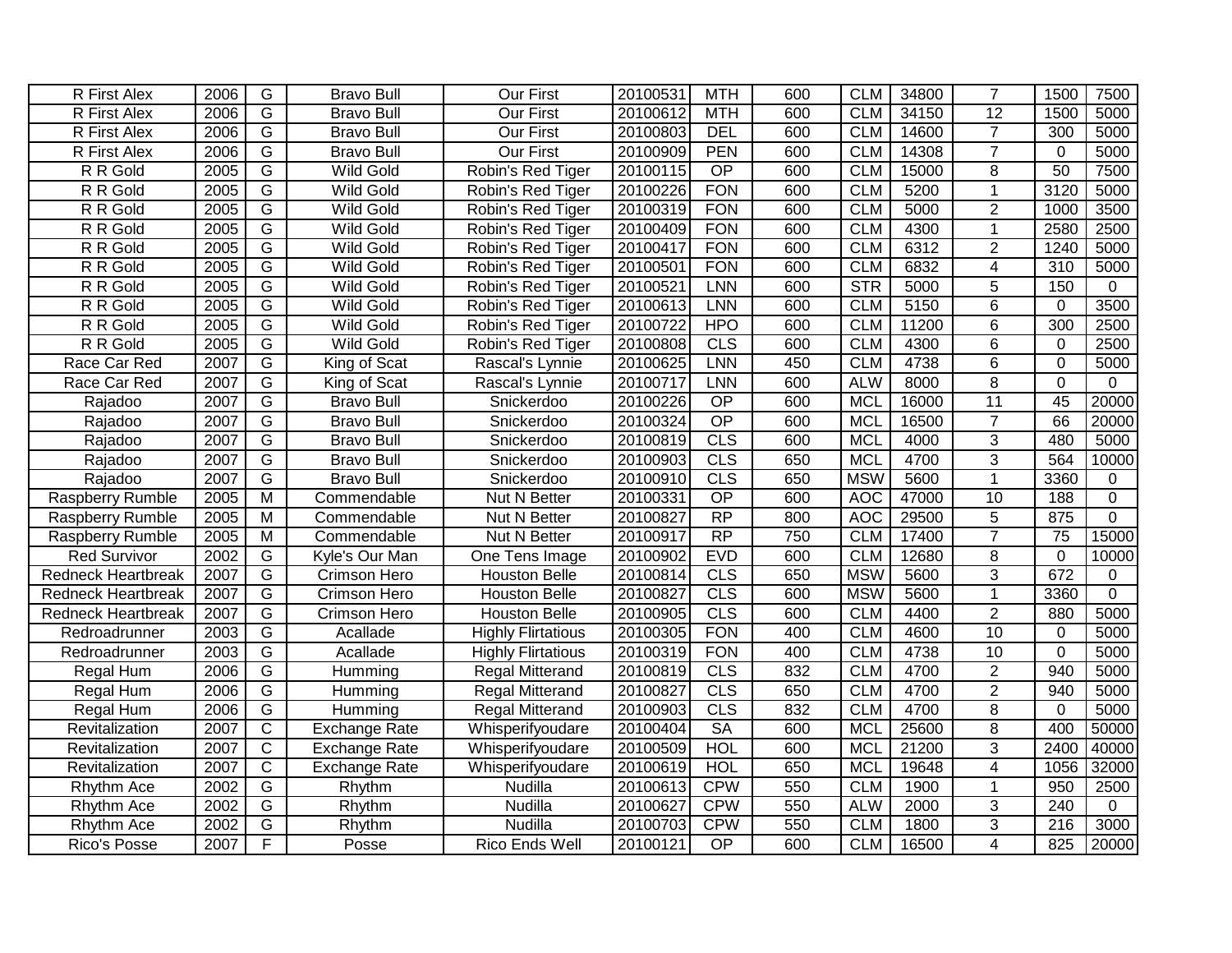| R First Alex | 2006 | G | Bravo Bull | Our First | 20100531 | MTH | 600 | CLM | 34800 | 7 | 1500 | 7500 |
|---|---|---|---|---|---|---|---|---|---|---|---|---|
| R First Alex | 2006 | G | Bravo Bull | Our First | 20100612 | MTH | 600 | CLM | 34150 | 12 | 1500 | 5000 |
| R First Alex | 2006 | G | Bravo Bull | Our First | 20100803 | DEL | 600 | CLM | 14600 | 7 | 300 | 5000 |
| R First Alex | 2006 | G | Bravo Bull | Our First | 20100909 | PEN | 600 | CLM | 14308 | 7 | 0 | 5000 |
| R R Gold | 2005 | G | Wild Gold | Robin's Red Tiger | 20100115 | OP | 600 | CLM | 15000 | 8 | 50 | 7500 |
| R R Gold | 2005 | G | Wild Gold | Robin's Red Tiger | 20100226 | FON | 600 | CLM | 5200 | 1 | 3120 | 5000 |
| R R Gold | 2005 | G | Wild Gold | Robin's Red Tiger | 20100319 | FON | 600 | CLM | 5000 | 2 | 1000 | 3500 |
| R R Gold | 2005 | G | Wild Gold | Robin's Red Tiger | 20100409 | FON | 600 | CLM | 4300 | 1 | 2580 | 2500 |
| R R Gold | 2005 | G | Wild Gold | Robin's Red Tiger | 20100417 | FON | 600 | CLM | 6312 | 2 | 1240 | 5000 |
| R R Gold | 2005 | G | Wild Gold | Robin's Red Tiger | 20100501 | FON | 600 | CLM | 6832 | 4 | 310 | 5000 |
| R R Gold | 2005 | G | Wild Gold | Robin's Red Tiger | 20100521 | LNN | 600 | STR | 5000 | 5 | 150 | 0 |
| R R Gold | 2005 | G | Wild Gold | Robin's Red Tiger | 20100613 | LNN | 600 | CLM | 5150 | 6 | 0 | 3500 |
| R R Gold | 2005 | G | Wild Gold | Robin's Red Tiger | 20100722 | HPO | 600 | CLM | 11200 | 6 | 300 | 2500 |
| R R Gold | 2005 | G | Wild Gold | Robin's Red Tiger | 20100808 | CLS | 600 | CLM | 4300 | 6 | 0 | 2500 |
| Race Car Red | 2007 | G | King of Scat | Rascal's Lynnie | 20100625 | LNN | 450 | CLM | 4738 | 6 | 0 | 5000 |
| Race Car Red | 2007 | G | King of Scat | Rascal's Lynnie | 20100717 | LNN | 600 | ALW | 8000 | 8 | 0 | 0 |
| Rajadoo | 2007 | G | Bravo Bull | Snickerdoo | 20100226 | OP | 600 | MCL | 16000 | 11 | 45 | 20000 |
| Rajadoo | 2007 | G | Bravo Bull | Snickerdoo | 20100324 | OP | 600 | MCL | 16500 | 7 | 66 | 20000 |
| Rajadoo | 2007 | G | Bravo Bull | Snickerdoo | 20100819 | CLS | 600 | MCL | 4000 | 3 | 480 | 5000 |
| Rajadoo | 2007 | G | Bravo Bull | Snickerdoo | 20100903 | CLS | 650 | MCL | 4700 | 3 | 564 | 10000 |
| Rajadoo | 2007 | G | Bravo Bull | Snickerdoo | 20100910 | CLS | 650 | MSW | 5600 | 1 | 3360 | 0 |
| Raspberry Rumble | 2005 | M | Commendable | Nut N Better | 20100331 | OP | 600 | AOC | 47000 | 10 | 188 | 0 |
| Raspberry Rumble | 2005 | M | Commendable | Nut N Better | 20100827 | RP | 800 | AOC | 29500 | 5 | 875 | 0 |
| Raspberry Rumble | 2005 | M | Commendable | Nut N Better | 20100917 | RP | 750 | CLM | 17400 | 7 | 75 | 15000 |
| Red Survivor | 2002 | G | Kyle's Our Man | One Tens Image | 20100902 | EVD | 600 | CLM | 12680 | 8 | 0 | 10000 |
| Redneck Heartbreak | 2007 | G | Crimson Hero | Houston Belle | 20100814 | CLS | 650 | MSW | 5600 | 3 | 672 | 0 |
| Redneck Heartbreak | 2007 | G | Crimson Hero | Houston Belle | 20100827 | CLS | 600 | MSW | 5600 | 1 | 3360 | 0 |
| Redneck Heartbreak | 2007 | G | Crimson Hero | Houston Belle | 20100905 | CLS | 600 | CLM | 4400 | 2 | 880 | 5000 |
| Redroadrunner | 2003 | G | Acallade | Highly Flirtatious | 20100305 | FON | 400 | CLM | 4600 | 10 | 0 | 5000 |
| Redroadrunner | 2003 | G | Acallade | Highly Flirtatious | 20100319 | FON | 400 | CLM | 4738 | 10 | 0 | 5000 |
| Regal Hum | 2006 | G | Humming | Regal Mitterand | 20100819 | CLS | 832 | CLM | 4700 | 2 | 940 | 5000 |
| Regal Hum | 2006 | G | Humming | Regal Mitterand | 20100827 | CLS | 650 | CLM | 4700 | 2 | 940 | 5000 |
| Regal Hum | 2006 | G | Humming | Regal Mitterand | 20100903 | CLS | 832 | CLM | 4700 | 8 | 0 | 5000 |
| Revitalization | 2007 | C | Exchange Rate | Whisperifyoudare | 20100404 | SA | 600 | MCL | 25600 | 8 | 400 | 50000 |
| Revitalization | 2007 | C | Exchange Rate | Whisperifyoudare | 20100509 | HOL | 600 | MCL | 21200 | 3 | 2400 | 40000 |
| Revitalization | 2007 | C | Exchange Rate | Whisperifyoudare | 20100619 | HOL | 650 | MCL | 19648 | 4 | 1056 | 32000 |
| Rhythm Ace | 2002 | G | Rhythm | Nudilla | 20100613 | CPW | 550 | CLM | 1900 | 1 | 950 | 2500 |
| Rhythm Ace | 2002 | G | Rhythm | Nudilla | 20100627 | CPW | 550 | ALW | 2000 | 3 | 240 | 0 |
| Rhythm Ace | 2002 | G | Rhythm | Nudilla | 20100703 | CPW | 550 | CLM | 1800 | 3 | 216 | 3000 |
| Rico's Posse | 2007 | F | Posse | Rico Ends Well | 20100121 | OP | 600 | CLM | 16500 | 4 | 825 | 20000 |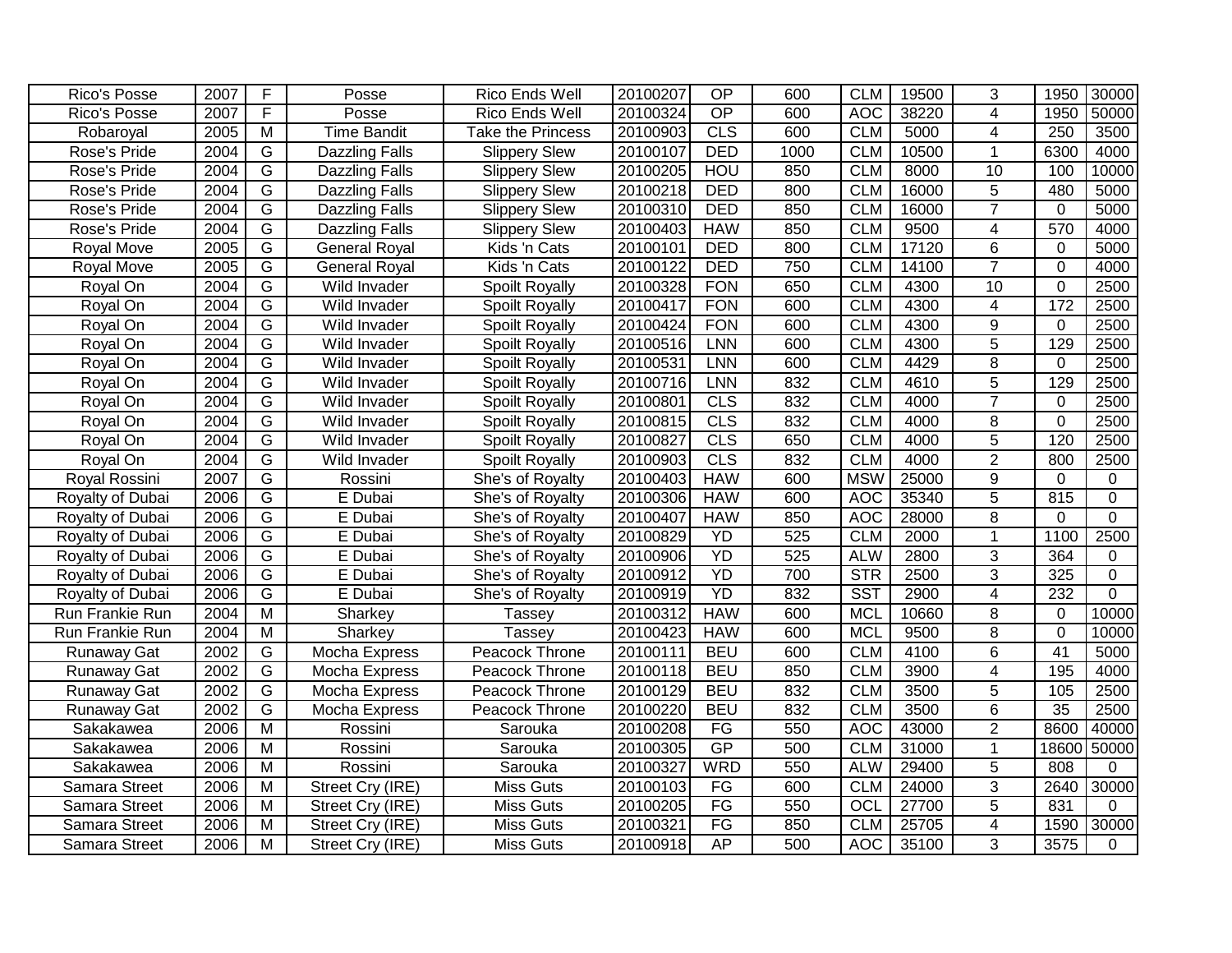| Rico's Posse | 2007 | F | Posse | Rico Ends Well | 20100207 | OP | 600 | CLM | 19500 | 3 | 1950 | 30000 |
|---|---|---|---|---|---|---|---|---|---|---|---|---|
| Rico's Posse | 2007 | F | Posse | Rico Ends Well | 20100324 | OP | 600 | AOC | 38220 | 4 | 1950 | 50000 |
| Robaroyal | 2005 | M | Time Bandit | Take the Princess | 20100903 | CLS | 600 | CLM | 5000 | 4 | 250 | 3500 |
| Rose's Pride | 2004 | G | Dazzling Falls | Slippery Slew | 20100107 | DED | 1000 | CLM | 10500 | 1 | 6300 | 4000 |
| Rose's Pride | 2004 | G | Dazzling Falls | Slippery Slew | 20100205 | HOU | 850 | CLM | 8000 | 10 | 100 | 10000 |
| Rose's Pride | 2004 | G | Dazzling Falls | Slippery Slew | 20100218 | DED | 800 | CLM | 16000 | 5 | 480 | 5000 |
| Rose's Pride | 2004 | G | Dazzling Falls | Slippery Slew | 20100310 | DED | 850 | CLM | 16000 | 7 | 0 | 5000 |
| Rose's Pride | 2004 | G | Dazzling Falls | Slippery Slew | 20100403 | HAW | 850 | CLM | 9500 | 4 | 570 | 4000 |
| Royal Move | 2005 | G | General Royal | Kids 'n Cats | 20100101 | DED | 800 | CLM | 17120 | 6 | 0 | 5000 |
| Royal Move | 2005 | G | General Royal | Kids 'n Cats | 20100122 | DED | 750 | CLM | 14100 | 7 | 0 | 4000 |
| Royal On | 2004 | G | Wild Invader | Spoilt Royally | 20100328 | FON | 650 | CLM | 4300 | 10 | 0 | 2500 |
| Royal On | 2004 | G | Wild Invader | Spoilt Royally | 20100417 | FON | 600 | CLM | 4300 | 4 | 172 | 2500 |
| Royal On | 2004 | G | Wild Invader | Spoilt Royally | 20100424 | FON | 600 | CLM | 4300 | 9 | 0 | 2500 |
| Royal On | 2004 | G | Wild Invader | Spoilt Royally | 20100516 | LNN | 600 | CLM | 4300 | 5 | 129 | 2500 |
| Royal On | 2004 | G | Wild Invader | Spoilt Royally | 20100531 | LNN | 600 | CLM | 4429 | 8 | 0 | 2500 |
| Royal On | 2004 | G | Wild Invader | Spoilt Royally | 20100716 | LNN | 832 | CLM | 4610 | 5 | 129 | 2500 |
| Royal On | 2004 | G | Wild Invader | Spoilt Royally | 20100801 | CLS | 832 | CLM | 4000 | 7 | 0 | 2500 |
| Royal On | 2004 | G | Wild Invader | Spoilt Royally | 20100815 | CLS | 832 | CLM | 4000 | 8 | 0 | 2500 |
| Royal On | 2004 | G | Wild Invader | Spoilt Royally | 20100827 | CLS | 650 | CLM | 4000 | 5 | 120 | 2500 |
| Royal On | 2004 | G | Wild Invader | Spoilt Royally | 20100903 | CLS | 832 | CLM | 4000 | 2 | 800 | 2500 |
| Royal Rossini | 2007 | G | Rossini | She's of Royalty | 20100403 | HAW | 600 | MSW | 25000 | 9 | 0 | 0 |
| Royalty of Dubai | 2006 | G | E Dubai | She's of Royalty | 20100306 | HAW | 600 | AOC | 35340 | 5 | 815 | 0 |
| Royalty of Dubai | 2006 | G | E Dubai | She's of Royalty | 20100407 | HAW | 850 | AOC | 28000 | 8 | 0 | 0 |
| Royalty of Dubai | 2006 | G | E Dubai | She's of Royalty | 20100829 | YD | 525 | CLM | 2000 | 1 | 1100 | 2500 |
| Royalty of Dubai | 2006 | G | E Dubai | She's of Royalty | 20100906 | YD | 525 | ALW | 2800 | 3 | 364 | 0 |
| Royalty of Dubai | 2006 | G | E Dubai | She's of Royalty | 20100912 | YD | 700 | STR | 2500 | 3 | 325 | 0 |
| Royalty of Dubai | 2006 | G | E Dubai | She's of Royalty | 20100919 | YD | 832 | SST | 2900 | 4 | 232 | 0 |
| Run Frankie Run | 2004 | M | Sharkey | Tassey | 20100312 | HAW | 600 | MCL | 10660 | 8 | 0 | 10000 |
| Run Frankie Run | 2004 | M | Sharkey | Tassey | 20100423 | HAW | 600 | MCL | 9500 | 8 | 0 | 10000 |
| Runaway Gat | 2002 | G | Mocha Express | Peacock Throne | 20100111 | BEU | 600 | CLM | 4100 | 6 | 41 | 5000 |
| Runaway Gat | 2002 | G | Mocha Express | Peacock Throne | 20100118 | BEU | 850 | CLM | 3900 | 4 | 195 | 4000 |
| Runaway Gat | 2002 | G | Mocha Express | Peacock Throne | 20100129 | BEU | 832 | CLM | 3500 | 5 | 105 | 2500 |
| Runaway Gat | 2002 | G | Mocha Express | Peacock Throne | 20100220 | BEU | 832 | CLM | 3500 | 6 | 35 | 2500 |
| Sakakawea | 2006 | M | Rossini | Sarouka | 20100208 | FG | 550 | AOC | 43000 | 2 | 8600 | 40000 |
| Sakakawea | 2006 | M | Rossini | Sarouka | 20100305 | GP | 500 | CLM | 31000 | 1 | 18600 | 50000 |
| Sakakawea | 2006 | M | Rossini | Sarouka | 20100327 | WRD | 550 | ALW | 29400 | 5 | 808 | 0 |
| Samara Street | 2006 | M | Street Cry (IRE) | Miss Guts | 20100103 | FG | 600 | CLM | 24000 | 3 | 2640 | 30000 |
| Samara Street | 2006 | M | Street Cry (IRE) | Miss Guts | 20100205 | FG | 550 | OCL | 27700 | 5 | 831 | 0 |
| Samara Street | 2006 | M | Street Cry (IRE) | Miss Guts | 20100321 | FG | 850 | CLM | 25705 | 4 | 1590 | 30000 |
| Samara Street | 2006 | M | Street Cry (IRE) | Miss Guts | 20100918 | AP | 500 | AOC | 35100 | 3 | 3575 | 0 |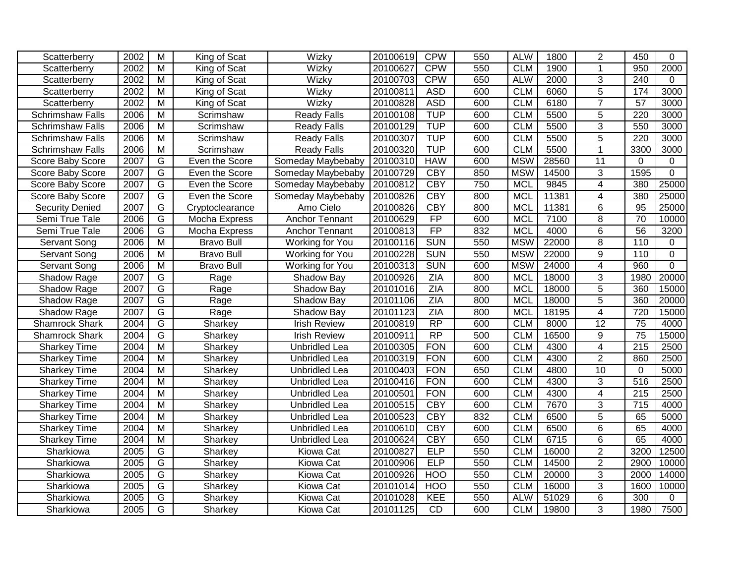| | | | | | | | | | | | | |
|---|---|---|---|---|---|---|---|---|---|---|---|---|
| Scatterberry | 2002 | M | King of Scat | Wizky | 20100619 | CPW | 550 | ALW | 1800 | 2 | 450 | 0 |
| Scatterberry | 2002 | M | King of Scat | Wizky | 20100627 | CPW | 550 | CLM | 1900 | 1 | 950 | 2000 |
| Scatterberry | 2002 | M | King of Scat | Wizky | 20100703 | CPW | 650 | ALW | 2000 | 3 | 240 | 0 |
| Scatterberry | 2002 | M | King of Scat | Wizky | 20100811 | ASD | 600 | CLM | 6060 | 5 | 174 | 3000 |
| Scatterberry | 2002 | M | King of Scat | Wizky | 20100828 | ASD | 600 | CLM | 6180 | 7 | 57 | 3000 |
| Schrimshaw Falls | 2006 | M | Scrimshaw | Ready Falls | 20100108 | TUP | 600 | CLM | 5500 | 5 | 220 | 3000 |
| Schrimshaw Falls | 2006 | M | Scrimshaw | Ready Falls | 20100129 | TUP | 600 | CLM | 5500 | 3 | 550 | 3000 |
| Schrimshaw Falls | 2006 | M | Scrimshaw | Ready Falls | 20100307 | TUP | 600 | CLM | 5500 | 5 | 220 | 3000 |
| Schrimshaw Falls | 2006 | M | Scrimshaw | Ready Falls | 20100320 | TUP | 600 | CLM | 5500 | 1 | 3300 | 3000 |
| Score Baby Score | 2007 | G | Even the Score | Someday Maybebaby | 20100310 | HAW | 600 | MSW | 28560 | 11 | 0 | 0 |
| Score Baby Score | 2007 | G | Even the Score | Someday Maybebaby | 20100729 | CBY | 850 | MSW | 14500 | 3 | 1595 | 0 |
| Score Baby Score | 2007 | G | Even the Score | Someday Maybebaby | 20100812 | CBY | 750 | MCL | 9845 | 4 | 380 | 25000 |
| Score Baby Score | 2007 | G | Even the Score | Someday Maybebaby | 20100826 | CBY | 800 | MCL | 11381 | 4 | 380 | 25000 |
| Security Denied | 2007 | G | Cryptoclearance | Amo Cielo | 20100826 | CBY | 800 | MCL | 11381 | 6 | 95 | 25000 |
| Semi True Tale | 2006 | G | Mocha Express | Anchor Tennant | 20100629 | FP | 600 | MCL | 7100 | 8 | 70 | 10000 |
| Semi True Tale | 2006 | G | Mocha Express | Anchor Tennant | 20100813 | FP | 832 | MCL | 4000 | 6 | 56 | 3200 |
| Servant Song | 2006 | M | Bravo Bull | Working for You | 20100116 | SUN | 550 | MSW | 22000 | 8 | 110 | 0 |
| Servant Song | 2006 | M | Bravo Bull | Working for You | 20100228 | SUN | 550 | MSW | 22000 | 9 | 110 | 0 |
| Servant Song | 2006 | M | Bravo Bull | Working for You | 20100313 | SUN | 600 | MSW | 24000 | 4 | 960 | 0 |
| Shadow Rage | 2007 | G | Rage | Shadow Bay | 20100926 | ZIA | 800 | MCL | 18000 | 3 | 1980 | 20000 |
| Shadow Rage | 2007 | G | Rage | Shadow Bay | 20101016 | ZIA | 800 | MCL | 18000 | 5 | 360 | 15000 |
| Shadow Rage | 2007 | G | Rage | Shadow Bay | 20101106 | ZIA | 800 | MCL | 18000 | 5 | 360 | 20000 |
| Shadow Rage | 2007 | G | Rage | Shadow Bay | 20101123 | ZIA | 800 | MCL | 18195 | 4 | 720 | 15000 |
| Shamrock Shark | 2004 | G | Sharkey | Irish Review | 20100819 | RP | 600 | CLM | 8000 | 12 | 75 | 4000 |
| Shamrock Shark | 2004 | G | Sharkey | Irish Review | 20100911 | RP | 500 | CLM | 16500 | 9 | 75 | 15000 |
| Sharkey Time | 2004 | M | Sharkey | Unbridled Lea | 20100305 | FON | 600 | CLM | 4300 | 4 | 215 | 2500 |
| Sharkey Time | 2004 | M | Sharkey | Unbridled Lea | 20100319 | FON | 600 | CLM | 4300 | 2 | 860 | 2500 |
| Sharkey Time | 2004 | M | Sharkey | Unbridled Lea | 20100403 | FON | 650 | CLM | 4800 | 10 | 0 | 5000 |
| Sharkey Time | 2004 | M | Sharkey | Unbridled Lea | 20100416 | FON | 600 | CLM | 4300 | 3 | 516 | 2500 |
| Sharkey Time | 2004 | M | Sharkey | Unbridled Lea | 20100501 | FON | 600 | CLM | 4300 | 4 | 215 | 2500 |
| Sharkey Time | 2004 | M | Sharkey | Unbridled Lea | 20100515 | CBY | 600 | CLM | 7670 | 3 | 715 | 4000 |
| Sharkey Time | 2004 | M | Sharkey | Unbridled Lea | 20100523 | CBY | 832 | CLM | 6500 | 5 | 65 | 5000 |
| Sharkey Time | 2004 | M | Sharkey | Unbridled Lea | 20100610 | CBY | 600 | CLM | 6500 | 6 | 65 | 4000 |
| Sharkey Time | 2004 | M | Sharkey | Unbridled Lea | 20100624 | CBY | 650 | CLM | 6715 | 6 | 65 | 4000 |
| Sharkiowa | 2005 | G | Sharkey | Kiowa Cat | 20100827 | ELP | 550 | CLM | 16000 | 2 | 3200 | 12500 |
| Sharkiowa | 2005 | G | Sharkey | Kiowa Cat | 20100906 | ELP | 550 | CLM | 14500 | 2 | 2900 | 10000 |
| Sharkiowa | 2005 | G | Sharkey | Kiowa Cat | 20100926 | HOO | 550 | CLM | 20000 | 3 | 2000 | 14000 |
| Sharkiowa | 2005 | G | Sharkey | Kiowa Cat | 20101014 | HOO | 550 | CLM | 16000 | 3 | 1600 | 10000 |
| Sharkiowa | 2005 | G | Sharkey | Kiowa Cat | 20101028 | KEE | 550 | ALW | 51029 | 6 | 300 | 0 |
| Sharkiowa | 2005 | G | Sharkey | Kiowa Cat | 20101125 | CD | 600 | CLM | 19800 | 3 | 1980 | 7500 |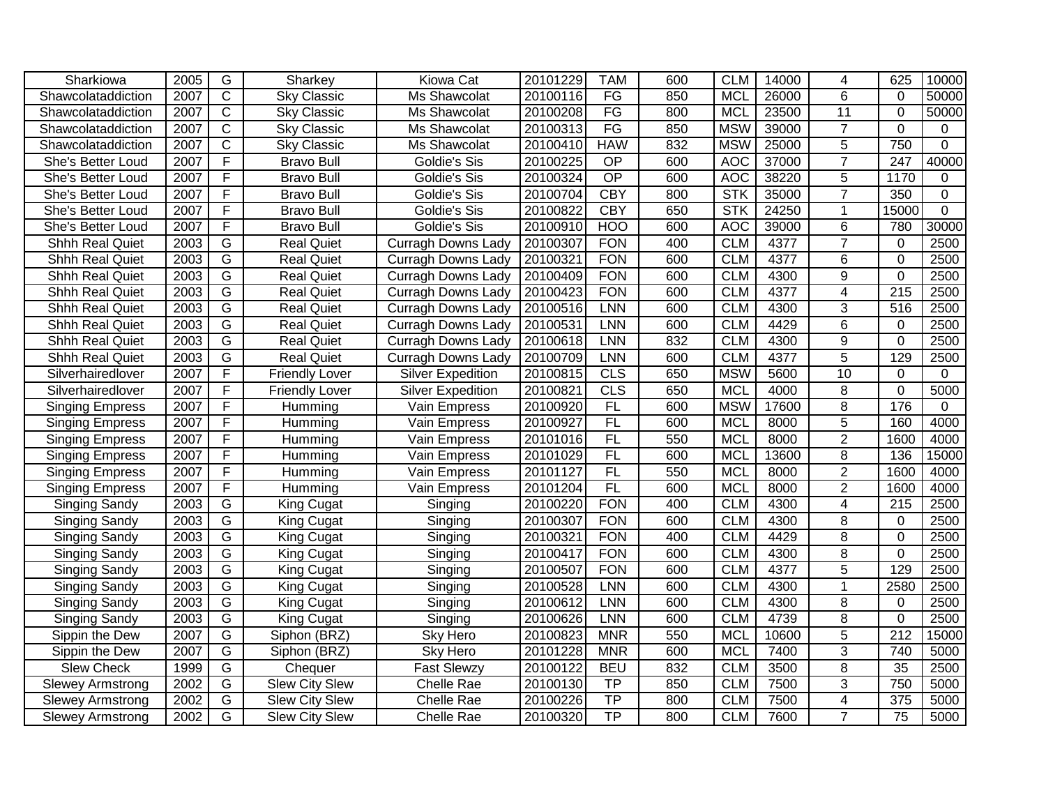| Sharkiowa | 2005 | G | Sharkey | Kiowa Cat | 20101229 | TAM | 600 | CLM | 14000 | 4 | 625 | 10000 |
|---|---|---|---|---|---|---|---|---|---|---|---|---|
| Shawcolataddiction | 2007 | C | Sky Classic | Ms Shawcolat | 20100116 | FG | 850 | MCL | 26000 | 6 | 0 | 50000 |
| Shawcolataddiction | 2007 | C | Sky Classic | Ms Shawcolat | 20100208 | FG | 800 | MCL | 23500 | 11 | 0 | 50000 |
| Shawcolataddiction | 2007 | C | Sky Classic | Ms Shawcolat | 20100313 | FG | 850 | MSW | 39000 | 7 | 0 | 0 |
| Shawcolataddiction | 2007 | C | Sky Classic | Ms Shawcolat | 20100410 | HAW | 832 | MSW | 25000 | 5 | 750 | 0 |
| She's Better Loud | 2007 | F | Bravo Bull | Goldie's Sis | 20100225 | OP | 600 | AOC | 37000 | 7 | 247 | 40000 |
| She's Better Loud | 2007 | F | Bravo Bull | Goldie's Sis | 20100324 | OP | 600 | AOC | 38220 | 5 | 1170 | 0 |
| She's Better Loud | 2007 | F | Bravo Bull | Goldie's Sis | 20100704 | CBY | 800 | STK | 35000 | 7 | 350 | 0 |
| She's Better Loud | 2007 | F | Bravo Bull | Goldie's Sis | 20100822 | CBY | 650 | STK | 24250 | 1 | 15000 | 0 |
| She's Better Loud | 2007 | F | Bravo Bull | Goldie's Sis | 20100910 | HOO | 600 | AOC | 39000 | 6 | 780 | 30000 |
| Shhh Real Quiet | 2003 | G | Real Quiet | Curragh Downs Lady | 20100307 | FON | 400 | CLM | 4377 | 7 | 0 | 2500 |
| Shhh Real Quiet | 2003 | G | Real Quiet | Curragh Downs Lady | 20100321 | FON | 600 | CLM | 4377 | 6 | 0 | 2500 |
| Shhh Real Quiet | 2003 | G | Real Quiet | Curragh Downs Lady | 20100409 | FON | 600 | CLM | 4300 | 9 | 0 | 2500 |
| Shhh Real Quiet | 2003 | G | Real Quiet | Curragh Downs Lady | 20100423 | FON | 600 | CLM | 4377 | 4 | 215 | 2500 |
| Shhh Real Quiet | 2003 | G | Real Quiet | Curragh Downs Lady | 20100516 | LNN | 600 | CLM | 4300 | 3 | 516 | 2500 |
| Shhh Real Quiet | 2003 | G | Real Quiet | Curragh Downs Lady | 20100531 | LNN | 600 | CLM | 4429 | 6 | 0 | 2500 |
| Shhh Real Quiet | 2003 | G | Real Quiet | Curragh Downs Lady | 20100618 | LNN | 832 | CLM | 4300 | 9 | 0 | 2500 |
| Shhh Real Quiet | 2003 | G | Real Quiet | Curragh Downs Lady | 20100709 | LNN | 600 | CLM | 4377 | 5 | 129 | 2500 |
| Silverhairedlover | 2007 | F | Friendly Lover | Silver Expedition | 20100815 | CLS | 650 | MSW | 5600 | 10 | 0 | 0 |
| Silverhairedlover | 2007 | F | Friendly Lover | Silver Expedition | 20100821 | CLS | 650 | MCL | 4000 | 8 | 0 | 5000 |
| Singing Empress | 2007 | F | Humming | Vain Empress | 20100920 | FL | 600 | MSW | 17600 | 8 | 176 | 0 |
| Singing Empress | 2007 | F | Humming | Vain Empress | 20100927 | FL | 600 | MCL | 8000 | 5 | 160 | 4000 |
| Singing Empress | 2007 | F | Humming | Vain Empress | 20101016 | FL | 550 | MCL | 8000 | 2 | 1600 | 4000 |
| Singing Empress | 2007 | F | Humming | Vain Empress | 20101029 | FL | 600 | MCL | 13600 | 8 | 136 | 15000 |
| Singing Empress | 2007 | F | Humming | Vain Empress | 20101127 | FL | 550 | MCL | 8000 | 2 | 1600 | 4000 |
| Singing Empress | 2007 | F | Humming | Vain Empress | 20101204 | FL | 600 | MCL | 8000 | 2 | 1600 | 4000 |
| Singing Sandy | 2003 | G | King Cugat | Singing | 20100220 | FON | 400 | CLM | 4300 | 4 | 215 | 2500 |
| Singing Sandy | 2003 | G | King Cugat | Singing | 20100307 | FON | 600 | CLM | 4300 | 8 | 0 | 2500 |
| Singing Sandy | 2003 | G | King Cugat | Singing | 20100321 | FON | 400 | CLM | 4429 | 8 | 0 | 2500 |
| Singing Sandy | 2003 | G | King Cugat | Singing | 20100417 | FON | 600 | CLM | 4300 | 8 | 0 | 2500 |
| Singing Sandy | 2003 | G | King Cugat | Singing | 20100507 | FON | 600 | CLM | 4377 | 5 | 129 | 2500 |
| Singing Sandy | 2003 | G | King Cugat | Singing | 20100528 | LNN | 600 | CLM | 4300 | 1 | 2580 | 2500 |
| Singing Sandy | 2003 | G | King Cugat | Singing | 20100612 | LNN | 600 | CLM | 4300 | 8 | 0 | 2500 |
| Singing Sandy | 2003 | G | King Cugat | Singing | 20100626 | LNN | 600 | CLM | 4739 | 8 | 0 | 2500 |
| Sippin the Dew | 2007 | G | Siphon (BRZ) | Sky Hero | 20100823 | MNR | 550 | MCL | 10600 | 5 | 212 | 15000 |
| Sippin the Dew | 2007 | G | Siphon (BRZ) | Sky Hero | 20101228 | MNR | 600 | MCL | 7400 | 3 | 740 | 5000 |
| Slew Check | 1999 | G | Chequer | Fast Slewzy | 20100122 | BEU | 832 | CLM | 3500 | 8 | 35 | 2500 |
| Slewey Armstrong | 2002 | G | Slew City Slew | Chelle Rae | 20100130 | TP | 850 | CLM | 7500 | 3 | 750 | 5000 |
| Slewey Armstrong | 2002 | G | Slew City Slew | Chelle Rae | 20100226 | TP | 800 | CLM | 7500 | 4 | 375 | 5000 |
| Slewey Armstrong | 2002 | G | Slew City Slew | Chelle Rae | 20100320 | TP | 800 | CLM | 7600 | 7 | 75 | 5000 |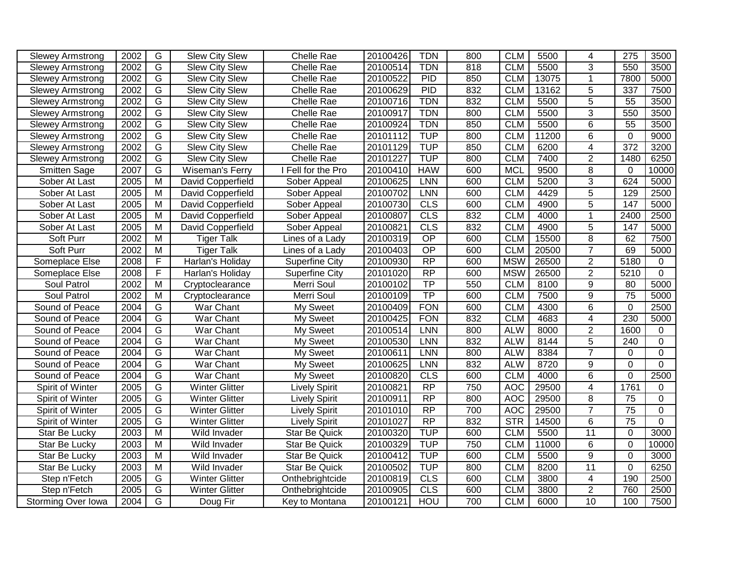| Slewey Armstrong | 2002 | G | Slew City Slew | Chelle Rae | 20100426 | TDN | 800 | CLM | 5500 | 4 | 275 | 3500 |
|---|---|---|---|---|---|---|---|---|---|---|---|---|
| Slewey Armstrong | 2002 | G | Slew City Slew | Chelle Rae | 20100514 | TDN | 818 | CLM | 5500 | 3 | 550 | 3500 |
| Slewey Armstrong | 2002 | G | Slew City Slew | Chelle Rae | 20100522 | PID | 850 | CLM | 13075 | 1 | 7800 | 5000 |
| Slewey Armstrong | 2002 | G | Slew City Slew | Chelle Rae | 20100629 | PID | 832 | CLM | 13162 | 5 | 337 | 7500 |
| Slewey Armstrong | 2002 | G | Slew City Slew | Chelle Rae | 20100716 | TDN | 832 | CLM | 5500 | 5 | 55 | 3500 |
| Slewey Armstrong | 2002 | G | Slew City Slew | Chelle Rae | 20100917 | TDN | 800 | CLM | 5500 | 3 | 550 | 3500 |
| Slewey Armstrong | 2002 | G | Slew City Slew | Chelle Rae | 20100924 | TDN | 850 | CLM | 5500 | 6 | 55 | 3500 |
| Slewey Armstrong | 2002 | G | Slew City Slew | Chelle Rae | 20101112 | TUP | 800 | CLM | 11200 | 6 | 0 | 9000 |
| Slewey Armstrong | 2002 | G | Slew City Slew | Chelle Rae | 20101129 | TUP | 850 | CLM | 6200 | 4 | 372 | 3200 |
| Slewey Armstrong | 2002 | G | Slew City Slew | Chelle Rae | 20101227 | TUP | 800 | CLM | 7400 | 2 | 1480 | 6250 |
| Smitten Sage | 2007 | G | Wiseman's Ferry | I Fell for the Pro | 20100410 | HAW | 600 | MCL | 9500 | 8 | 0 | 10000 |
| Sober At Last | 2005 | M | David Copperfield | Sober Appeal | 20100625 | LNN | 600 | CLM | 5200 | 3 | 624 | 5000 |
| Sober At Last | 2005 | M | David Copperfield | Sober Appeal | 20100702 | LNN | 600 | CLM | 4429 | 5 | 129 | 2500 |
| Sober At Last | 2005 | M | David Copperfield | Sober Appeal | 20100730 | CLS | 600 | CLM | 4900 | 5 | 147 | 5000 |
| Sober At Last | 2005 | M | David Copperfield | Sober Appeal | 20100807 | CLS | 832 | CLM | 4000 | 1 | 2400 | 2500 |
| Sober At Last | 2005 | M | David Copperfield | Sober Appeal | 20100821 | CLS | 832 | CLM | 4900 | 5 | 147 | 5000 |
| Soft Purr | 2002 | M | Tiger Talk | Lines of a Lady | 20100319 | OP | 600 | CLM | 15500 | 8 | 62 | 7500 |
| Soft Purr | 2002 | M | Tiger Talk | Lines of a Lady | 20100403 | OP | 600 | CLM | 20500 | 7 | 69 | 5000 |
| Someplace Else | 2008 | F | Harlan's Holiday | Superfine City | 20100930 | RP | 600 | MSW | 26500 | 2 | 5180 | 0 |
| Someplace Else | 2008 | F | Harlan's Holiday | Superfine City | 20101020 | RP | 600 | MSW | 26500 | 2 | 5210 | 0 |
| Soul Patrol | 2002 | M | Cryptoclearance | Merri Soul | 20100102 | TP | 550 | CLM | 8100 | 9 | 80 | 5000 |
| Soul Patrol | 2002 | M | Cryptoclearance | Merri Soul | 20100109 | TP | 600 | CLM | 7500 | 9 | 75 | 5000 |
| Sound of Peace | 2004 | G | War Chant | My Sweet | 20100409 | FON | 600 | CLM | 4300 | 6 | 0 | 2500 |
| Sound of Peace | 2004 | G | War Chant | My Sweet | 20100425 | FON | 832 | CLM | 4683 | 4 | 230 | 5000 |
| Sound of Peace | 2004 | G | War Chant | My Sweet | 20100514 | LNN | 800 | ALW | 8000 | 2 | 1600 | 0 |
| Sound of Peace | 2004 | G | War Chant | My Sweet | 20100530 | LNN | 832 | ALW | 8144 | 5 | 240 | 0 |
| Sound of Peace | 2004 | G | War Chant | My Sweet | 20100611 | LNN | 800 | ALW | 8384 | 7 | 0 | 0 |
| Sound of Peace | 2004 | G | War Chant | My Sweet | 20100625 | LNN | 832 | ALW | 8720 | 9 | 0 | 0 |
| Sound of Peace | 2004 | G | War Chant | My Sweet | 20100820 | CLS | 600 | CLM | 4000 | 6 | 0 | 2500 |
| Spirit of Winter | 2005 | G | Winter Glitter | Lively Spirit | 20100821 | RP | 750 | AOC | 29500 | 4 | 1761 | 0 |
| Spirit of Winter | 2005 | G | Winter Glitter | Lively Spirit | 20100911 | RP | 800 | AOC | 29500 | 8 | 75 | 0 |
| Spirit of Winter | 2005 | G | Winter Glitter | Lively Spirit | 20101010 | RP | 700 | AOC | 29500 | 7 | 75 | 0 |
| Spirit of Winter | 2005 | G | Winter Glitter | Lively Spirit | 20101027 | RP | 832 | STR | 14500 | 6 | 75 | 0 |
| Star Be Lucky | 2003 | M | Wild Invader | Star Be Quick | 20100320 | TUP | 600 | CLM | 5500 | 11 | 0 | 3000 |
| Star Be Lucky | 2003 | M | Wild Invader | Star Be Quick | 20100329 | TUP | 750 | CLM | 11000 | 6 | 0 | 10000 |
| Star Be Lucky | 2003 | M | Wild Invader | Star Be Quick | 20100412 | TUP | 600 | CLM | 5500 | 9 | 0 | 3000 |
| Star Be Lucky | 2003 | M | Wild Invader | Star Be Quick | 20100502 | TUP | 800 | CLM | 8200 | 11 | 0 | 6250 |
| Step n'Fetch | 2005 | G | Winter Glitter | Onthebrightcide | 20100819 | CLS | 600 | CLM | 3800 | 4 | 190 | 2500 |
| Step n'Fetch | 2005 | G | Winter Glitter | Onthebrightcide | 20100905 | CLS | 600 | CLM | 3800 | 2 | 760 | 2500 |
| Storming Over Iowa | 2004 | G | Doug Fir | Key to Montana | 20100121 | HOU | 700 | CLM | 6000 | 10 | 100 | 7500 |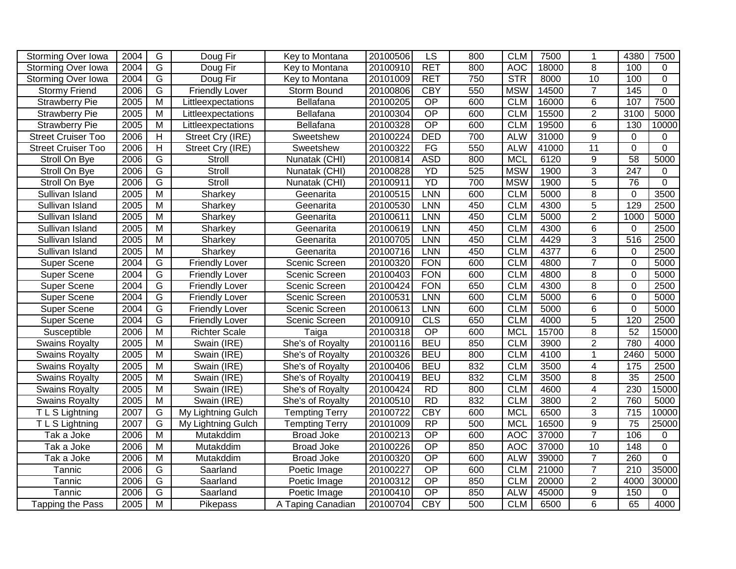| | | | | | | | | | | | | |
|---|---|---|---|---|---|---|---|---|---|---|---|---|
| Storming Over Iowa | 2004 | G | Doug Fir | Key to Montana | 20100506 | LS | 800 | CLM | 7500 | 1 | 4380 | 7500 |
| Storming Over Iowa | 2004 | G | Doug Fir | Key to Montana | 20100910 | RET | 800 | AOC | 18000 | 8 | 100 | 0 |
| Storming Over Iowa | 2004 | G | Doug Fir | Key to Montana | 20101009 | RET | 750 | STR | 8000 | 10 | 100 | 0 |
| Stormy Friend | 2006 | G | Friendly Lover | Storm Bound | 20100806 | CBY | 550 | MSW | 14500 | 7 | 145 | 0 |
| Strawberry Pie | 2005 | M | Littleexpectations | Bellafana | 20100205 | OP | 600 | CLM | 16000 | 6 | 107 | 7500 |
| Strawberry Pie | 2005 | M | Littleexpectations | Bellafana | 20100304 | OP | 600 | CLM | 15500 | 2 | 3100 | 5000 |
| Strawberry Pie | 2005 | M | Littleexpectations | Bellafana | 20100328 | OP | 600 | CLM | 19500 | 6 | 130 | 10000 |
| Street Cruiser Too | 2006 | H | Street Cry (IRE) | Sweetshew | 20100224 | DED | 700 | ALW | 31000 | 9 | 0 | 0 |
| Street Cruiser Too | 2006 | H | Street Cry (IRE) | Sweetshew | 20100322 | FG | 550 | ALW | 41000 | 11 | 0 | 0 |
| Stroll On Bye | 2006 | G | Stroll | Nunatak (CHI) | 20100814 | ASD | 800 | MCL | 6120 | 9 | 58 | 5000 |
| Stroll On Bye | 2006 | G | Stroll | Nunatak (CHI) | 20100828 | YD | 525 | MSW | 1900 | 3 | 247 | 0 |
| Stroll On Bye | 2006 | G | Stroll | Nunatak (CHI) | 20100911 | YD | 700 | MSW | 1900 | 5 | 76 | 0 |
| Sullivan Island | 2005 | M | Sharkey | Geenarita | 20100515 | LNN | 600 | CLM | 5000 | 8 | 0 | 3500 |
| Sullivan Island | 2005 | M | Sharkey | Geenarita | 20100530 | LNN | 450 | CLM | 4300 | 5 | 129 | 2500 |
| Sullivan Island | 2005 | M | Sharkey | Geenarita | 20100611 | LNN | 450 | CLM | 5000 | 2 | 1000 | 5000 |
| Sullivan Island | 2005 | M | Sharkey | Geenarita | 20100619 | LNN | 450 | CLM | 4300 | 6 | 0 | 2500 |
| Sullivan Island | 2005 | M | Sharkey | Geenarita | 20100705 | LNN | 450 | CLM | 4429 | 3 | 516 | 2500 |
| Sullivan Island | 2005 | M | Sharkey | Geenarita | 20100716 | LNN | 450 | CLM | 4377 | 6 | 0 | 2500 |
| Super Scene | 2004 | G | Friendly Lover | Scenic Screen | 20100320 | FON | 600 | CLM | 4800 | 7 | 0 | 5000 |
| Super Scene | 2004 | G | Friendly Lover | Scenic Screen | 20100403 | FON | 600 | CLM | 4800 | 8 | 0 | 5000 |
| Super Scene | 2004 | G | Friendly Lover | Scenic Screen | 20100424 | FON | 650 | CLM | 4300 | 8 | 0 | 2500 |
| Super Scene | 2004 | G | Friendly Lover | Scenic Screen | 20100531 | LNN | 600 | CLM | 5000 | 6 | 0 | 5000 |
| Super Scene | 2004 | G | Friendly Lover | Scenic Screen | 20100613 | LNN | 600 | CLM | 5000 | 6 | 0 | 5000 |
| Super Scene | 2004 | G | Friendly Lover | Scenic Screen | 20100910 | CLS | 650 | CLM | 4000 | 5 | 120 | 2500 |
| Susceptible | 2006 | M | Richter Scale | Taiga | 20100318 | OP | 600 | MCL | 15700 | 8 | 52 | 15000 |
| Swains Royalty | 2005 | M | Swain (IRE) | She's of Royalty | 20100116 | BEU | 850 | CLM | 3900 | 2 | 780 | 4000 |
| Swains Royalty | 2005 | M | Swain (IRE) | She's of Royalty | 20100326 | BEU | 800 | CLM | 4100 | 1 | 2460 | 5000 |
| Swains Royalty | 2005 | M | Swain (IRE) | She's of Royalty | 20100406 | BEU | 832 | CLM | 3500 | 4 | 175 | 2500 |
| Swains Royalty | 2005 | M | Swain (IRE) | She's of Royalty | 20100419 | BEU | 832 | CLM | 3500 | 8 | 35 | 2500 |
| Swains Royalty | 2005 | M | Swain (IRE) | She's of Royalty | 20100424 | RD | 800 | CLM | 4600 | 4 | 230 | 15000 |
| Swains Royalty | 2005 | M | Swain (IRE) | She's of Royalty | 20100510 | RD | 832 | CLM | 3800 | 2 | 760 | 5000 |
| T L S Lightning | 2007 | G | My Lightning Gulch | Tempting Terry | 20100722 | CBY | 600 | MCL | 6500 | 3 | 715 | 10000 |
| T L S Lightning | 2007 | G | My Lightning Gulch | Tempting Terry | 20101009 | RP | 500 | MCL | 16500 | 9 | 75 | 25000 |
| Tak a Joke | 2006 | M | Mutakddim | Broad Joke | 20100213 | OP | 600 | AOC | 37000 | 7 | 106 | 0 |
| Tak a Joke | 2006 | M | Mutakddim | Broad Joke | 20100226 | OP | 850 | AOC | 37000 | 10 | 148 | 0 |
| Tak a Joke | 2006 | M | Mutakddim | Broad Joke | 20100320 | OP | 600 | ALW | 39000 | 7 | 260 | 0 |
| Tannic | 2006 | G | Saarland | Poetic Image | 20100227 | OP | 600 | CLM | 21000 | 7 | 210 | 35000 |
| Tannic | 2006 | G | Saarland | Poetic Image | 20100312 | OP | 850 | CLM | 20000 | 2 | 4000 | 30000 |
| Tannic | 2006 | G | Saarland | Poetic Image | 20100410 | OP | 850 | ALW | 45000 | 9 | 150 | 0 |
| Tapping the Pass | 2005 | M | Pikepass | A Taping Canadian | 20100704 | CBY | 500 | CLM | 6500 | 6 | 65 | 4000 |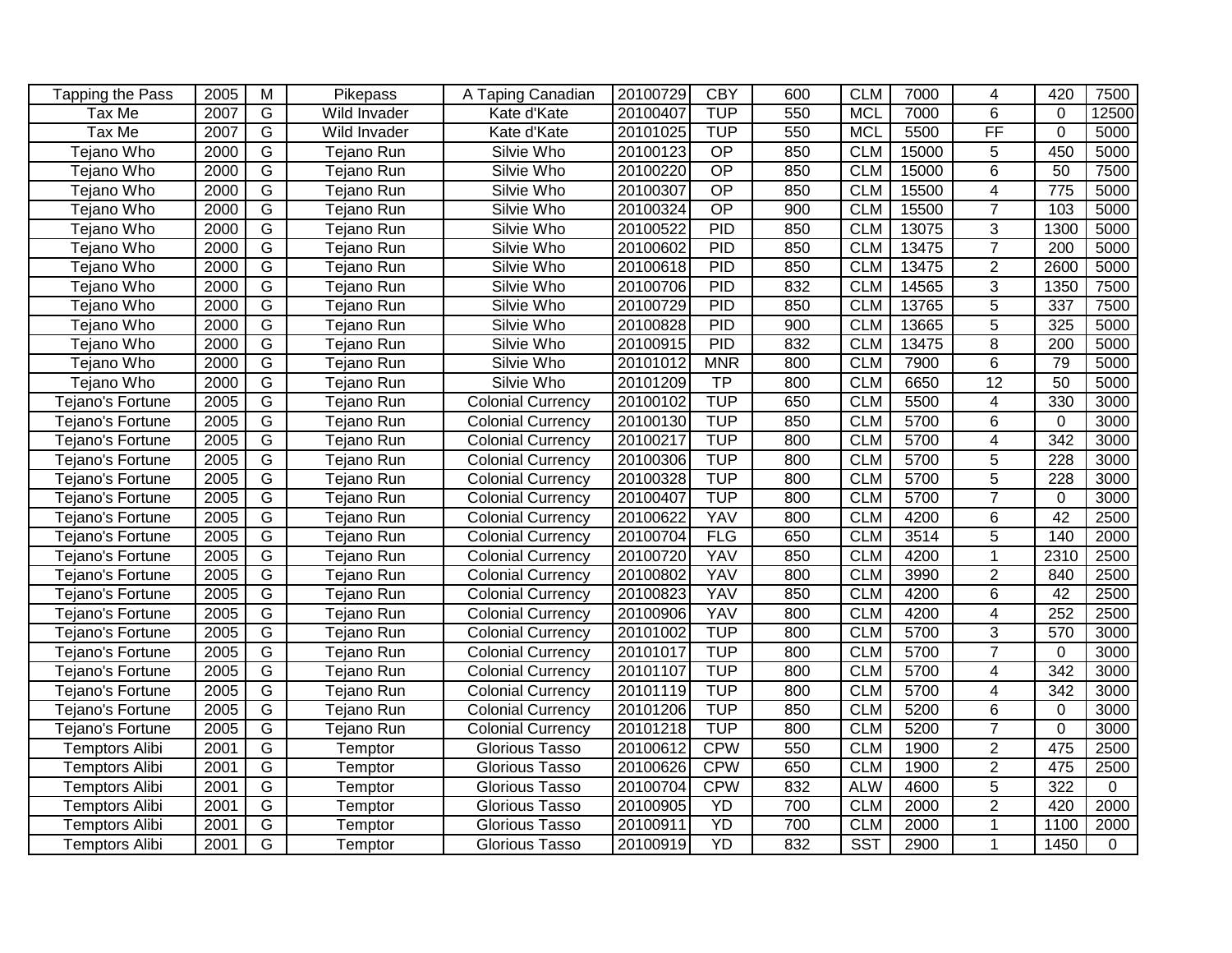| Tapping the Pass | 2005 | M | Pikepass | A Taping Canadian | 20100729 | CBY | 600 | CLM | 7000 | 4 | 420 | 7500 |
|---|---|---|---|---|---|---|---|---|---|---|---|---|
| Tax Me | 2007 | G | Wild Invader | Kate d'Kate | 20100407 | TUP | 550 | MCL | 7000 | 6 | 0 | 12500 |
| Tax Me | 2007 | G | Wild Invader | Kate d'Kate | 20101025 | TUP | 550 | MCL | 5500 | FF | 0 | 5000 |
| Tejano Who | 2000 | G | Tejano Run | Silvie Who | 20100123 | OP | 850 | CLM | 15000 | 5 | 450 | 5000 |
| Tejano Who | 2000 | G | Tejano Run | Silvie Who | 20100220 | OP | 850 | CLM | 15000 | 6 | 50 | 7500 |
| Tejano Who | 2000 | G | Tejano Run | Silvie Who | 20100307 | OP | 850 | CLM | 15500 | 4 | 775 | 5000 |
| Tejano Who | 2000 | G | Tejano Run | Silvie Who | 20100324 | OP | 900 | CLM | 15500 | 7 | 103 | 5000 |
| Tejano Who | 2000 | G | Tejano Run | Silvie Who | 20100522 | PID | 850 | CLM | 13075 | 3 | 1300 | 5000 |
| Tejano Who | 2000 | G | Tejano Run | Silvie Who | 20100602 | PID | 850 | CLM | 13475 | 7 | 200 | 5000 |
| Tejano Who | 2000 | G | Tejano Run | Silvie Who | 20100618 | PID | 850 | CLM | 13475 | 2 | 2600 | 5000 |
| Tejano Who | 2000 | G | Tejano Run | Silvie Who | 20100706 | PID | 832 | CLM | 14565 | 3 | 1350 | 7500 |
| Tejano Who | 2000 | G | Tejano Run | Silvie Who | 20100729 | PID | 850 | CLM | 13765 | 5 | 337 | 7500 |
| Tejano Who | 2000 | G | Tejano Run | Silvie Who | 20100828 | PID | 900 | CLM | 13665 | 5 | 325 | 5000 |
| Tejano Who | 2000 | G | Tejano Run | Silvie Who | 20100915 | PID | 832 | CLM | 13475 | 8 | 200 | 5000 |
| Tejano Who | 2000 | G | Tejano Run | Silvie Who | 20101012 | MNR | 800 | CLM | 7900 | 6 | 79 | 5000 |
| Tejano Who | 2000 | G | Tejano Run | Silvie Who | 20101209 | TP | 800 | CLM | 6650 | 12 | 50 | 5000 |
| Tejano's Fortune | 2005 | G | Tejano Run | Colonial Currency | 20100102 | TUP | 650 | CLM | 5500 | 4 | 330 | 3000 |
| Tejano's Fortune | 2005 | G | Tejano Run | Colonial Currency | 20100130 | TUP | 850 | CLM | 5700 | 6 | 0 | 3000 |
| Tejano's Fortune | 2005 | G | Tejano Run | Colonial Currency | 20100217 | TUP | 800 | CLM | 5700 | 4 | 342 | 3000 |
| Tejano's Fortune | 2005 | G | Tejano Run | Colonial Currency | 20100306 | TUP | 800 | CLM | 5700 | 5 | 228 | 3000 |
| Tejano's Fortune | 2005 | G | Tejano Run | Colonial Currency | 20100328 | TUP | 800 | CLM | 5700 | 5 | 228 | 3000 |
| Tejano's Fortune | 2005 | G | Tejano Run | Colonial Currency | 20100407 | TUP | 800 | CLM | 5700 | 7 | 0 | 3000 |
| Tejano's Fortune | 2005 | G | Tejano Run | Colonial Currency | 20100622 | YAV | 800 | CLM | 4200 | 6 | 42 | 2500 |
| Tejano's Fortune | 2005 | G | Tejano Run | Colonial Currency | 20100704 | FLG | 650 | CLM | 3514 | 5 | 140 | 2000 |
| Tejano's Fortune | 2005 | G | Tejano Run | Colonial Currency | 20100720 | YAV | 850 | CLM | 4200 | 1 | 2310 | 2500 |
| Tejano's Fortune | 2005 | G | Tejano Run | Colonial Currency | 20100802 | YAV | 800 | CLM | 3990 | 2 | 840 | 2500 |
| Tejano's Fortune | 2005 | G | Tejano Run | Colonial Currency | 20100823 | YAV | 850 | CLM | 4200 | 6 | 42 | 2500 |
| Tejano's Fortune | 2005 | G | Tejano Run | Colonial Currency | 20100906 | YAV | 800 | CLM | 4200 | 4 | 252 | 2500 |
| Tejano's Fortune | 2005 | G | Tejano Run | Colonial Currency | 20101002 | TUP | 800 | CLM | 5700 | 3 | 570 | 3000 |
| Tejano's Fortune | 2005 | G | Tejano Run | Colonial Currency | 20101017 | TUP | 800 | CLM | 5700 | 7 | 0 | 3000 |
| Tejano's Fortune | 2005 | G | Tejano Run | Colonial Currency | 20101107 | TUP | 800 | CLM | 5700 | 4 | 342 | 3000 |
| Tejano's Fortune | 2005 | G | Tejano Run | Colonial Currency | 20101119 | TUP | 800 | CLM | 5700 | 4 | 342 | 3000 |
| Tejano's Fortune | 2005 | G | Tejano Run | Colonial Currency | 20101206 | TUP | 850 | CLM | 5200 | 6 | 0 | 3000 |
| Tejano's Fortune | 2005 | G | Tejano Run | Colonial Currency | 20101218 | TUP | 800 | CLM | 5200 | 7 | 0 | 3000 |
| Temptors Alibi | 2001 | G | Temptor | Glorious Tasso | 20100612 | CPW | 550 | CLM | 1900 | 2 | 475 | 2500 |
| Temptors Alibi | 2001 | G | Temptor | Glorious Tasso | 20100626 | CPW | 650 | CLM | 1900 | 2 | 475 | 2500 |
| Temptors Alibi | 2001 | G | Temptor | Glorious Tasso | 20100704 | CPW | 832 | ALW | 4600 | 5 | 322 | 0 |
| Temptors Alibi | 2001 | G | Temptor | Glorious Tasso | 20100905 | YD | 700 | CLM | 2000 | 2 | 420 | 2000 |
| Temptors Alibi | 2001 | G | Temptor | Glorious Tasso | 20100911 | YD | 700 | CLM | 2000 | 1 | 1100 | 2000 |
| Temptors Alibi | 2001 | G | Temptor | Glorious Tasso | 20100919 | YD | 832 | SST | 2900 | 1 | 1450 | 0 |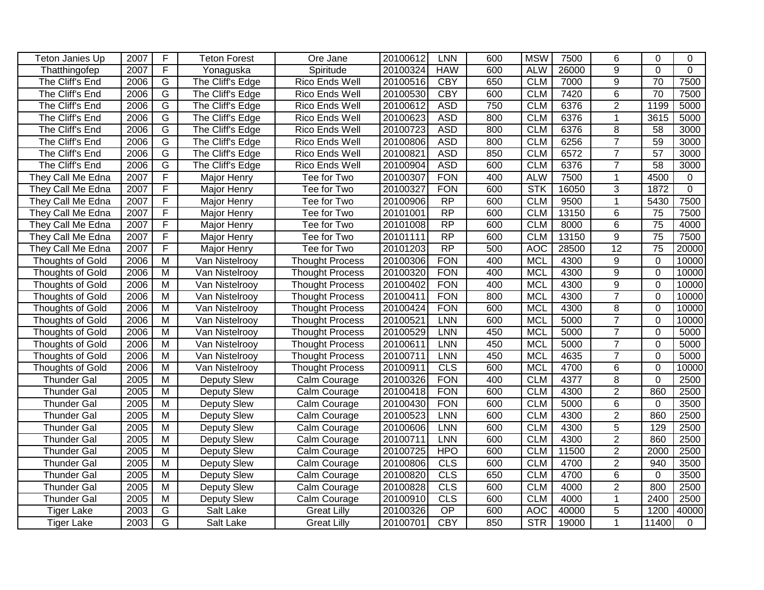| Teton Janies Up | 2007 | F | Teton Forest | Ore Jane | 20100612 | LNN | 600 | MSW | 7500 | 6 | 0 | 0 |
|---|---|---|---|---|---|---|---|---|---|---|---|---|
| Thatthingofep | 2007 | F | Yonaguska | Spiritude | 20100324 | HAW | 600 | ALW | 26000 | 9 | 0 | 0 |
| The Cliff's End | 2006 | G | The Cliff's Edge | Rico Ends Well | 20100516 | CBY | 650 | CLM | 7000 | 9 | 70 | 7500 |
| The Cliff's End | 2006 | G | The Cliff's Edge | Rico Ends Well | 20100530 | CBY | 600 | CLM | 7420 | 6 | 70 | 7500 |
| The Cliff's End | 2006 | G | The Cliff's Edge | Rico Ends Well | 20100612 | ASD | 750 | CLM | 6376 | 2 | 1199 | 5000 |
| The Cliff's End | 2006 | G | The Cliff's Edge | Rico Ends Well | 20100623 | ASD | 800 | CLM | 6376 | 1 | 3615 | 5000 |
| The Cliff's End | 2006 | G | The Cliff's Edge | Rico Ends Well | 20100723 | ASD | 800 | CLM | 6376 | 8 | 58 | 3000 |
| The Cliff's End | 2006 | G | The Cliff's Edge | Rico Ends Well | 20100806 | ASD | 800 | CLM | 6256 | 7 | 59 | 3000 |
| The Cliff's End | 2006 | G | The Cliff's Edge | Rico Ends Well | 20100821 | ASD | 850 | CLM | 6572 | 7 | 57 | 3000 |
| The Cliff's End | 2006 | G | The Cliff's Edge | Rico Ends Well | 20100904 | ASD | 600 | CLM | 6376 | 7 | 58 | 3000 |
| They Call Me Edna | 2007 | F | Major Henry | Tee for Two | 20100307 | FON | 400 | ALW | 7500 | 1 | 4500 | 0 |
| They Call Me Edna | 2007 | F | Major Henry | Tee for Two | 20100327 | FON | 600 | STK | 16050 | 3 | 1872 | 0 |
| They Call Me Edna | 2007 | F | Major Henry | Tee for Two | 20100906 | RP | 600 | CLM | 9500 | 1 | 5430 | 7500 |
| They Call Me Edna | 2007 | F | Major Henry | Tee for Two | 20101001 | RP | 600 | CLM | 13150 | 6 | 75 | 7500 |
| They Call Me Edna | 2007 | F | Major Henry | Tee for Two | 20101008 | RP | 600 | CLM | 8000 | 6 | 75 | 4000 |
| They Call Me Edna | 2007 | F | Major Henry | Tee for Two | 20101111 | RP | 600 | CLM | 13150 | 9 | 75 | 7500 |
| They Call Me Edna | 2007 | F | Major Henry | Tee for Two | 20101203 | RP | 500 | AOC | 28500 | 12 | 75 | 20000 |
| Thoughts of Gold | 2006 | M | Van Nistelrooy | Thought Process | 20100306 | FON | 400 | MCL | 4300 | 9 | 0 | 10000 |
| Thoughts of Gold | 2006 | M | Van Nistelrooy | Thought Process | 20100320 | FON | 400 | MCL | 4300 | 9 | 0 | 10000 |
| Thoughts of Gold | 2006 | M | Van Nistelrooy | Thought Process | 20100402 | FON | 400 | MCL | 4300 | 9 | 0 | 10000 |
| Thoughts of Gold | 2006 | M | Van Nistelrooy | Thought Process | 20100411 | FON | 800 | MCL | 4300 | 7 | 0 | 10000 |
| Thoughts of Gold | 2006 | M | Van Nistelrooy | Thought Process | 20100424 | FON | 600 | MCL | 4300 | 8 | 0 | 10000 |
| Thoughts of Gold | 2006 | M | Van Nistelrooy | Thought Process | 20100521 | LNN | 600 | MCL | 5000 | 7 | 0 | 10000 |
| Thoughts of Gold | 2006 | M | Van Nistelrooy | Thought Process | 20100529 | LNN | 450 | MCL | 5000 | 7 | 0 | 5000 |
| Thoughts of Gold | 2006 | M | Van Nistelrooy | Thought Process | 20100611 | LNN | 450 | MCL | 5000 | 7 | 0 | 5000 |
| Thoughts of Gold | 2006 | M | Van Nistelrooy | Thought Process | 20100711 | LNN | 450 | MCL | 4635 | 7 | 0 | 5000 |
| Thoughts of Gold | 2006 | M | Van Nistelrooy | Thought Process | 20100911 | CLS | 600 | MCL | 4700 | 6 | 0 | 10000 |
| Thunder Gal | 2005 | M | Deputy Slew | Calm Courage | 20100326 | FON | 400 | CLM | 4377 | 8 | 0 | 2500 |
| Thunder Gal | 2005 | M | Deputy Slew | Calm Courage | 20100418 | FON | 600 | CLM | 4300 | 2 | 860 | 2500 |
| Thunder Gal | 2005 | M | Deputy Slew | Calm Courage | 20100430 | FON | 600 | CLM | 5000 | 6 | 0 | 3500 |
| Thunder Gal | 2005 | M | Deputy Slew | Calm Courage | 20100523 | LNN | 600 | CLM | 4300 | 2 | 860 | 2500 |
| Thunder Gal | 2005 | M | Deputy Slew | Calm Courage | 20100606 | LNN | 600 | CLM | 4300 | 5 | 129 | 2500 |
| Thunder Gal | 2005 | M | Deputy Slew | Calm Courage | 20100711 | LNN | 600 | CLM | 4300 | 2 | 860 | 2500 |
| Thunder Gal | 2005 | M | Deputy Slew | Calm Courage | 20100725 | HPO | 600 | CLM | 11500 | 2 | 2000 | 2500 |
| Thunder Gal | 2005 | M | Deputy Slew | Calm Courage | 20100806 | CLS | 600 | CLM | 4700 | 2 | 940 | 3500 |
| Thunder Gal | 2005 | M | Deputy Slew | Calm Courage | 20100820 | CLS | 650 | CLM | 4700 | 6 | 0 | 3500 |
| Thunder Gal | 2005 | M | Deputy Slew | Calm Courage | 20100828 | CLS | 600 | CLM | 4000 | 2 | 800 | 2500 |
| Thunder Gal | 2005 | M | Deputy Slew | Calm Courage | 20100910 | CLS | 600 | CLM | 4000 | 1 | 2400 | 2500 |
| Tiger Lake | 2003 | G | Salt Lake | Great Lilly | 20100326 | OP | 600 | AOC | 40000 | 5 | 1200 | 40000 |
| Tiger Lake | 2003 | G | Salt Lake | Great Lilly | 20100701 | CBY | 850 | STR | 19000 | 1 | 11400 | 0 |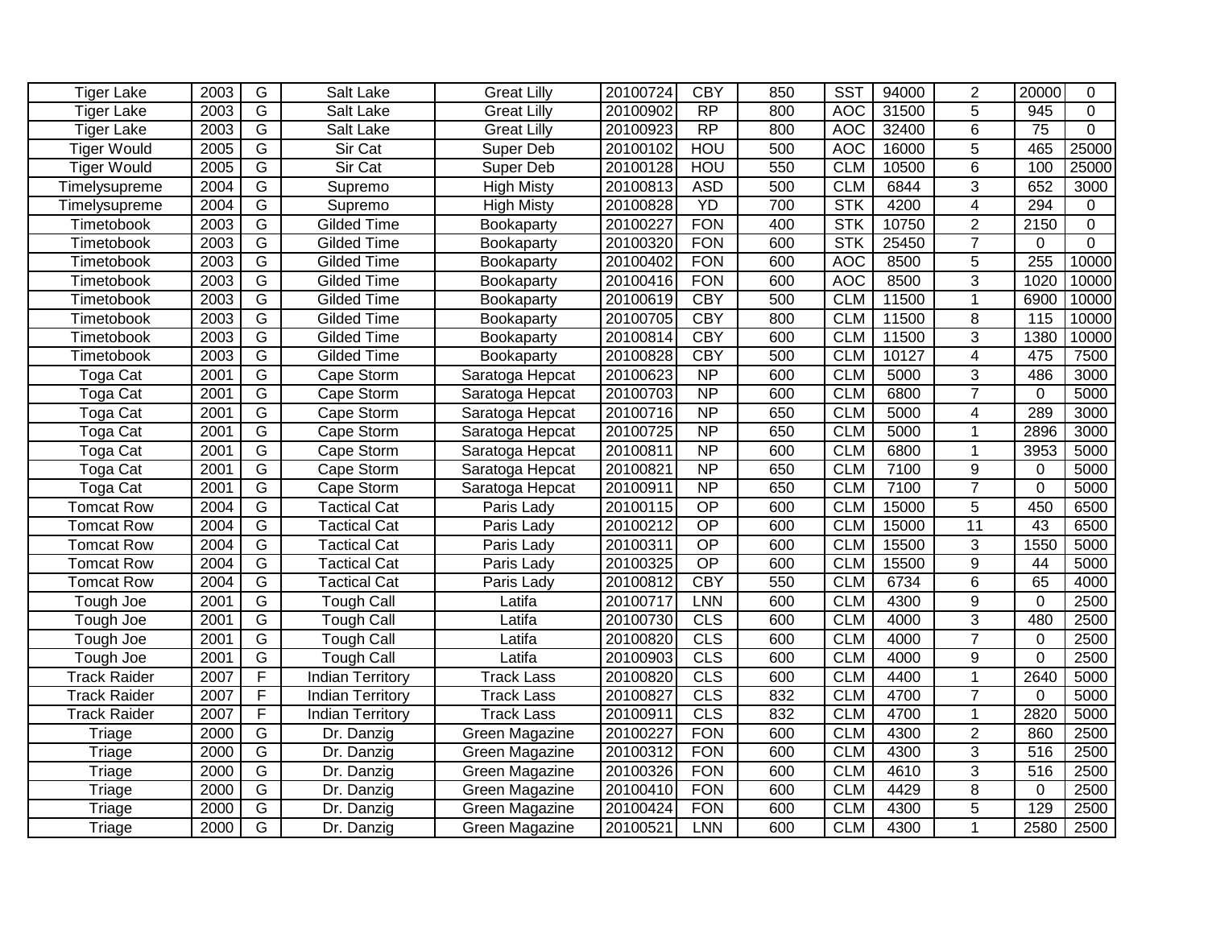| Tiger Lake | 2003 | G | Salt Lake | Great Lilly | 20100724 | CBY | 850 | SST | 94000 | 2 | 20000 | 0 |
|---|---|---|---|---|---|---|---|---|---|---|---|---|
| Tiger Lake | 2003 | G | Salt Lake | Great Lilly | 20100902 | RP | 800 | AOC | 31500 | 5 | 945 | 0 |
| Tiger Lake | 2003 | G | Salt Lake | Great Lilly | 20100923 | RP | 800 | AOC | 32400 | 6 | 75 | 0 |
| Tiger Would | 2005 | G | Sir Cat | Super Deb | 20100102 | HOU | 500 | AOC | 16000 | 5 | 465 | 25000 |
| Tiger Would | 2005 | G | Sir Cat | Super Deb | 20100128 | HOU | 550 | CLM | 10500 | 6 | 100 | 25000 |
| Timelysupreme | 2004 | G | Supremo | High Misty | 20100813 | ASD | 500 | CLM | 6844 | 3 | 652 | 3000 |
| Timelysupreme | 2004 | G | Supremo | High Misty | 20100828 | YD | 700 | STK | 4200 | 4 | 294 | 0 |
| Timetobook | 2003 | G | Gilded Time | Bookaparty | 20100227 | FON | 400 | STK | 10750 | 2 | 2150 | 0 |
| Timetobook | 2003 | G | Gilded Time | Bookaparty | 20100320 | FON | 600 | STK | 25450 | 7 | 0 | 0 |
| Timetobook | 2003 | G | Gilded Time | Bookaparty | 20100402 | FON | 600 | AOC | 8500 | 5 | 255 | 10000 |
| Timetobook | 2003 | G | Gilded Time | Bookaparty | 20100416 | FON | 600 | AOC | 8500 | 3 | 1020 | 10000 |
| Timetobook | 2003 | G | Gilded Time | Bookaparty | 20100619 | CBY | 500 | CLM | 11500 | 1 | 6900 | 10000 |
| Timetobook | 2003 | G | Gilded Time | Bookaparty | 20100705 | CBY | 800 | CLM | 11500 | 8 | 115 | 10000 |
| Timetobook | 2003 | G | Gilded Time | Bookaparty | 20100814 | CBY | 600 | CLM | 11500 | 3 | 1380 | 10000 |
| Timetobook | 2003 | G | Gilded Time | Bookaparty | 20100828 | CBY | 500 | CLM | 10127 | 4 | 475 | 7500 |
| Toga Cat | 2001 | G | Cape Storm | Saratoga Hepcat | 20100623 | NP | 600 | CLM | 5000 | 3 | 486 | 3000 |
| Toga Cat | 2001 | G | Cape Storm | Saratoga Hepcat | 20100703 | NP | 600 | CLM | 6800 | 7 | 0 | 5000 |
| Toga Cat | 2001 | G | Cape Storm | Saratoga Hepcat | 20100716 | NP | 650 | CLM | 5000 | 4 | 289 | 3000 |
| Toga Cat | 2001 | G | Cape Storm | Saratoga Hepcat | 20100725 | NP | 650 | CLM | 5000 | 1 | 2896 | 3000 |
| Toga Cat | 2001 | G | Cape Storm | Saratoga Hepcat | 20100811 | NP | 600 | CLM | 6800 | 1 | 3953 | 5000 |
| Toga Cat | 2001 | G | Cape Storm | Saratoga Hepcat | 20100821 | NP | 650 | CLM | 7100 | 9 | 0 | 5000 |
| Toga Cat | 2001 | G | Cape Storm | Saratoga Hepcat | 20100911 | NP | 650 | CLM | 7100 | 7 | 0 | 5000 |
| Tomcat Row | 2004 | G | Tactical Cat | Paris Lady | 20100115 | OP | 600 | CLM | 15000 | 5 | 450 | 6500 |
| Tomcat Row | 2004 | G | Tactical Cat | Paris Lady | 20100212 | OP | 600 | CLM | 15000 | 11 | 43 | 6500 |
| Tomcat Row | 2004 | G | Tactical Cat | Paris Lady | 20100311 | OP | 600 | CLM | 15500 | 3 | 1550 | 5000 |
| Tomcat Row | 2004 | G | Tactical Cat | Paris Lady | 20100325 | OP | 600 | CLM | 15500 | 9 | 44 | 5000 |
| Tomcat Row | 2004 | G | Tactical Cat | Paris Lady | 20100812 | CBY | 550 | CLM | 6734 | 6 | 65 | 4000 |
| Tough Joe | 2001 | G | Tough Call | Latifa | 20100717 | LNN | 600 | CLM | 4300 | 9 | 0 | 2500 |
| Tough Joe | 2001 | G | Tough Call | Latifa | 20100730 | CLS | 600 | CLM | 4000 | 3 | 480 | 2500 |
| Tough Joe | 2001 | G | Tough Call | Latifa | 20100820 | CLS | 600 | CLM | 4000 | 7 | 0 | 2500 |
| Tough Joe | 2001 | G | Tough Call | Latifa | 20100903 | CLS | 600 | CLM | 4000 | 9 | 0 | 2500 |
| Track Raider | 2007 | F | Indian Territory | Track Lass | 20100820 | CLS | 600 | CLM | 4400 | 1 | 2640 | 5000 |
| Track Raider | 2007 | F | Indian Territory | Track Lass | 20100827 | CLS | 832 | CLM | 4700 | 7 | 0 | 5000 |
| Track Raider | 2007 | F | Indian Territory | Track Lass | 20100911 | CLS | 832 | CLM | 4700 | 1 | 2820 | 5000 |
| Triage | 2000 | G | Dr. Danzig | Green Magazine | 20100227 | FON | 600 | CLM | 4300 | 2 | 860 | 2500 |
| Triage | 2000 | G | Dr. Danzig | Green Magazine | 20100312 | FON | 600 | CLM | 4300 | 3 | 516 | 2500 |
| Triage | 2000 | G | Dr. Danzig | Green Magazine | 20100326 | FON | 600 | CLM | 4610 | 3 | 516 | 2500 |
| Triage | 2000 | G | Dr. Danzig | Green Magazine | 20100410 | FON | 600 | CLM | 4429 | 8 | 0 | 2500 |
| Triage | 2000 | G | Dr. Danzig | Green Magazine | 20100424 | FON | 600 | CLM | 4300 | 5 | 129 | 2500 |
| Triage | 2000 | G | Dr. Danzig | Green Magazine | 20100521 | LNN | 600 | CLM | 4300 | 1 | 2580 | 2500 |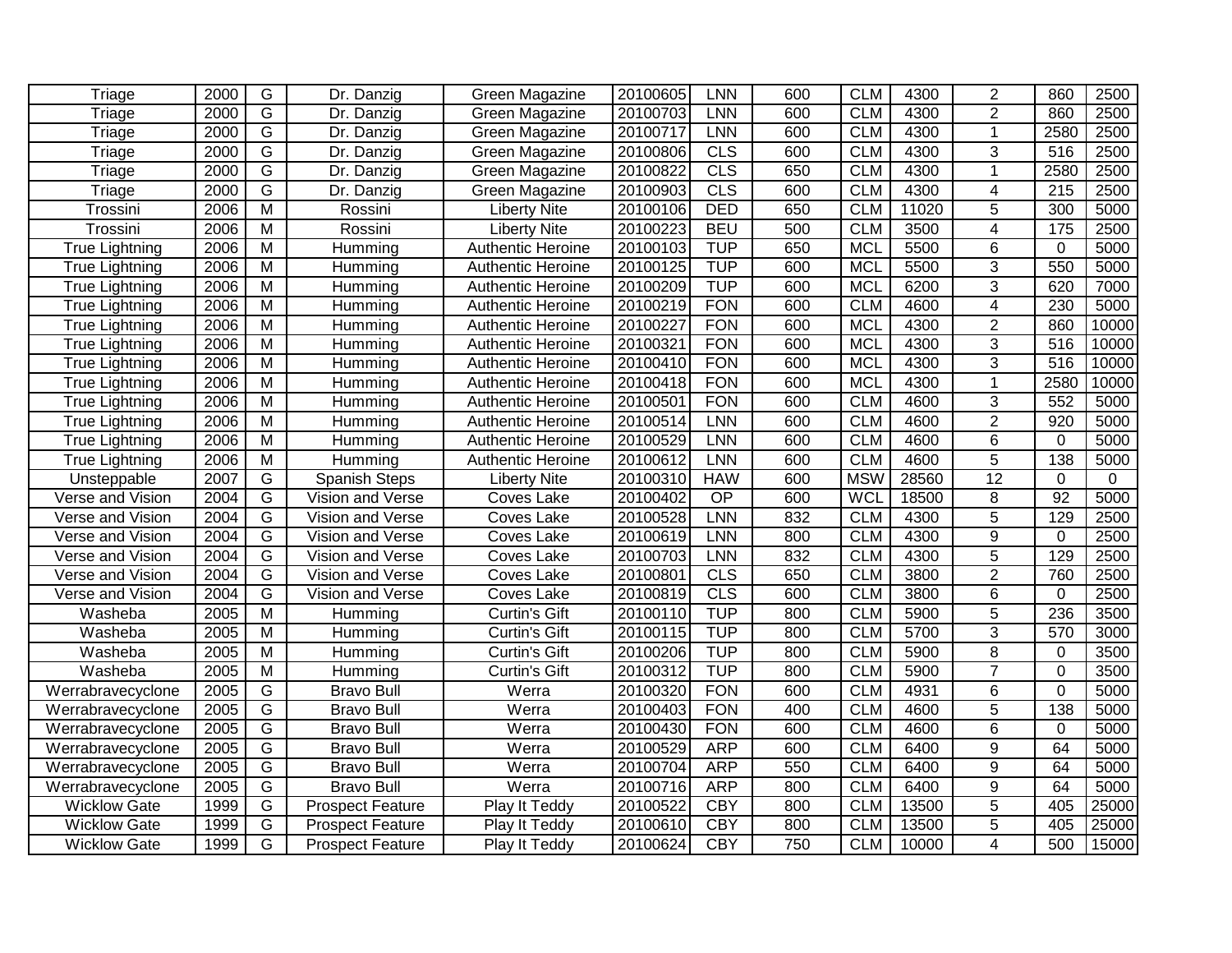| Triage | 2000 | G | Dr. Danzig | Green Magazine | 20100605 | LNN | 600 | CLM | 4300 | 2 | 860 | 2500 |
|---|---|---|---|---|---|---|---|---|---|---|---|---|
| Triage | 2000 | G | Dr. Danzig | Green Magazine | 20100703 | LNN | 600 | CLM | 4300 | 2 | 860 | 2500 |
| Triage | 2000 | G | Dr. Danzig | Green Magazine | 20100717 | LNN | 600 | CLM | 4300 | 1 | 2580 | 2500 |
| Triage | 2000 | G | Dr. Danzig | Green Magazine | 20100806 | CLS | 600 | CLM | 4300 | 3 | 516 | 2500 |
| Triage | 2000 | G | Dr. Danzig | Green Magazine | 20100822 | CLS | 650 | CLM | 4300 | 1 | 2580 | 2500 |
| Triage | 2000 | G | Dr. Danzig | Green Magazine | 20100903 | CLS | 600 | CLM | 4300 | 4 | 215 | 2500 |
| Trossini | 2006 | M | Rossini | Liberty Nite | 20100106 | DED | 650 | CLM | 11020 | 5 | 300 | 5000 |
| Trossini | 2006 | M | Rossini | Liberty Nite | 20100223 | BEU | 500 | CLM | 3500 | 4 | 175 | 2500 |
| True Lightning | 2006 | M | Humming | Authentic Heroine | 20100103 | TUP | 650 | MCL | 5500 | 6 | 0 | 5000 |
| True Lightning | 2006 | M | Humming | Authentic Heroine | 20100125 | TUP | 600 | MCL | 5500 | 3 | 550 | 5000 |
| True Lightning | 2006 | M | Humming | Authentic Heroine | 20100209 | TUP | 600 | MCL | 6200 | 3 | 620 | 7000 |
| True Lightning | 2006 | M | Humming | Authentic Heroine | 20100219 | FON | 600 | CLM | 4600 | 4 | 230 | 5000 |
| True Lightning | 2006 | M | Humming | Authentic Heroine | 20100227 | FON | 600 | MCL | 4300 | 2 | 860 | 10000 |
| True Lightning | 2006 | M | Humming | Authentic Heroine | 20100321 | FON | 600 | MCL | 4300 | 3 | 516 | 10000 |
| True Lightning | 2006 | M | Humming | Authentic Heroine | 20100410 | FON | 600 | MCL | 4300 | 3 | 516 | 10000 |
| True Lightning | 2006 | M | Humming | Authentic Heroine | 20100418 | FON | 600 | MCL | 4300 | 1 | 2580 | 10000 |
| True Lightning | 2006 | M | Humming | Authentic Heroine | 20100501 | FON | 600 | CLM | 4600 | 3 | 552 | 5000 |
| True Lightning | 2006 | M | Humming | Authentic Heroine | 20100514 | LNN | 600 | CLM | 4600 | 2 | 920 | 5000 |
| True Lightning | 2006 | M | Humming | Authentic Heroine | 20100529 | LNN | 600 | CLM | 4600 | 6 | 0 | 5000 |
| True Lightning | 2006 | M | Humming | Authentic Heroine | 20100612 | LNN | 600 | CLM | 4600 | 5 | 138 | 5000 |
| Unsteppable | 2007 | G | Spanish Steps | Liberty Nite | 20100310 | HAW | 600 | MSW | 28560 | 12 | 0 | 0 |
| Verse and Vision | 2004 | G | Vision and Verse | Coves Lake | 20100402 | OP | 600 | WCL | 18500 | 8 | 92 | 5000 |
| Verse and Vision | 2004 | G | Vision and Verse | Coves Lake | 20100528 | LNN | 832 | CLM | 4300 | 5 | 129 | 2500 |
| Verse and Vision | 2004 | G | Vision and Verse | Coves Lake | 20100619 | LNN | 800 | CLM | 4300 | 9 | 0 | 2500 |
| Verse and Vision | 2004 | G | Vision and Verse | Coves Lake | 20100703 | LNN | 832 | CLM | 4300 | 5 | 129 | 2500 |
| Verse and Vision | 2004 | G | Vision and Verse | Coves Lake | 20100801 | CLS | 650 | CLM | 3800 | 2 | 760 | 2500 |
| Verse and Vision | 2004 | G | Vision and Verse | Coves Lake | 20100819 | CLS | 600 | CLM | 3800 | 6 | 0 | 2500 |
| Washeba | 2005 | M | Humming | Curtin's Gift | 20100110 | TUP | 800 | CLM | 5900 | 5 | 236 | 3500 |
| Washeba | 2005 | M | Humming | Curtin's Gift | 20100115 | TUP | 800 | CLM | 5700 | 3 | 570 | 3000 |
| Washeba | 2005 | M | Humming | Curtin's Gift | 20100206 | TUP | 800 | CLM | 5900 | 8 | 0 | 3500 |
| Washeba | 2005 | M | Humming | Curtin's Gift | 20100312 | TUP | 800 | CLM | 5900 | 7 | 0 | 3500 |
| Werrabravecyclone | 2005 | G | Bravo Bull | Werra | 20100320 | FON | 600 | CLM | 4931 | 6 | 0 | 5000 |
| Werrabravecyclone | 2005 | G | Bravo Bull | Werra | 20100403 | FON | 400 | CLM | 4600 | 5 | 138 | 5000 |
| Werrabravecyclone | 2005 | G | Bravo Bull | Werra | 20100430 | FON | 600 | CLM | 4600 | 6 | 0 | 5000 |
| Werrabravecyclone | 2005 | G | Bravo Bull | Werra | 20100529 | ARP | 600 | CLM | 6400 | 9 | 64 | 5000 |
| Werrabravecyclone | 2005 | G | Bravo Bull | Werra | 20100704 | ARP | 550 | CLM | 6400 | 9 | 64 | 5000 |
| Werrabravecyclone | 2005 | G | Bravo Bull | Werra | 20100716 | ARP | 800 | CLM | 6400 | 9 | 64 | 5000 |
| Wicklow Gate | 1999 | G | Prospect Feature | Play It Teddy | 20100522 | CBY | 800 | CLM | 13500 | 5 | 405 | 25000 |
| Wicklow Gate | 1999 | G | Prospect Feature | Play It Teddy | 20100610 | CBY | 800 | CLM | 13500 | 5 | 405 | 25000 |
| Wicklow Gate | 1999 | G | Prospect Feature | Play It Teddy | 20100624 | CBY | 750 | CLM | 10000 | 4 | 500 | 15000 |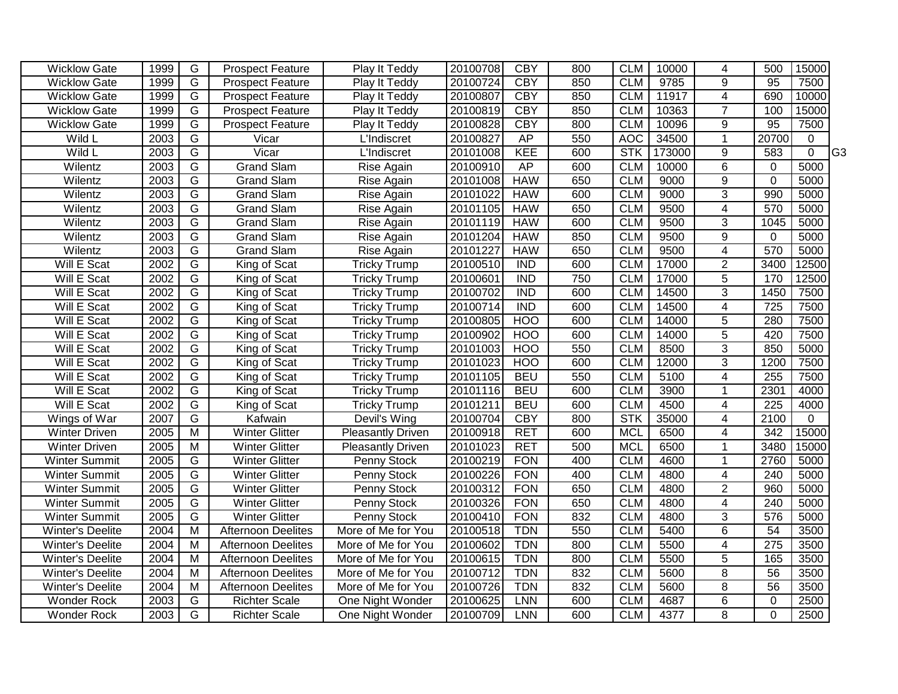| | | | | | | | | | | | | | |
|---|---|---|---|---|---|---|---|---|---|---|---|---|---|
| Wicklow Gate | 1999 | G | Prospect Feature | Play It Teddy | 20100708 | CBY | 800 | CLM | 10000 | 4 | 500 | 15000 | |
| Wicklow Gate | 1999 | G | Prospect Feature | Play It Teddy | 20100724 | CBY | 850 | CLM | 9785 | 9 | 95 | 7500 | |
| Wicklow Gate | 1999 | G | Prospect Feature | Play It Teddy | 20100807 | CBY | 850 | CLM | 11917 | 4 | 690 | 10000 | |
| Wicklow Gate | 1999 | G | Prospect Feature | Play It Teddy | 20100819 | CBY | 850 | CLM | 10363 | 7 | 100 | 15000 | |
| Wicklow Gate | 1999 | G | Prospect Feature | Play It Teddy | 20100828 | CBY | 800 | CLM | 10096 | 9 | 95 | 7500 | |
| Wild L | 2003 | G | Vicar | L'Indiscret | 20100827 | AP | 550 | AOC | 34500 | 1 | 20700 | 0 | |
| Wild L | 2003 | G | Vicar | L'Indiscret | 20101008 | KEE | 600 | STK | 173000 | 9 | 583 | 0 | G3 |
| Wilentz | 2003 | G | Grand Slam | Rise Again | 20100910 | AP | 600 | CLM | 10000 | 6 | 0 | 5000 | |
| Wilentz | 2003 | G | Grand Slam | Rise Again | 20101008 | HAW | 650 | CLM | 9000 | 9 | 0 | 5000 | |
| Wilentz | 2003 | G | Grand Slam | Rise Again | 20101022 | HAW | 600 | CLM | 9000 | 3 | 990 | 5000 | |
| Wilentz | 2003 | G | Grand Slam | Rise Again | 20101105 | HAW | 650 | CLM | 9500 | 4 | 570 | 5000 | |
| Wilentz | 2003 | G | Grand Slam | Rise Again | 20101119 | HAW | 600 | CLM | 9500 | 3 | 1045 | 5000 | |
| Wilentz | 2003 | G | Grand Slam | Rise Again | 20101204 | HAW | 850 | CLM | 9500 | 9 | 0 | 5000 | |
| Wilentz | 2003 | G | Grand Slam | Rise Again | 20101227 | HAW | 650 | CLM | 9500 | 4 | 570 | 5000 | |
| Will E Scat | 2002 | G | King of Scat | Tricky Trump | 20100510 | IND | 600 | CLM | 17000 | 2 | 3400 | 12500 | |
| Will E Scat | 2002 | G | King of Scat | Tricky Trump | 20100601 | IND | 750 | CLM | 17000 | 5 | 170 | 12500 | |
| Will E Scat | 2002 | G | King of Scat | Tricky Trump | 20100702 | IND | 600 | CLM | 14500 | 3 | 1450 | 7500 | |
| Will E Scat | 2002 | G | King of Scat | Tricky Trump | 20100714 | IND | 600 | CLM | 14500 | 4 | 725 | 7500 | |
| Will E Scat | 2002 | G | King of Scat | Tricky Trump | 20100805 | HOO | 600 | CLM | 14000 | 5 | 280 | 7500 | |
| Will E Scat | 2002 | G | King of Scat | Tricky Trump | 20100902 | HOO | 600 | CLM | 14000 | 5 | 420 | 7500 | |
| Will E Scat | 2002 | G | King of Scat | Tricky Trump | 20101003 | HOO | 550 | CLM | 8500 | 3 | 850 | 5000 | |
| Will E Scat | 2002 | G | King of Scat | Tricky Trump | 20101023 | HOO | 600 | CLM | 12000 | 3 | 1200 | 7500 | |
| Will E Scat | 2002 | G | King of Scat | Tricky Trump | 20101105 | BEU | 550 | CLM | 5100 | 4 | 255 | 7500 | |
| Will E Scat | 2002 | G | King of Scat | Tricky Trump | 20101116 | BEU | 600 | CLM | 3900 | 1 | 2301 | 4000 | |
| Will E Scat | 2002 | G | King of Scat | Tricky Trump | 20101211 | BEU | 600 | CLM | 4500 | 4 | 225 | 4000 | |
| Wings of War | 2007 | G | Kafwain | Devil's Wing | 20100704 | CBY | 800 | STK | 35000 | 4 | 2100 | 0 | |
| Winter Driven | 2005 | M | Winter Glitter | Pleasantly Driven | 20100918 | RET | 600 | MCL | 6500 | 4 | 342 | 15000 | |
| Winter Driven | 2005 | M | Winter Glitter | Pleasantly Driven | 20101023 | RET | 500 | MCL | 6500 | 1 | 3480 | 15000 | |
| Winter Summit | 2005 | G | Winter Glitter | Penny Stock | 20100219 | FON | 400 | CLM | 4600 | 1 | 2760 | 5000 | |
| Winter Summit | 2005 | G | Winter Glitter | Penny Stock | 20100226 | FON | 400 | CLM | 4800 | 4 | 240 | 5000 | |
| Winter Summit | 2005 | G | Winter Glitter | Penny Stock | 20100312 | FON | 650 | CLM | 4800 | 2 | 960 | 5000 | |
| Winter Summit | 2005 | G | Winter Glitter | Penny Stock | 20100326 | FON | 650 | CLM | 4800 | 4 | 240 | 5000 | |
| Winter Summit | 2005 | G | Winter Glitter | Penny Stock | 20100410 | FON | 832 | CLM | 4800 | 3 | 576 | 5000 | |
| Winter's Deelite | 2004 | M | Afternoon Deelites | More of Me for You | 20100518 | TDN | 550 | CLM | 5400 | 6 | 54 | 3500 | |
| Winter's Deelite | 2004 | M | Afternoon Deelites | More of Me for You | 20100602 | TDN | 800 | CLM | 5500 | 4 | 275 | 3500 | |
| Winter's Deelite | 2004 | M | Afternoon Deelites | More of Me for You | 20100615 | TDN | 800 | CLM | 5500 | 5 | 165 | 3500 | |
| Winter's Deelite | 2004 | M | Afternoon Deelites | More of Me for You | 20100712 | TDN | 832 | CLM | 5600 | 8 | 56 | 3500 | |
| Winter's Deelite | 2004 | M | Afternoon Deelites | More of Me for You | 20100726 | TDN | 832 | CLM | 5600 | 8 | 56 | 3500 | |
| Wonder Rock | 2003 | G | Richter Scale | One Night Wonder | 20100625 | LNN | 600 | CLM | 4687 | 6 | 0 | 2500 | |
| Wonder Rock | 2003 | G | Richter Scale | One Night Wonder | 20100709 | LNN | 600 | CLM | 4377 | 8 | 0 | 2500 | |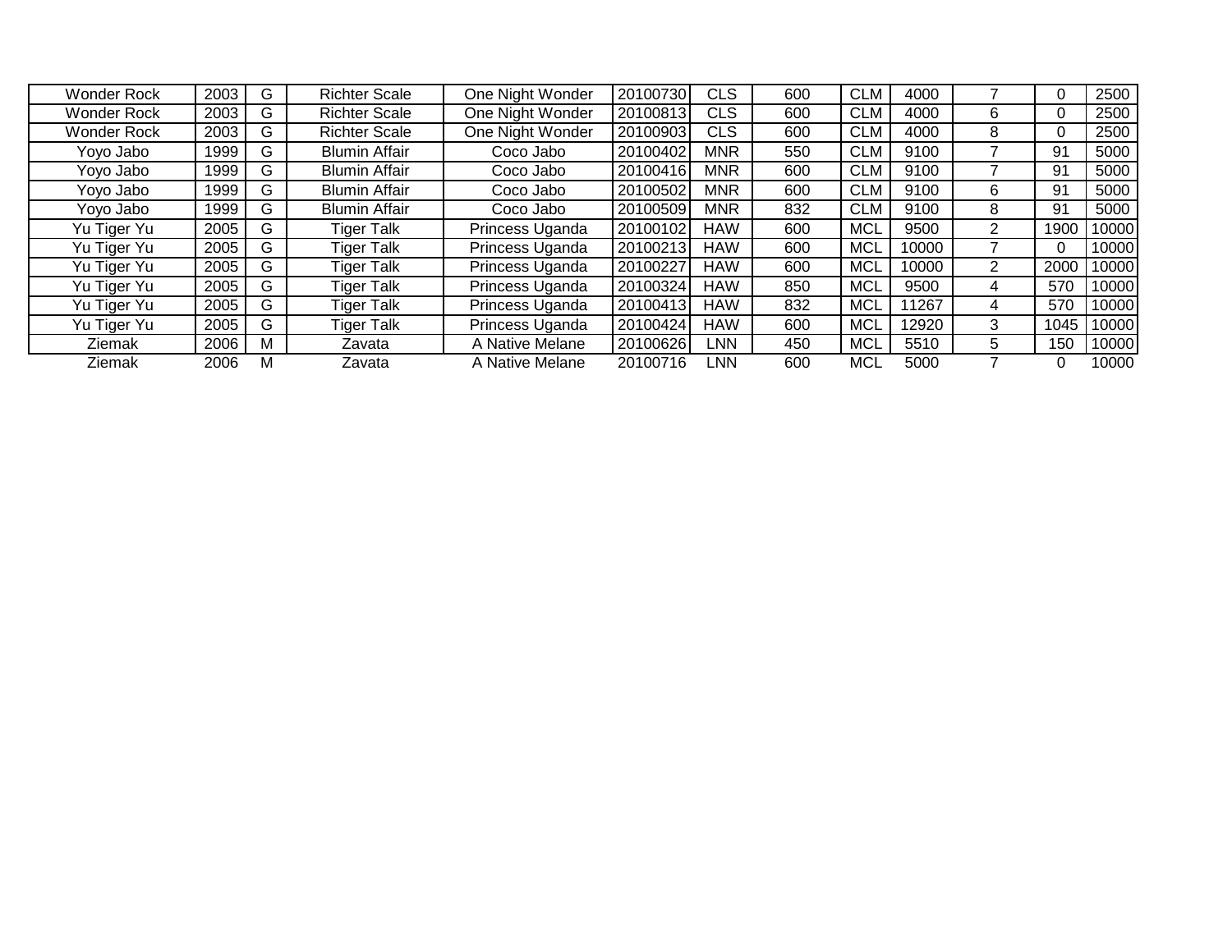| | | | | | | | | | | | | |
|---|---|---|---|---|---|---|---|---|---|---|---|---|
| Wonder Rock | 2003 | G | Richter Scale | One Night Wonder | 20100730 | CLS | 600 | CLM | 4000 | 7 | 0 | 2500 |
| Wonder Rock | 2003 | G | Richter Scale | One Night Wonder | 20100813 | CLS | 600 | CLM | 4000 | 6 | 0 | 2500 |
| Wonder Rock | 2003 | G | Richter Scale | One Night Wonder | 20100903 | CLS | 600 | CLM | 4000 | 8 | 0 | 2500 |
| Yoyo Jabo | 1999 | G | Blumin Affair | Coco Jabo | 20100402 | MNR | 550 | CLM | 9100 | 7 | 91 | 5000 |
| Yoyo Jabo | 1999 | G | Blumin Affair | Coco Jabo | 20100416 | MNR | 600 | CLM | 9100 | 7 | 91 | 5000 |
| Yoyo Jabo | 1999 | G | Blumin Affair | Coco Jabo | 20100502 | MNR | 600 | CLM | 9100 | 6 | 91 | 5000 |
| Yoyo Jabo | 1999 | G | Blumin Affair | Coco Jabo | 20100509 | MNR | 832 | CLM | 9100 | 8 | 91 | 5000 |
| Yu Tiger Yu | 2005 | G | Tiger Talk | Princess Uganda | 20100102 | HAW | 600 | MCL | 9500 | 2 | 1900 | 10000 |
| Yu Tiger Yu | 2005 | G | Tiger Talk | Princess Uganda | 20100213 | HAW | 600 | MCL | 10000 | 7 | 0 | 10000 |
| Yu Tiger Yu | 2005 | G | Tiger Talk | Princess Uganda | 20100227 | HAW | 600 | MCL | 10000 | 2 | 2000 | 10000 |
| Yu Tiger Yu | 2005 | G | Tiger Talk | Princess Uganda | 20100324 | HAW | 850 | MCL | 9500 | 4 | 570 | 10000 |
| Yu Tiger Yu | 2005 | G | Tiger Talk | Princess Uganda | 20100413 | HAW | 832 | MCL | 11267 | 4 | 570 | 10000 |
| Yu Tiger Yu | 2005 | G | Tiger Talk | Princess Uganda | 20100424 | HAW | 600 | MCL | 12920 | 3 | 1045 | 10000 |
| Ziemak | 2006 | M | Zavata | A Native Melane | 20100626 | LNN | 450 | MCL | 5510 | 5 | 150 | 10000 |
| Ziemak | 2006 | M | Zavata | A Native Melane | 20100716 | LNN | 600 | MCL | 5000 | 7 | 0 | 10000 |